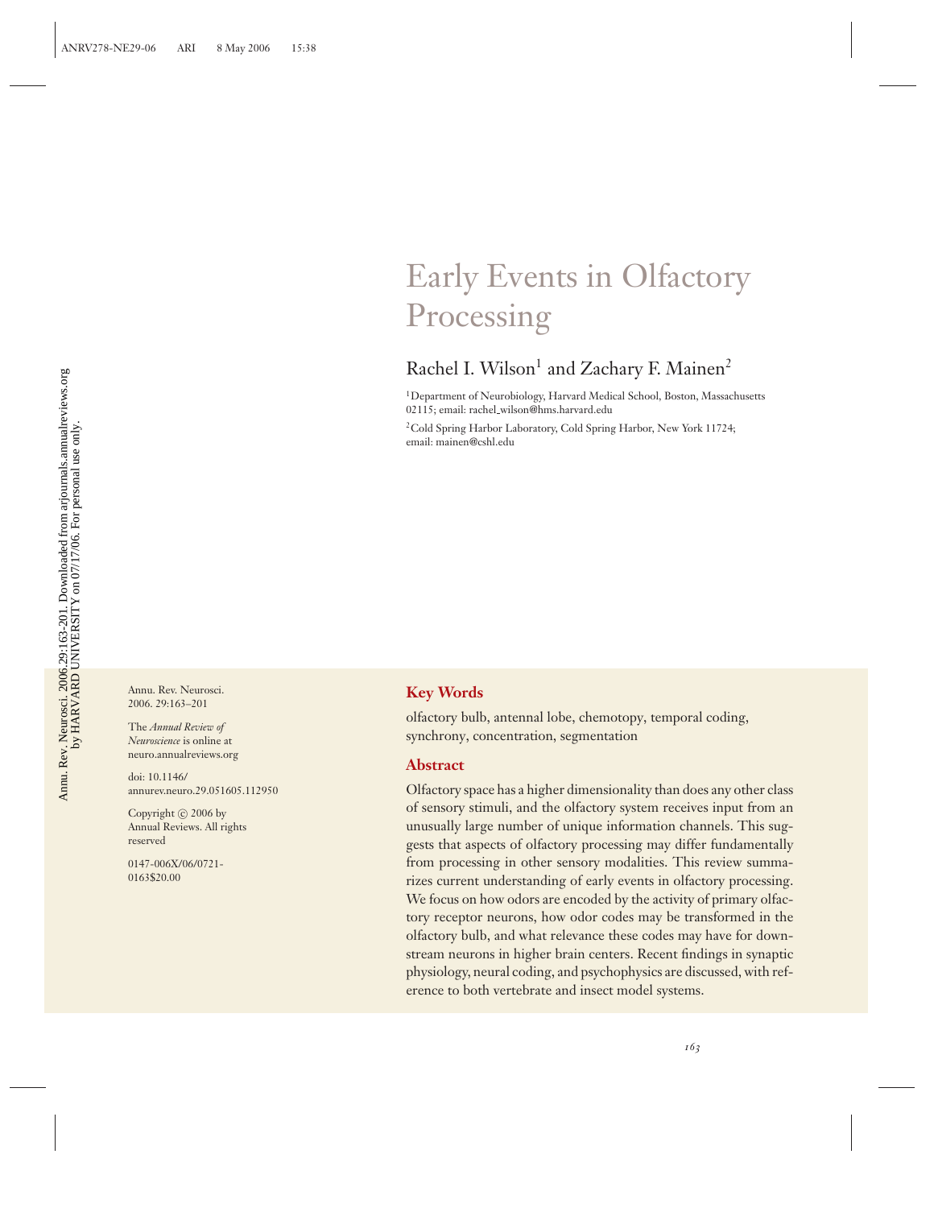# Early Events in Olfactory Processing

Rachel I. Wilson[1] and Zachary F. Mainen[2]

[1]Department of Neurobiology, Harvard Medical School, Boston, Massachusetts 02115; email: rachel_wilson@hms.harvard.edu

[2]Cold Spring Harbor Laboratory, Cold Spring Harbor, New York 11724; email: mainen@cshl.edu

Annu. Rev. Neurosci. 2006. 29:163–201

The *Annual Review of Neuroscience* is online at neuro.annualreviews.org

doi: 10.1146/annurev.neuro.29.051605.112950

Copyright © 2006 by Annual Reviews. All rights reserved

0147-006X/06/0721-0163$20.00

## Key Words

olfactory bulb, antennal lobe, chemotopy, temporal coding, synchrony, concentration, segmentation

## Abstract

Olfactory space has a higher dimensionality than does any other class of sensory stimuli, and the olfactory system receives input from an unusually large number of unique information channels. This suggests that aspects of olfactory processing may differ fundamentally from processing in other sensory modalities. This review summarizes current understanding of early events in olfactory processing. We focus on how odors are encoded by the activity of primary olfactory receptor neurons, how odor codes may be transformed in the olfactory bulb, and what relevance these codes may have for downstream neurons in higher brain centers. Recent findings in synaptic physiology, neural coding, and psychophysics are discussed, with reference to both vertebrate and insect model systems.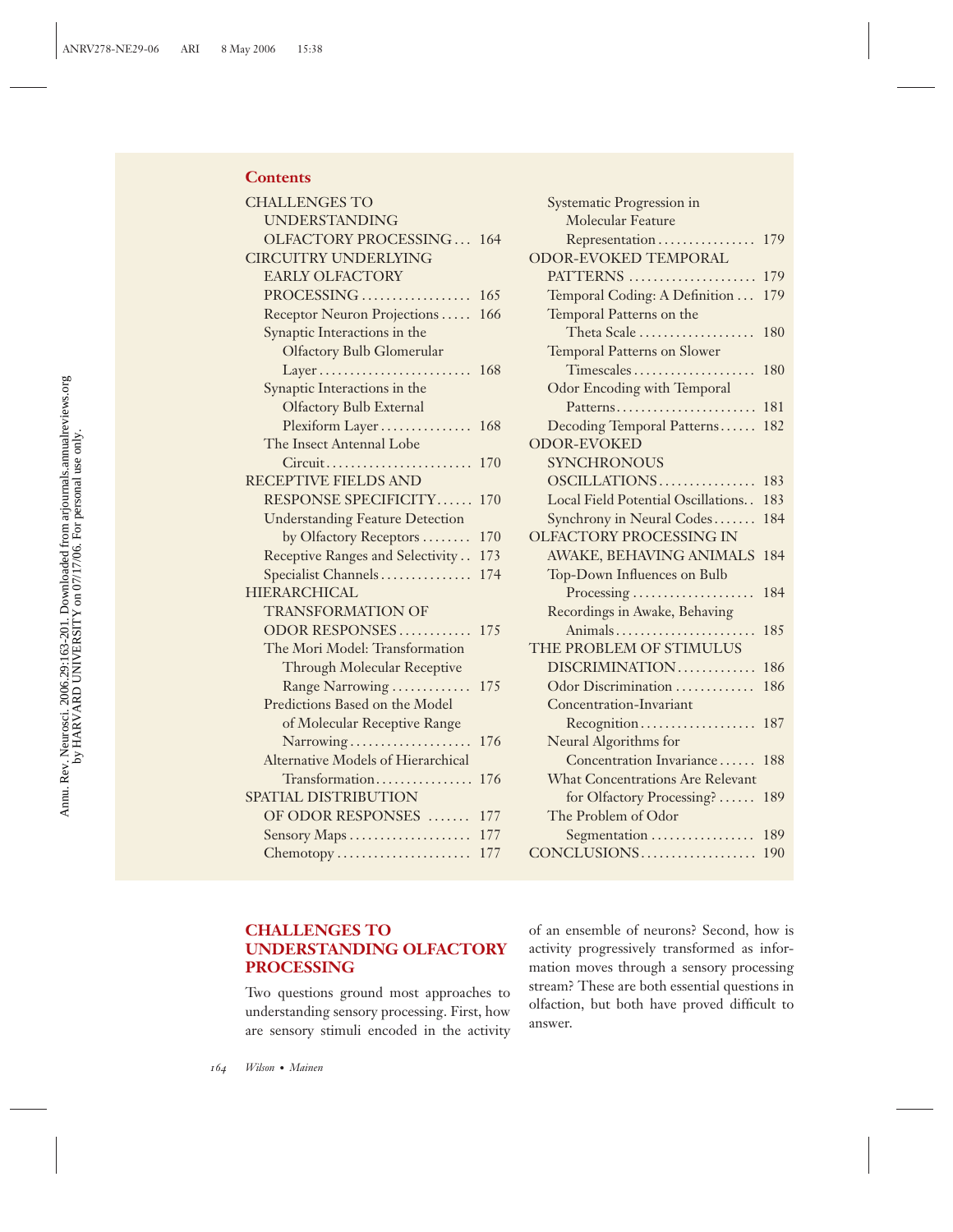## Contents

- CHALLENGES TO UNDERSTANDING OLFACTORY PROCESSING ... 164
- CIRCUITRY UNDERLYING EARLY OLFACTORY PROCESSING ... 165
  - Receptor Neuron Projections ... 166
  - Synaptic Interactions in the Olfactory Bulb Glomerular Layer ... 168
  - Synaptic Interactions in the Olfactory Bulb External Plexiform Layer ... 168
  - The Insect Antennal Lobe Circuit ... 170
- RECEPTIVE FIELDS AND RESPONSE SPECIFICITY ... 170
  - Understanding Feature Detection by Olfactory Receptors ... 170
  - Receptive Ranges and Selectivity ... 173
  - Specialist Channels ... 174
- HIERARCHICAL TRANSFORMATION OF ODOR RESPONSES ... 175
  - The Mori Model: Transformation Through Molecular Receptive Range Narrowing ... 175
  - Predictions Based on the Model of Molecular Receptive Range Narrowing ... 176
  - Alternative Models of Hierarchical Transformation ... 176
- SPATIAL DISTRIBUTION OF ODOR RESPONSES ... 177
  - Sensory Maps ... 177
  - Chemotopy ... 177
  - Systematic Progression in Molecular Feature Representation ... 179
- ODOR-EVOKED TEMPORAL PATTERNS ... 179
  - Temporal Coding: A Definition ... 179
  - Temporal Patterns on the Theta Scale ... 180
  - Temporal Patterns on Slower Timescales ... 180
  - Odor Encoding with Temporal Patterns ... 181
  - Decoding Temporal Patterns ... 182
- ODOR-EVOKED SYNCHRONOUS OSCILLATIONS ... 183
  - Local Field Potential Oscillations ... 183
  - Synchrony in Neural Codes ... 184
- OLFACTORY PROCESSING IN AWAKE, BEHAVING ANIMALS ... 184
  - Top-Down Influences on Bulb Processing ... 184
  - Recordings in Awake, Behaving Animals ... 185
- THE PROBLEM OF STIMULUS DISCRIMINATION ... 186
  - Odor Discrimination ... 186
  - Concentration-Invariant Recognition ... 187
  - Neural Algorithms for Concentration Invariance ... 188
  - What Concentrations Are Relevant for Olfactory Processing? ... 189
  - The Problem of Odor Segmentation ... 189
- CONCLUSIONS ... 190

## CHALLENGES TO UNDERSTANDING OLFACTORY PROCESSING

Two questions ground most approaches to understanding sensory processing. First, how are sensory stimuli encoded in the activity of an ensemble of neurons? Second, how is activity progressively transformed as information moves through a sensory processing stream? These are both essential questions in olfaction, but both have proved difficult to answer.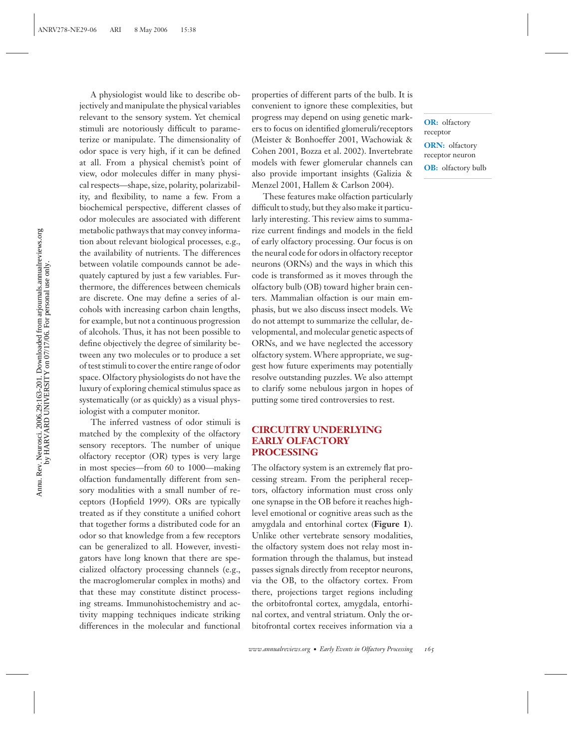A physiologist would like to describe objectively and manipulate the physical variables relevant to the sensory system. Yet chemical stimuli are notoriously difficult to parameterize or manipulate. The dimensionality of odor space is very high, if it can be defined at all. From a physical chemist's point of view, odor molecules differ in many physical respects—shape, size, polarity, polarizability, and flexibility, to name a few. From a biochemical perspective, different classes of odor molecules are associated with different metabolic pathways that may convey information about relevant biological processes, e.g., the availability of nutrients. The differences between volatile compounds cannot be adequately captured by just a few variables. Furthermore, the differences between chemicals are discrete. One may define a series of alcohols with increasing carbon chain lengths, for example, but not a continuous progression of alcohols. Thus, it has not been possible to define objectively the degree of similarity between any two molecules or to produce a set of test stimuli to cover the entire range of odor space. Olfactory physiologists do not have the luxury of exploring chemical stimulus space as systematically (or as quickly) as a visual physiologist with a computer monitor.

The inferred vastness of odor stimuli is matched by the complexity of the olfactory sensory receptors. The number of unique olfactory receptor (OR) types is very large in most species—from 60 to 1000—making olfaction fundamentally different from sensory modalities with a small number of receptors (Hopfield 1999). ORs are typically treated as if they constitute a unified cohort that together forms a distributed code for an odor so that knowledge from a few receptors can be generalized to all. However, investigators have long known that there are specialized olfactory processing channels (e.g., the macroglomerular complex in moths) and that these may constitute distinct processing streams. Immunohistochemistry and activity mapping techniques indicate striking differences in the molecular and functional properties of different parts of the bulb. It is convenient to ignore these complexities, but progress may depend on using genetic markers to focus on identified glomeruli/receptors (Meister & Bonhoeffer 2001, Wachowiak & Cohen 2001, Bozza et al. 2002). Invertebrate models with fewer glomerular channels can also provide important insights (Galizia & Menzel 2001, Hallem & Carlson 2004).

These features make olfaction particularly difficult to study, but they also make it particularly interesting. This review aims to summarize current findings and models in the field of early olfactory processing. Our focus is on the neural code for odors in olfactory receptor neurons (ORNs) and the ways in which this code is transformed as it moves through the olfactory bulb (OB) toward higher brain centers. Mammalian olfaction is our main emphasis, but we also discuss insect models. We do not attempt to summarize the cellular, developmental, and molecular genetic aspects of ORNs, and we have neglected the accessory olfactory system. Where appropriate, we suggest how future experiments may potentially resolve outstanding puzzles. We also attempt to clarify some nebulous jargon in hopes of putting some tired controversies to rest.

**OR:** olfactory receptor

**ORN:** olfactory receptor neuron

**OB:** olfactory bulb

## CIRCUITRY UNDERLYING EARLY OLFACTORY PROCESSING

The olfactory system is an extremely flat processing stream. From the peripheral receptors, olfactory information must cross only one synapse in the OB before it reaches high-level emotional or cognitive areas such as the amygdala and entorhinal cortex (**Figure 1**). Unlike other vertebrate sensory modalities, the olfactory system does not relay most information through the thalamus, but instead passes signals directly from receptor neurons, via the OB, to the olfactory cortex. From there, projections target regions including the orbitofrontal cortex, amygdala, entorhinal cortex, and ventral striatum. Only the orbitofrontal cortex receives information via a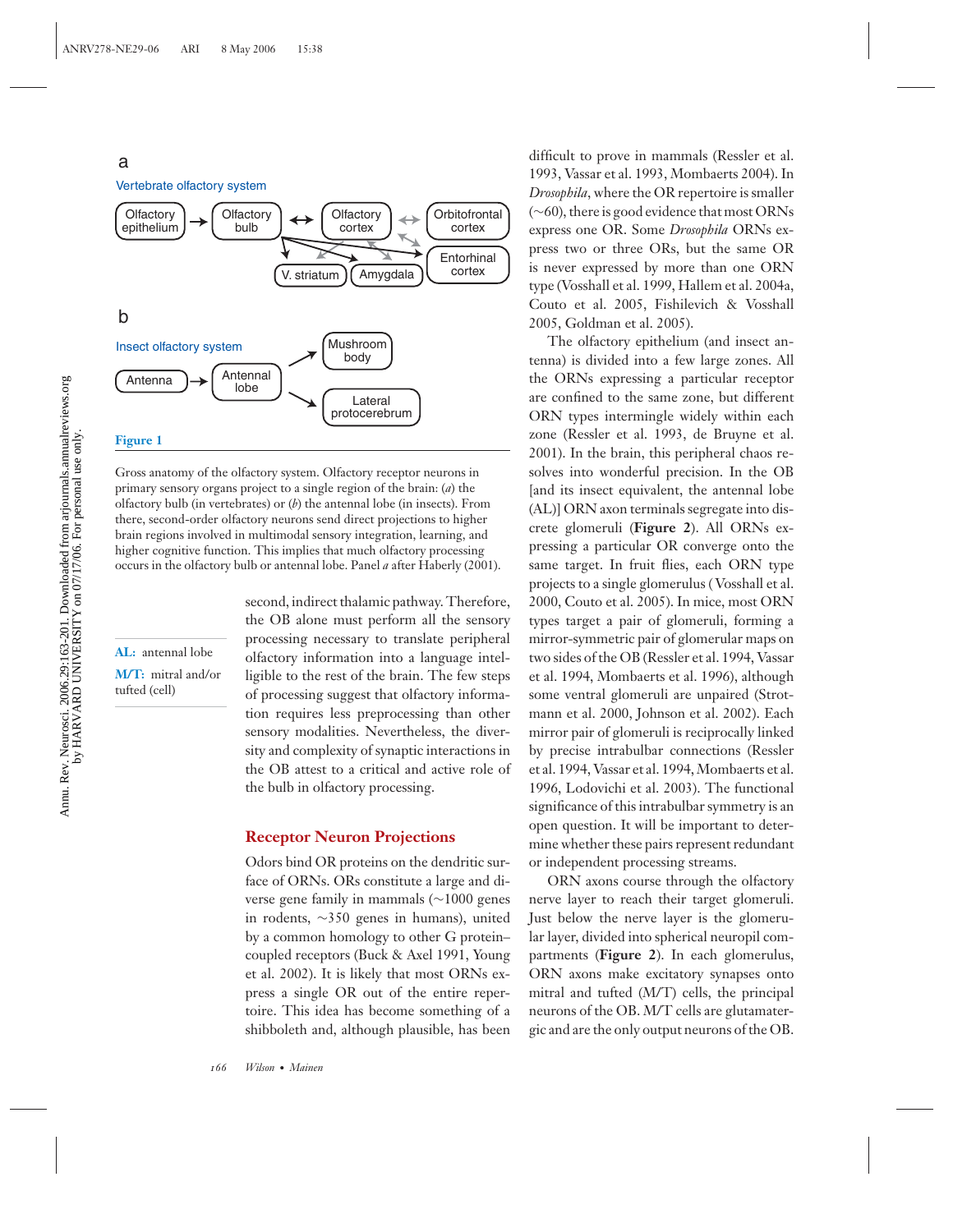**Figure 1**

Gross anatomy of the olfactory system. Olfactory receptor neurons in primary sensory organs project to a single region of the brain: (*a*) the olfactory bulb (in vertebrates) or (*b*) the antennal lobe (in insects). From there, second-order olfactory neurons send direct projections to higher brain regions involved in multimodal sensory integration, learning, and higher cognitive function. This implies that much olfactory processing occurs in the olfactory bulb or antennal lobe. Panel *a* after Haberly (2001).

**AL:** antennal lobe

**M/T:** mitral and/or tufted (cell)

second, indirect thalamic pathway. Therefore, the OB alone must perform all the sensory processing necessary to translate peripheral olfactory information into a language intelligible to the rest of the brain. The few steps of processing suggest that olfactory information requires less preprocessing than other sensory modalities. Nevertheless, the diversity and complexity of synaptic interactions in the OB attest to a critical and active role of the bulb in olfactory processing.

## Receptor Neuron Projections

Odors bind OR proteins on the dendritic surface of ORNs. ORs constitute a large and diverse gene family in mammals (~1000 genes in rodents, ~350 genes in humans), united by a common homology to other G protein–coupled receptors (Buck & Axel 1991, Young et al. 2002). It is likely that most ORNs express a single OR out of the entire repertoire. This idea has become something of a shibboleth and, although plausible, has been difficult to prove in mammals (Ressler et al. 1993, Vassar et al. 1993, Mombaerts 2004). In *Drosophila*, where the OR repertoire is smaller (~60), there is good evidence that most ORNs express one OR. Some *Drosophila* ORNs express two or three ORs, but the same OR is never expressed by more than one ORN type (Vosshall et al. 1999, Hallem et al. 2004a, Couto et al. 2005, Fishilevich & Vosshall 2005, Goldman et al. 2005).

The olfactory epithelium (and insect antenna) is divided into a few large zones. All the ORNs expressing a particular receptor are confined to the same zone, but different ORN types intermingle widely within each zone (Ressler et al. 1993, de Bruyne et al. 2001). In the brain, this peripheral chaos resolves into wonderful precision. In the OB [and its insect equivalent, the antennal lobe (AL)] ORN axon terminals segregate into discrete glomeruli (**Figure 2**). All ORNs expressing a particular OR converge onto the same target. In fruit flies, each ORN type projects to a single glomerulus (Vosshall et al. 2000, Couto et al. 2005). In mice, most ORN types target a pair of glomeruli, forming a mirror-symmetric pair of glomerular maps on two sides of the OB (Ressler et al. 1994, Vassar et al. 1994, Mombaerts et al. 1996), although some ventral glomeruli are unpaired (Strotmann et al. 2000, Johnson et al. 2002). Each mirror pair of glomeruli is reciprocally linked by precise intrabulbar connections (Ressler et al. 1994, Vassar et al. 1994, Mombaerts et al. 1996, Lodovichi et al. 2003). The functional significance of this intrabulbar symmetry is an open question. It will be important to determine whether these pairs represent redundant or independent processing streams.

ORN axons course through the olfactory nerve layer to reach their target glomeruli. Just below the nerve layer is the glomerular layer, divided into spherical neuropil compartments (**Figure 2**). In each glomerulus, ORN axons make excitatory synapses onto mitral and tufted (M/T) cells, the principal neurons of the OB. M/T cells are glutamatergic and are the only output neurons of the OB.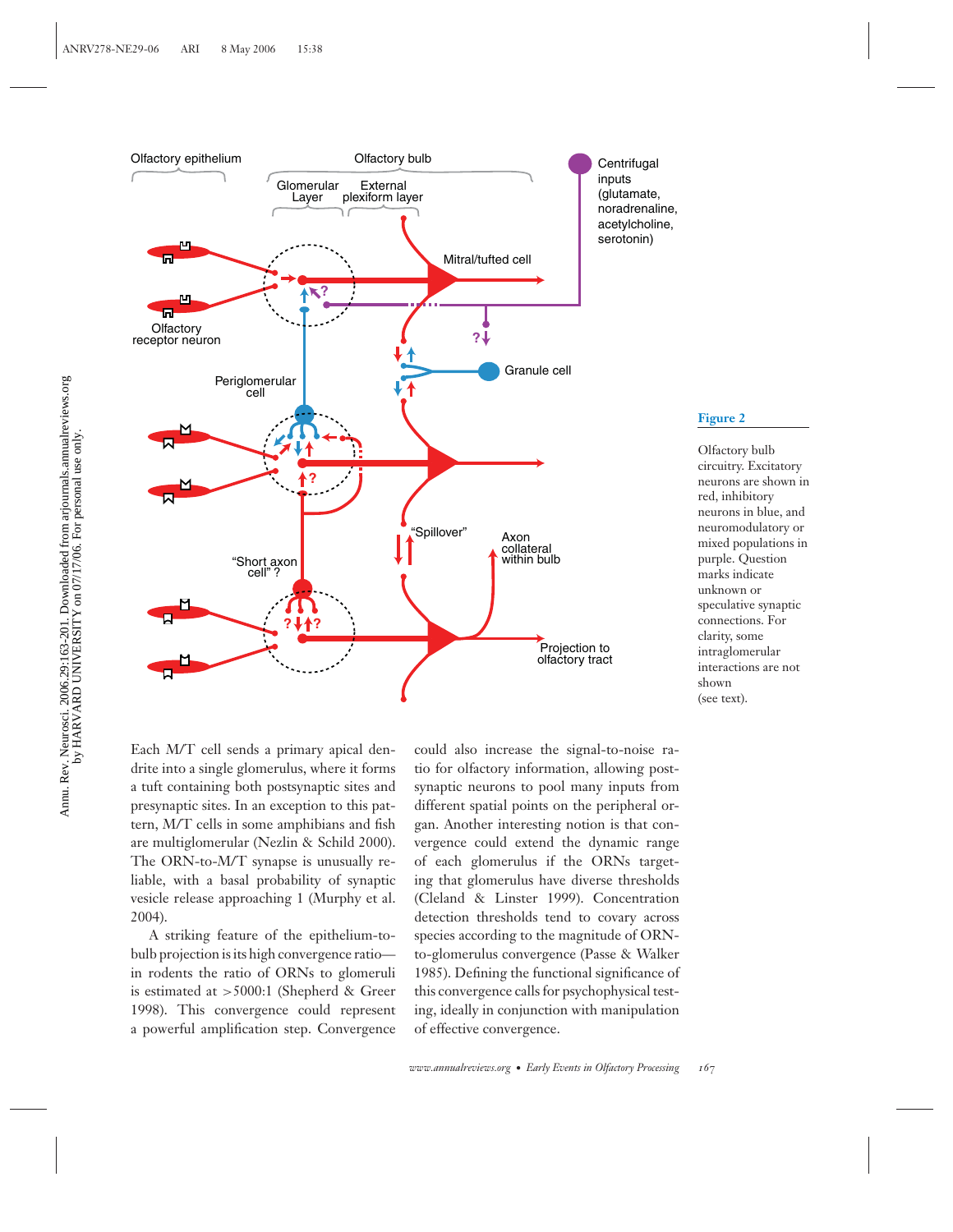**Figure 2**

Olfactory bulb circuitry. Excitatory neurons are shown in red, inhibitory neurons in blue, and neuromodulatory or mixed populations in purple. Question marks indicate unknown or speculative synaptic connections. For clarity, some intraglomerular interactions are not shown (see text).

Each M/T cell sends a primary apical dendrite into a single glomerulus, where it forms a tuft containing both postsynaptic sites and presynaptic sites. In an exception to this pattern, M/T cells in some amphibians and fish are multiglomerular (Nezlin & Schild 2000). The ORN-to-M/T synapse is unusually reliable, with a basal probability of synaptic vesicle release approaching 1 (Murphy et al. 2004).

A striking feature of the epithelium-to-bulb projection is its high convergence ratio—in rodents the ratio of ORNs to glomeruli is estimated at >5000:1 (Shepherd & Greer 1998). This convergence could represent a powerful amplification step. Convergence could also increase the signal-to-noise ratio for olfactory information, allowing postsynaptic neurons to pool many inputs from different spatial points on the peripheral organ. Another interesting notion is that convergence could extend the dynamic range of each glomerulus if the ORNs targeting that glomerulus have diverse thresholds (Cleland & Linster 1999). Concentration detection thresholds tend to covary across species according to the magnitude of ORN-to-glomerulus convergence (Passe & Walker 1985). Defining the functional significance of this convergence calls for psychophysical testing, ideally in conjunction with manipulation of effective convergence.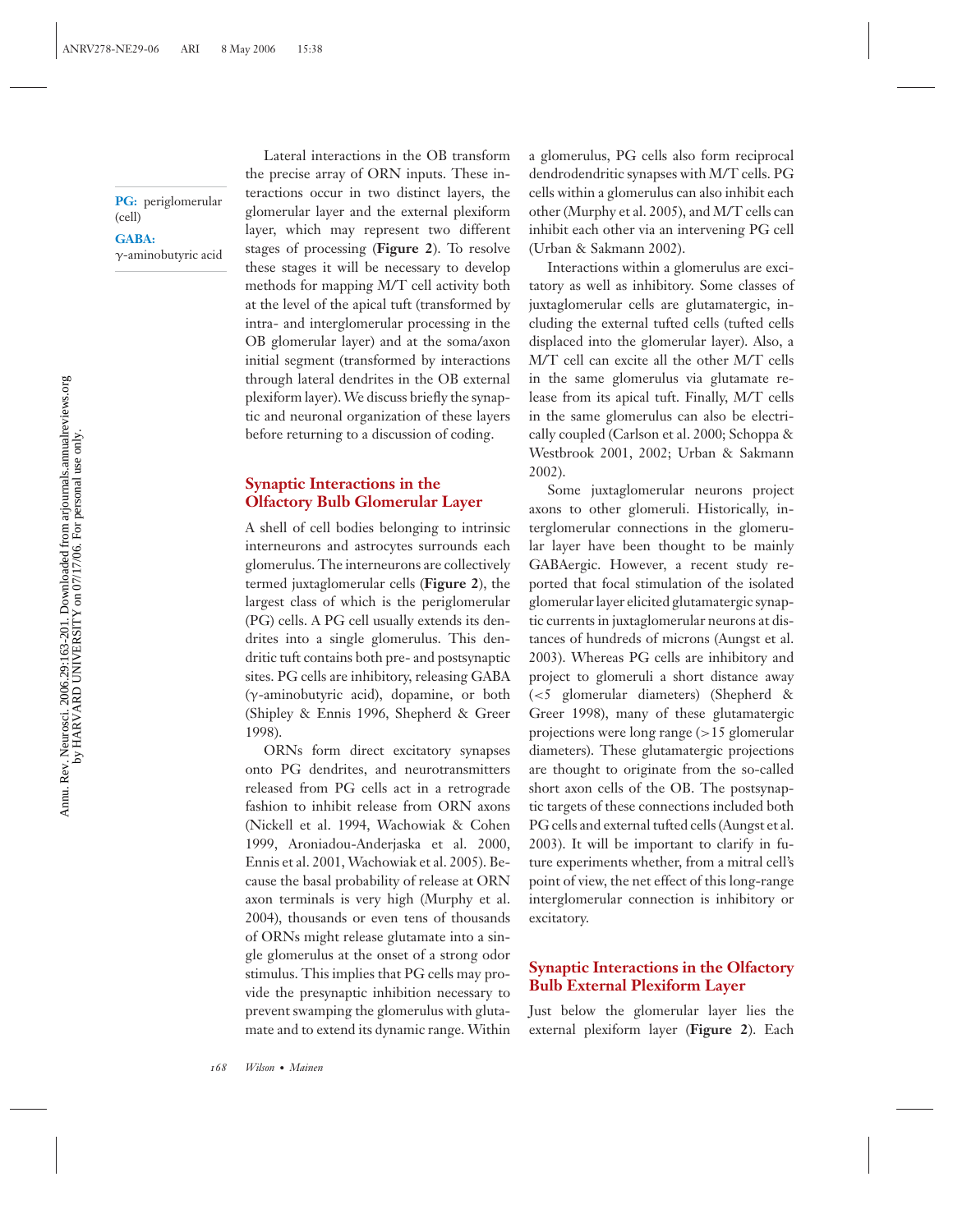**PG:** periglomerular (cell)

**GABA:** γ-aminobutyric acid

Lateral interactions in the OB transform the precise array of ORN inputs. These interactions occur in two distinct layers, the glomerular layer and the external plexiform layer, which may represent two different stages of processing (**Figure 2**). To resolve these stages it will be necessary to develop methods for mapping M/T cell activity both at the level of the apical tuft (transformed by intra- and interglomerular processing in the OB glomerular layer) and at the soma/axon initial segment (transformed by interactions through lateral dendrites in the OB external plexiform layer). We discuss briefly the synaptic and neuronal organization of these layers before returning to a discussion of coding.

## Synaptic Interactions in the Olfactory Bulb Glomerular Layer

A shell of cell bodies belonging to intrinsic interneurons and astrocytes surrounds each glomerulus. The interneurons are collectively termed juxtaglomerular cells (**Figure 2**), the largest class of which is the periglomerular (PG) cells. A PG cell usually extends its dendrites into a single glomerulus. This dendritic tuft contains both pre- and postsynaptic sites. PG cells are inhibitory, releasing GABA (γ-aminobutyric acid), dopamine, or both (Shipley & Ennis 1996, Shepherd & Greer 1998).

ORNs form direct excitatory synapses onto PG dendrites, and neurotransmitters released from PG cells act in a retrograde fashion to inhibit release from ORN axons (Nickell et al. 1994, Wachowiak & Cohen 1999, Aroniadou-Anderjaska et al. 2000, Ennis et al. 2001, Wachowiak et al. 2005). Because the basal probability of release at ORN axon terminals is very high (Murphy et al. 2004), thousands or even tens of thousands of ORNs might release glutamate into a single glomerulus at the onset of a strong odor stimulus. This implies that PG cells may provide the presynaptic inhibition necessary to prevent swamping the glomerulus with glutamate and to extend its dynamic range. Within a glomerulus, PG cells also form reciprocal dendrodendritic synapses with M/T cells. PG cells within a glomerulus can also inhibit each other (Murphy et al. 2005), and M/T cells can inhibit each other via an intervening PG cell (Urban & Sakmann 2002).

Interactions within a glomerulus are excitatory as well as inhibitory. Some classes of juxtaglomerular cells are glutamatergic, including the external tufted cells (tufted cells displaced into the glomerular layer). Also, a M/T cell can excite all the other M/T cells in the same glomerulus via glutamate release from its apical tuft. Finally, M/T cells in the same glomerulus can also be electrically coupled (Carlson et al. 2000; Schoppa & Westbrook 2001, 2002; Urban & Sakmann 2002).

Some juxtaglomerular neurons project axons to other glomeruli. Historically, interglomerular connections in the glomerular layer have been thought to be mainly GABAergic. However, a recent study reported that focal stimulation of the isolated glomerular layer elicited glutamatergic synaptic currents in juxtaglomerular neurons at distances of hundreds of microns (Aungst et al. 2003). Whereas PG cells are inhibitory and project to glomeruli a short distance away (<5 glomerular diameters) (Shepherd & Greer 1998), many of these glutamatergic projections were long range (>15 glomerular diameters). These glutamatergic projections are thought to originate from the so-called short axon cells of the OB. The postsynaptic targets of these connections included both PG cells and external tufted cells (Aungst et al. 2003). It will be important to clarify in future experiments whether, from a mitral cell's point of view, the net effect of this long-range interglomerular connection is inhibitory or excitatory.

## Synaptic Interactions in the Olfactory Bulb External Plexiform Layer

Just below the glomerular layer lies the external plexiform layer (**Figure 2**). Each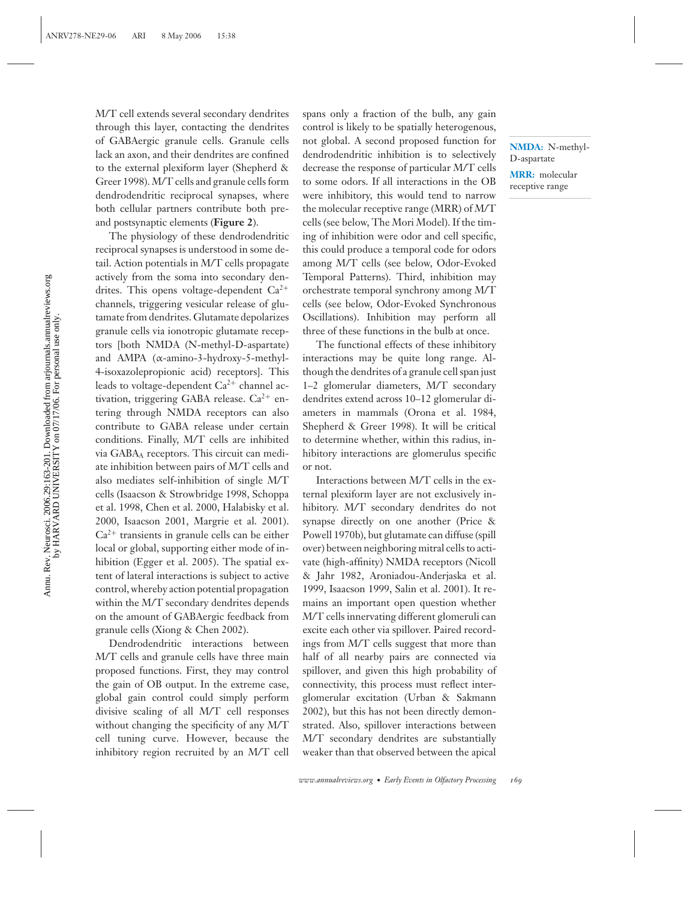M/T cell extends several secondary dendrites through this layer, contacting the dendrites of GABAergic granule cells. Granule cells lack an axon, and their dendrites are confined to the external plexiform layer (Shepherd & Greer 1998). M/T cells and granule cells form dendrodendritic reciprocal synapses, where both cellular partners contribute both pre- and postsynaptic elements (**Figure 2**).

The physiology of these dendrodendritic reciprocal synapses is understood in some detail. Action potentials in M/T cells propagate actively from the soma into secondary dendrites. This opens voltage-dependent $Ca^{2+}$ channels, triggering vesicular release of glutamate from dendrites. Glutamate depolarizes granule cells via ionotropic glutamate receptors [both NMDA (N-methyl-D-aspartate) and AMPA (α-amino-3-hydroxy-5-methyl-4-isoxazolepropionic acid) receptors]. This leads to voltage-dependent $Ca^{2+}$ channel activation, triggering GABA release. $Ca^{2+}$ entering through NMDA receptors can also contribute to GABA release under certain conditions. Finally, M/T cells are inhibited via $GABA_A$ receptors. This circuit can mediate inhibition between pairs of M/T cells and also mediates self-inhibition of single M/T cells (Isaacson & Strowbridge 1998, Schoppa et al. 1998, Chen et al. 2000, Halabisky et al. 2000, Isaacson 2001, Margrie et al. 2001). $Ca^{2+}$ transients in granule cells can be either local or global, supporting either mode of inhibition (Egger et al. 2005). The spatial extent of lateral interactions is subject to active control, whereby action potential propagation within the M/T secondary dendrites depends on the amount of GABAergic feedback from granule cells (Xiong & Chen 2002).

Dendrodendritic interactions between M/T cells and granule cells have three main proposed functions. First, they may control the gain of OB output. In the extreme case, global gain control could simply perform divisive scaling of all M/T cell responses without changing the specificity of any M/T cell tuning curve. However, because the inhibitory region recruited by an M/T cell spans only a fraction of the bulb, any gain control is likely to be spatially heterogenous, not global. A second proposed function for dendrodendritic inhibition is to selectively decrease the response of particular M/T cells to some odors. If all interactions in the OB were inhibitory, this would tend to narrow the molecular receptive range (MRR) of M/T cells (see below, The Mori Model). If the timing of inhibition were odor and cell specific, this could produce a temporal code for odors among M/T cells (see below, Odor-Evoked Temporal Patterns). Third, inhibition may orchestrate temporal synchrony among M/T cells (see below, Odor-Evoked Synchronous Oscillations). Inhibition may perform all three of these functions in the bulb at once.

**NMDA:** N-methyl-D-aspartate

**MRR:** molecular receptive range

The functional effects of these inhibitory interactions may be quite long range. Although the dendrites of a granule cell span just 1–2 glomerular diameters, M/T secondary dendrites extend across 10–12 glomerular diameters in mammals (Orona et al. 1984, Shepherd & Greer 1998). It will be critical to determine whether, within this radius, inhibitory interactions are glomerulus specific or not.

Interactions between M/T cells in the external plexiform layer are not exclusively inhibitory. M/T secondary dendrites do not synapse directly on one another (Price & Powell 1970b), but glutamate can diffuse (spill over) between neighboring mitral cells to activate (high-affinity) NMDA receptors (Nicoll & Jahr 1982, Aroniadou-Anderjaska et al. 1999, Isaacson 1999, Salin et al. 2001). It remains an important open question whether M/T cells innervating different glomeruli can excite each other via spillover. Paired recordings from M/T cells suggest that more than half of all nearby pairs are connected via spillover, and given this high probability of connectivity, this process must reflect interglomerular excitation (Urban & Sakmann 2002), but this has not been directly demonstrated. Also, spillover interactions between M/T secondary dendrites are substantially weaker than that observed between the apical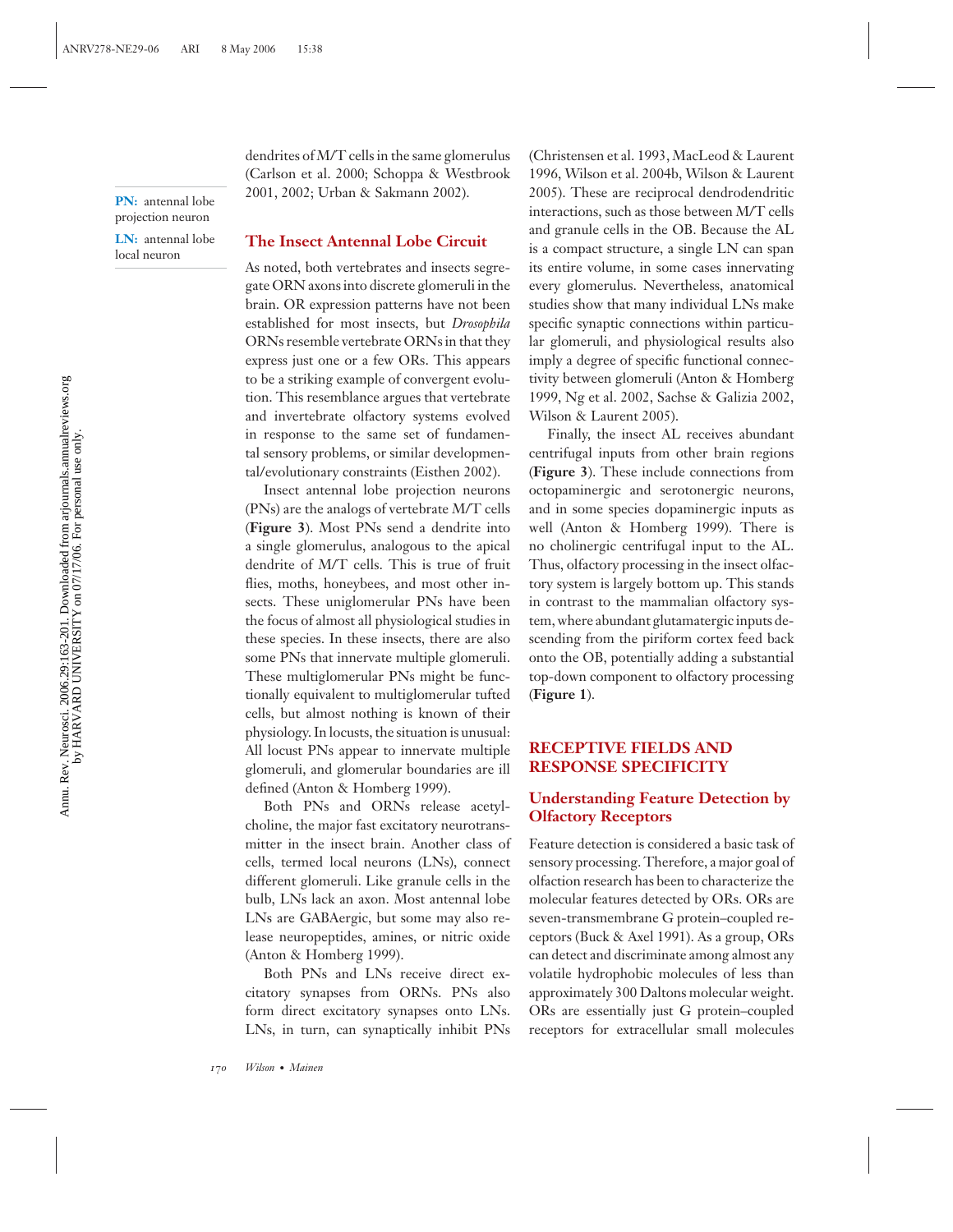dendrites of M/T cells in the same glomerulus (Carlson et al. 2000; Schoppa & Westbrook 2001, 2002; Urban & Sakmann 2002).

**PN:** antennal lobe projection neuron

**LN:** antennal lobe local neuron

## The Insect Antennal Lobe Circuit

As noted, both vertebrates and insects segregate ORN axons into discrete glomeruli in the brain. OR expression patterns have not been established for most insects, but *Drosophila* ORNs resemble vertebrate ORNs in that they express just one or a few ORs. This appears to be a striking example of convergent evolution. This resemblance argues that vertebrate and invertebrate olfactory systems evolved in response to the same set of fundamental sensory problems, or similar developmental/evolutionary constraints (Eisthen 2002).

Insect antennal lobe projection neurons (PNs) are the analogs of vertebrate M/T cells (**Figure 3**). Most PNs send a dendrite into a single glomerulus, analogous to the apical dendrite of M/T cells. This is true of fruit flies, moths, honeybees, and most other insects. These uniglomerular PNs have been the focus of almost all physiological studies in these species. In these insects, there are also some PNs that innervate multiple glomeruli. These multiglomerular PNs might be functionally equivalent to multiglomerular tufted cells, but almost nothing is known of their physiology. In locusts, the situation is unusual: All locust PNs appear to innervate multiple glomeruli, and glomerular boundaries are ill defined (Anton & Homberg 1999).

Both PNs and ORNs release acetylcholine, the major fast excitatory neurotransmitter in the insect brain. Another class of cells, termed local neurons (LNs), connect different glomeruli. Like granule cells in the bulb, LNs lack an axon. Most antennal lobe LNs are GABAergic, but some may also release neuropeptides, amines, or nitric oxide (Anton & Homberg 1999).

Both PNs and LNs receive direct excitatory synapses from ORNs. PNs also form direct excitatory synapses onto LNs. LNs, in turn, can synaptically inhibit PNs (Christensen et al. 1993, MacLeod & Laurent 1996, Wilson et al. 2004b, Wilson & Laurent 2005). These are reciprocal dendrodendritic interactions, such as those between M/T cells and granule cells in the OB. Because the AL is a compact structure, a single LN can span its entire volume, in some cases innervating every glomerulus. Nevertheless, anatomical studies show that many individual LNs make specific synaptic connections within particular glomeruli, and physiological results also imply a degree of specific functional connectivity between glomeruli (Anton & Homberg 1999, Ng et al. 2002, Sachse & Galizia 2002, Wilson & Laurent 2005).

Finally, the insect AL receives abundant centrifugal inputs from other brain regions (**Figure 3**). These include connections from octopaminergic and serotonergic neurons, and in some species dopaminergic inputs as well (Anton & Homberg 1999). There is no cholinergic centrifugal input to the AL. Thus, olfactory processing in the insect olfactory system is largely bottom up. This stands in contrast to the mammalian olfactory system, where abundant glutamatergic inputs descending from the piriform cortex feed back onto the OB, potentially adding a substantial top-down component to olfactory processing (**Figure 1**).

# RECEPTIVE FIELDS AND RESPONSE SPECIFICITY

## Understanding Feature Detection by Olfactory Receptors

Feature detection is considered a basic task of sensory processing. Therefore, a major goal of olfaction research has been to characterize the molecular features detected by ORs. ORs are seven-transmembrane G protein–coupled receptors (Buck & Axel 1991). As a group, ORs can detect and discriminate among almost any volatile hydrophobic molecules of less than approximately 300 Daltons molecular weight. ORs are essentially just G protein–coupled receptors for extracellular small molecules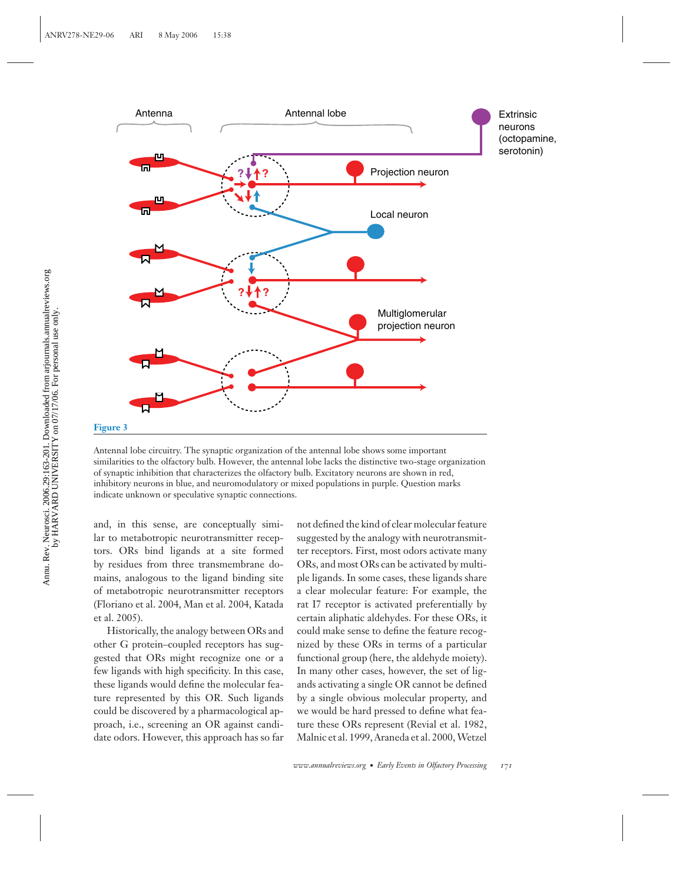**Figure 3**

Antennal lobe circuitry. The synaptic organization of the antennal lobe shows some important similarities to the olfactory bulb. However, the antennal lobe lacks the distinctive two-stage organization of synaptic inhibition that characterizes the olfactory bulb. Excitatory neurons are shown in red, inhibitory neurons in blue, and neuromodulatory or mixed populations in purple. Question marks indicate unknown or speculative synaptic connections.

and, in this sense, are conceptually similar to metabotropic neurotransmitter receptors. ORs bind ligands at a site formed by residues from three transmembrane domains, analogous to the ligand binding site of metabotropic neurotransmitter receptors (Floriano et al. 2004, Man et al. 2004, Katada et al. 2005).

Historically, the analogy between ORs and other G protein–coupled receptors has suggested that ORs might recognize one or a few ligands with high specificity. In this case, these ligands would define the molecular feature represented by this OR. Such ligands could be discovered by a pharmacological approach, i.e., screening an OR against candidate odors. However, this approach has so far not defined the kind of clear molecular feature suggested by the analogy with neurotransmitter receptors. First, most odors activate many ORs, and most ORs can be activated by multiple ligands. In some cases, these ligands share a clear molecular feature: For example, the rat I7 receptor is activated preferentially by certain aliphatic aldehydes. For these ORs, it could make sense to define the feature recognized by these ORs in terms of a particular functional group (here, the aldehyde moiety). In many other cases, however, the set of ligands activating a single OR cannot be defined by a single obvious molecular property, and we would be hard pressed to define what feature these ORs represent (Revial et al. 1982, Malnic et al. 1999, Araneda et al. 2000, Wetzel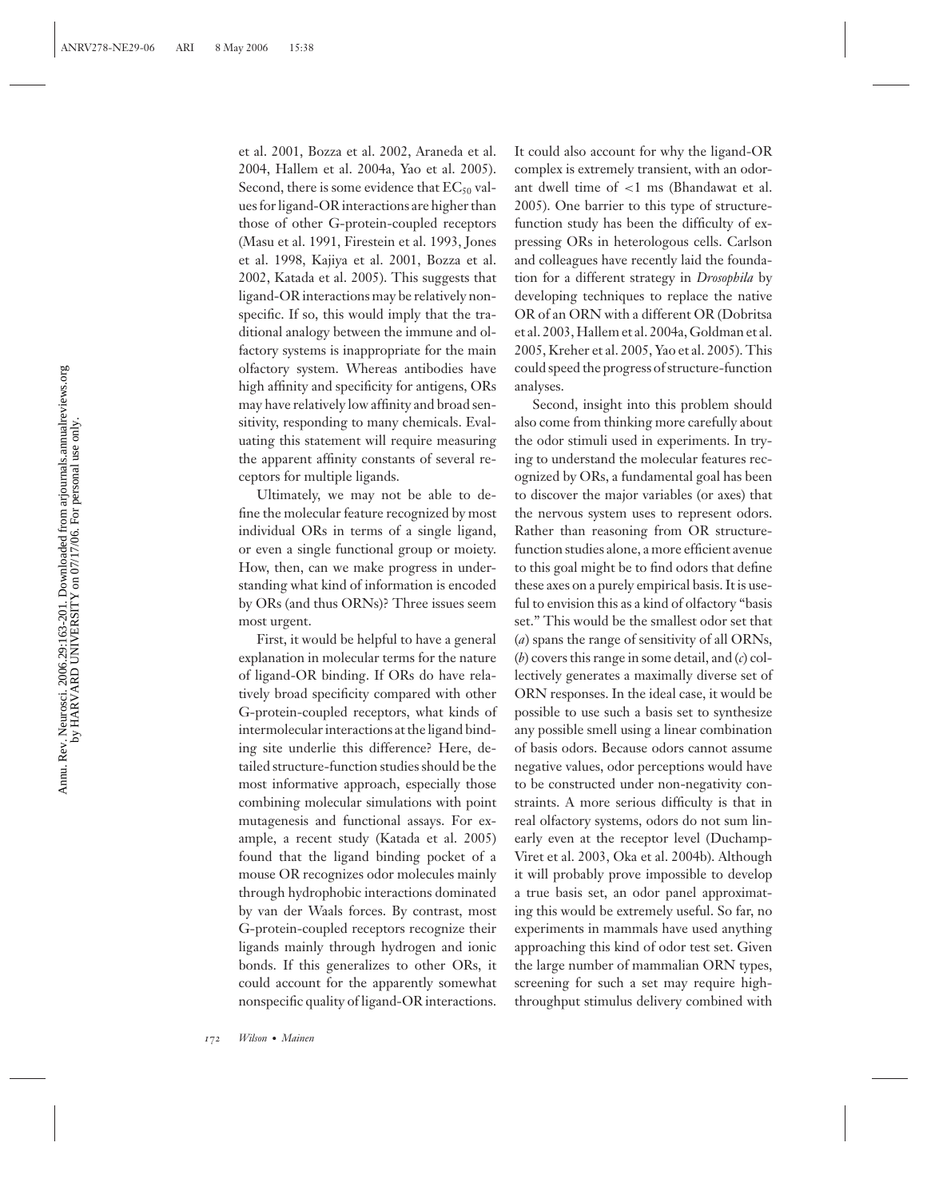et al. 2001, Bozza et al. 2002, Araneda et al. 2004, Hallem et al. 2004a, Yao et al. 2005). Second, there is some evidence that $EC_{50}$ values for ligand-OR interactions are higher than those of other G-protein-coupled receptors (Masu et al. 1991, Firestein et al. 1993, Jones et al. 1998, Kajiya et al. 2001, Bozza et al. 2002, Katada et al. 2005). This suggests that ligand-OR interactions may be relatively nonspecific. If so, this would imply that the traditional analogy between the immune and olfactory systems is inappropriate for the main olfactory system. Whereas antibodies have high affinity and specificity for antigens, ORs may have relatively low affinity and broad sensitivity, responding to many chemicals. Evaluating this statement will require measuring the apparent affinity constants of several receptors for multiple ligands.

Ultimately, we may not be able to define the molecular feature recognized by most individual ORs in terms of a single ligand, or even a single functional group or moiety. How, then, can we make progress in understanding what kind of information is encoded by ORs (and thus ORNs)? Three issues seem most urgent.

First, it would be helpful to have a general explanation in molecular terms for the nature of ligand-OR binding. If ORs do have relatively broad specificity compared with other G-protein-coupled receptors, what kinds of intermolecular interactions at the ligand binding site underlie this difference? Here, detailed structure-function studies should be the most informative approach, especially those combining molecular simulations with point mutagenesis and functional assays. For example, a recent study (Katada et al. 2005) found that the ligand binding pocket of a mouse OR recognizes odor molecules mainly through hydrophobic interactions dominated by van der Waals forces. By contrast, most G-protein-coupled receptors recognize their ligands mainly through hydrogen and ionic bonds. If this generalizes to other ORs, it could account for the apparently somewhat nonspecific quality of ligand-OR interactions. It could also account for why the ligand-OR complex is extremely transient, with an odorant dwell time of <1 ms (Bhandawat et al. 2005). One barrier to this type of structure-function study has been the difficulty of expressing ORs in heterologous cells. Carlson and colleagues have recently laid the foundation for a different strategy in *Drosophila* by developing techniques to replace the native OR of an ORN with a different OR (Dobritsa et al. 2003, Hallem et al. 2004a, Goldman et al. 2005, Kreher et al. 2005, Yao et al. 2005). This could speed the progress of structure-function analyses.

Second, insight into this problem should also come from thinking more carefully about the odor stimuli used in experiments. In trying to understand the molecular features recognized by ORs, a fundamental goal has been to discover the major variables (or axes) that the nervous system uses to represent odors. Rather than reasoning from OR structure-function studies alone, a more efficient avenue to this goal might be to find odors that define these axes on a purely empirical basis. It is useful to envision this as a kind of olfactory "basis set." This would be the smallest odor set that (*a*) spans the range of sensitivity of all ORNs, (*b*) covers this range in some detail, and (*c*) collectively generates a maximally diverse set of ORN responses. In the ideal case, it would be possible to use such a basis set to synthesize any possible smell using a linear combination of basis odors. Because odors cannot assume negative values, odor perceptions would have to be constructed under non-negativity constraints. A more serious difficulty is that in real olfactory systems, odors do not sum linearly even at the receptor level (Duchamp-Viret et al. 2003, Oka et al. 2004b). Although it will probably prove impossible to develop a true basis set, an odor panel approximating this would be extremely useful. So far, no experiments in mammals have used anything approaching this kind of odor test set. Given the large number of mammalian ORN types, screening for such a set may require high-throughput stimulus delivery combined with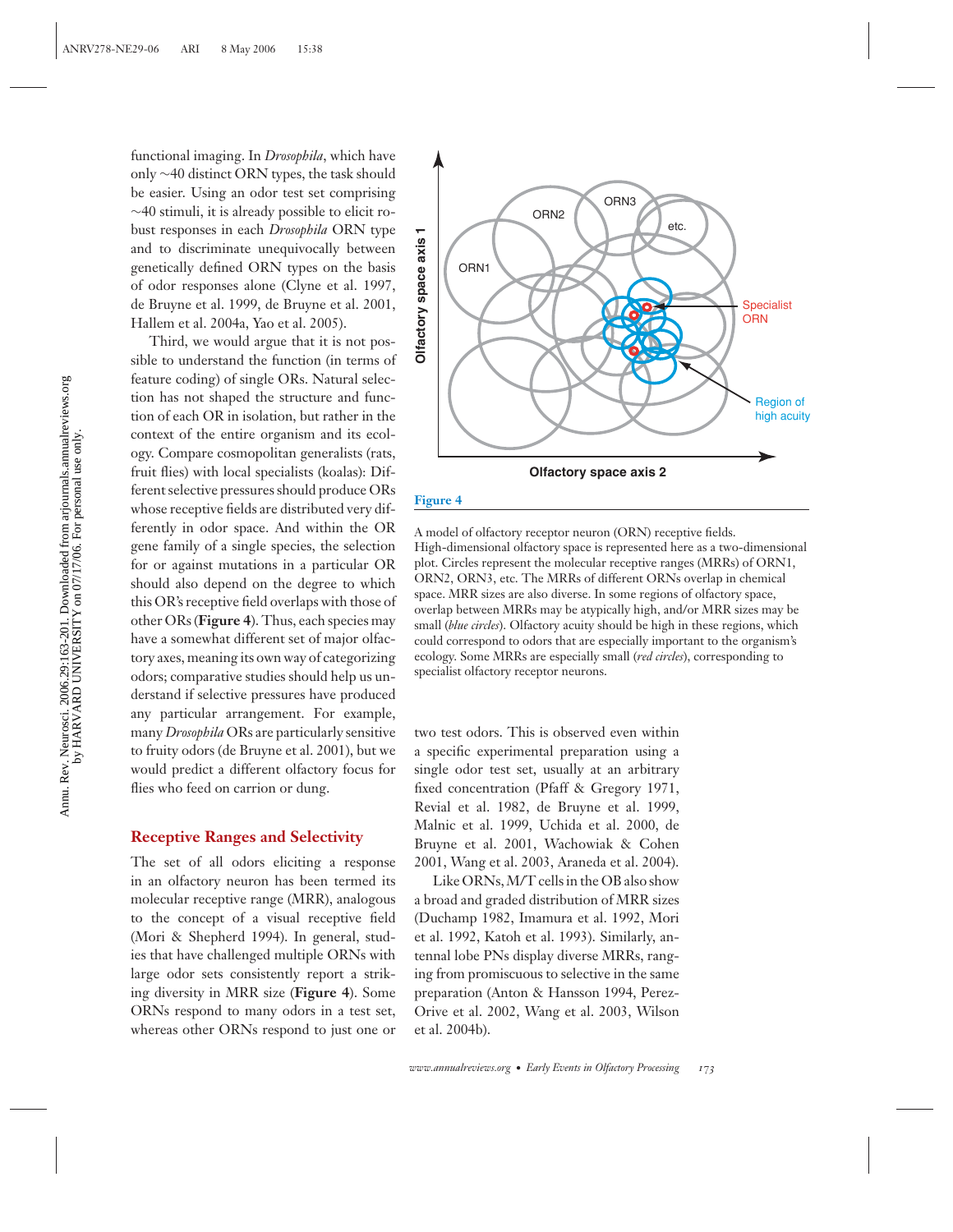functional imaging. In *Drosophila*, which have only ~40 distinct ORN types, the task should be easier. Using an odor test set comprising ~40 stimuli, it is already possible to elicit robust responses in each *Drosophila* ORN type and to discriminate unequivocally between genetically defined ORN types on the basis of odor responses alone (Clyne et al. 1997, de Bruyne et al. 1999, de Bruyne et al. 2001, Hallem et al. 2004a, Yao et al. 2005).

Third, we would argue that it is not possible to understand the function (in terms of feature coding) of single ORs. Natural selection has not shaped the structure and function of each OR in isolation, but rather in the context of the entire organism and its ecology. Compare cosmopolitan generalists (rats, fruit flies) with local specialists (koalas): Different selective pressures should produce ORs whose receptive fields are distributed very differently in odor space. And within the OR gene family of a single species, the selection for or against mutations in a particular OR should also depend on the degree to which this OR's receptive field overlaps with those of other ORs (**Figure 4**). Thus, each species may have a somewhat different set of major olfactory axes, meaning its own way of categorizing odors; comparative studies should help us understand if selective pressures have produced any particular arrangement. For example, many *Drosophila* ORs are particularly sensitive to fruity odors (de Bruyne et al. 2001), but we would predict a different olfactory focus for flies who feed on carrion or dung.

**Figure 4**

A model of olfactory receptor neuron (ORN) receptive fields. High-dimensional olfactory space is represented here as a two-dimensional plot. Circles represent the molecular receptive ranges (MRRs) of ORN1, ORN2, ORN3, etc. The MRRs of different ORNs overlap in chemical space. MRR sizes are also diverse. In some regions of olfactory space, overlap between MRRs may be atypically high, and/or MRR sizes may be small (*blue circles*). Olfactory acuity should be high in these regions, which could correspond to odors that are especially important to the organism's ecology. Some MRRs are especially small (*red circles*), corresponding to specialist olfactory receptor neurons.

## Receptive Ranges and Selectivity

The set of all odors eliciting a response in an olfactory neuron has been termed its molecular receptive range (MRR), analogous to the concept of a visual receptive field (Mori & Shepherd 1994). In general, studies that have challenged multiple ORNs with large odor sets consistently report a striking diversity in MRR size (**Figure 4**). Some ORNs respond to many odors in a test set, whereas other ORNs respond to just one or two test odors. This is observed even within a specific experimental preparation using a single odor test set, usually at an arbitrary fixed concentration (Pfaff & Gregory 1971, Revial et al. 1982, de Bruyne et al. 1999, Malnic et al. 1999, Uchida et al. 2000, de Bruyne et al. 2001, Wachowiak & Cohen 2001, Wang et al. 2003, Araneda et al. 2004).

Like ORNs, M/T cells in the OB also show a broad and graded distribution of MRR sizes (Duchamp 1982, Imamura et al. 1992, Mori et al. 1992, Katoh et al. 1993). Similarly, antennal lobe PNs display diverse MRRs, ranging from promiscuous to selective in the same preparation (Anton & Hansson 1994, Perez-Orive et al. 2002, Wang et al. 2003, Wilson et al. 2004b).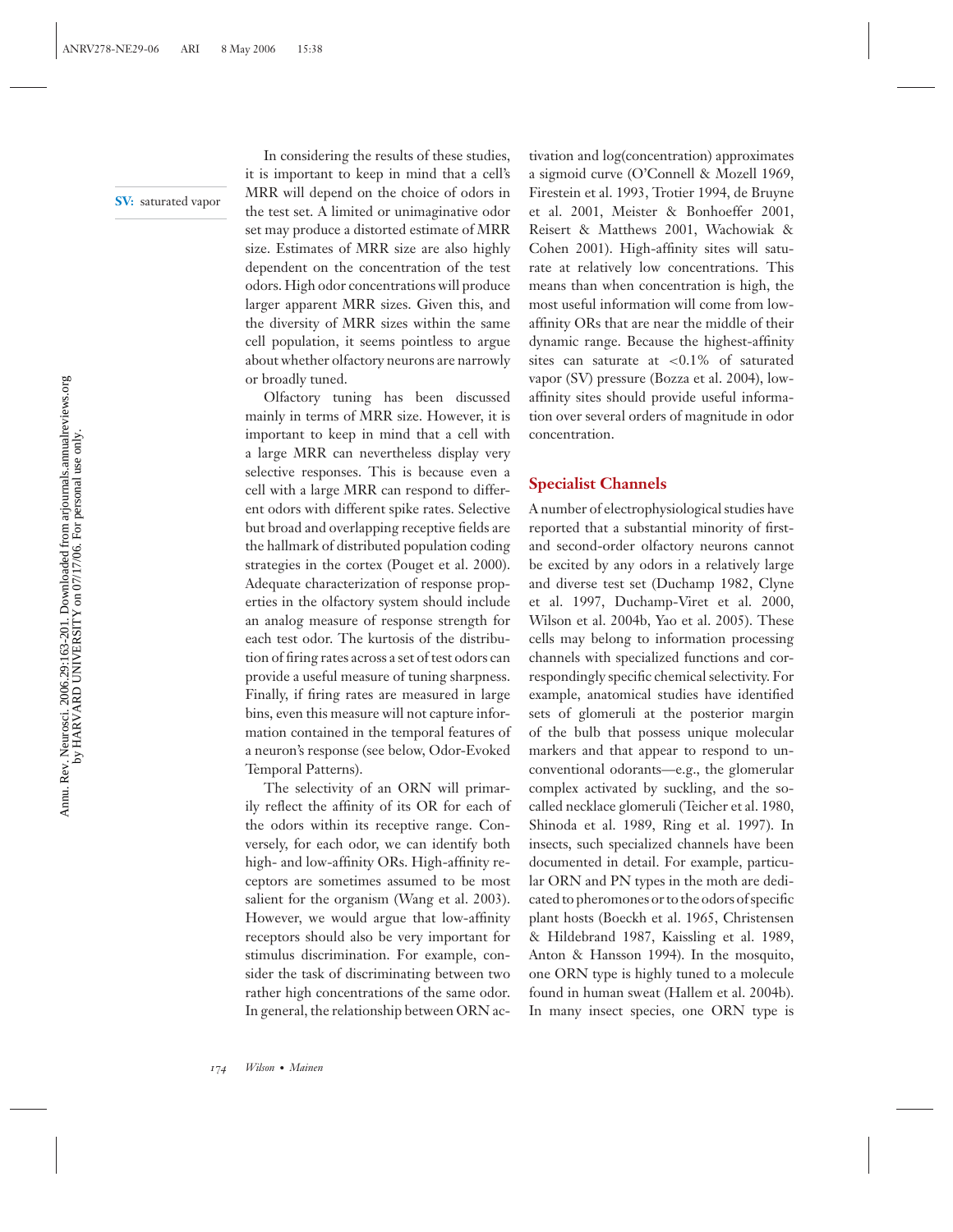**SV:** saturated vapor

In considering the results of these studies, it is important to keep in mind that a cell's MRR will depend on the choice of odors in the test set. A limited or unimaginative odor set may produce a distorted estimate of MRR size. Estimates of MRR size are also highly dependent on the concentration of the test odors. High odor concentrations will produce larger apparent MRR sizes. Given this, and the diversity of MRR sizes within the same cell population, it seems pointless to argue about whether olfactory neurons are narrowly or broadly tuned.

Olfactory tuning has been discussed mainly in terms of MRR size. However, it is important to keep in mind that a cell with a large MRR can nevertheless display very selective responses. This is because even a cell with a large MRR can respond to different odors with different spike rates. Selective but broad and overlapping receptive fields are the hallmark of distributed population coding strategies in the cortex (Pouget et al. 2000). Adequate characterization of response properties in the olfactory system should include an analog measure of response strength for each test odor. The kurtosis of the distribution of firing rates across a set of test odors can provide a useful measure of tuning sharpness. Finally, if firing rates are measured in large bins, even this measure will not capture information contained in the temporal features of a neuron's response (see below, Odor-Evoked Temporal Patterns).

The selectivity of an ORN will primarily reflect the affinity of its OR for each of the odors within its receptive range. Conversely, for each odor, we can identify both high- and low-affinity ORs. High-affinity receptors are sometimes assumed to be most salient for the organism (Wang et al. 2003). However, we would argue that low-affinity receptors should also be very important for stimulus discrimination. For example, consider the task of discriminating between two rather high concentrations of the same odor. In general, the relationship between ORN activation and log(concentration) approximates a sigmoid curve (O'Connell & Mozell 1969, Firestein et al. 1993, Trotier 1994, de Bruyne et al. 2001, Meister & Bonhoeffer 2001, Reisert & Matthews 2001, Wachowiak & Cohen 2001). High-affinity sites will saturate at relatively low concentrations. This means than when concentration is high, the most useful information will come from low-affinity ORs that are near the middle of their dynamic range. Because the highest-affinity sites can saturate at $<0.1\%$ of saturated vapor (SV) pressure (Bozza et al. 2004), low-affinity sites should provide useful information over several orders of magnitude in odor concentration.

## Specialist Channels

A number of electrophysiological studies have reported that a substantial minority of first- and second-order olfactory neurons cannot be excited by any odors in a relatively large and diverse test set (Duchamp 1982, Clyne et al. 1997, Duchamp-Viret et al. 2000, Wilson et al. 2004b, Yao et al. 2005). These cells may belong to information processing channels with specialized functions and correspondingly specific chemical selectivity. For example, anatomical studies have identified sets of glomeruli at the posterior margin of the bulb that possess unique molecular markers and that appear to respond to unconventional odorants—e.g., the glomerular complex activated by suckling, and the so-called necklace glomeruli (Teicher et al. 1980, Shinoda et al. 1989, Ring et al. 1997). In insects, such specialized channels have been documented in detail. For example, particular ORN and PN types in the moth are dedicated to pheromones or to the odors of specific plant hosts (Boeckh et al. 1965, Christensen & Hildebrand 1987, Kaissling et al. 1989, Anton & Hansson 1994). In the mosquito, one ORN type is highly tuned to a molecule found in human sweat (Hallem et al. 2004b). In many insect species, one ORN type is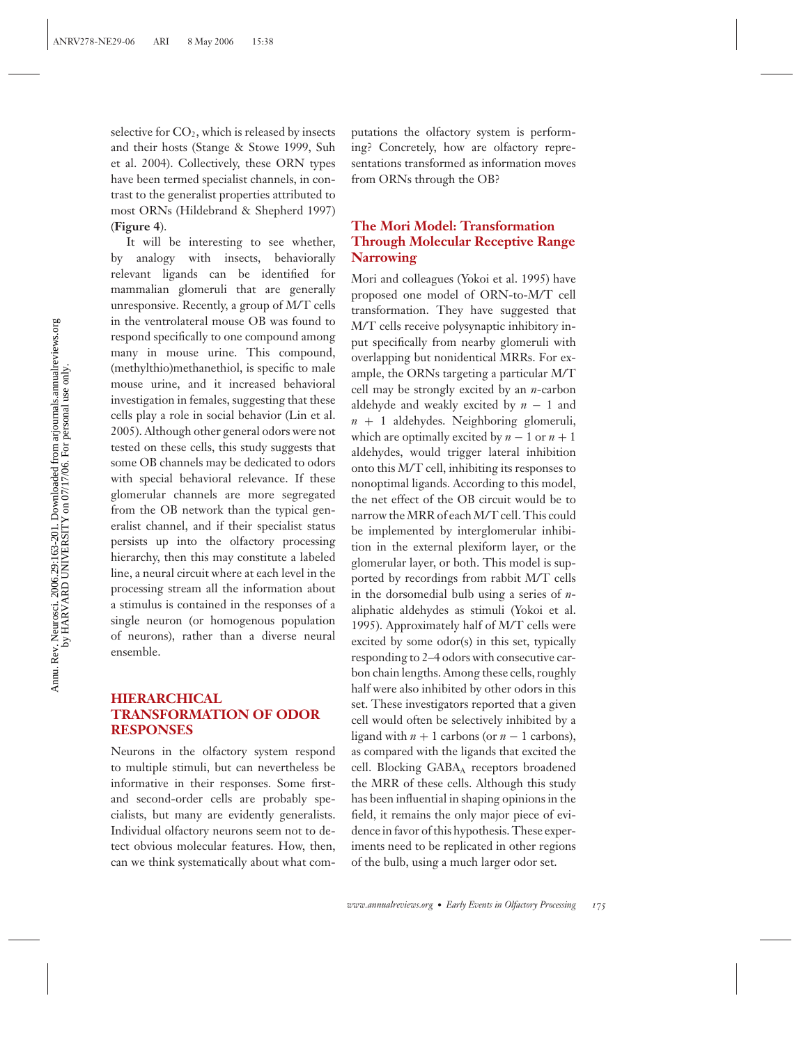selective for $CO_2$, which is released by insects and their hosts (Stange & Stowe 1999, Suh et al. 2004). Collectively, these ORN types have been termed specialist channels, in contrast to the generalist properties attributed to most ORNs (Hildebrand & Shepherd 1997) (**Figure 4**).

It will be interesting to see whether, by analogy with insects, behaviorally relevant ligands can be identified for mammalian glomeruli that are generally unresponsive. Recently, a group of M/T cells in the ventrolateral mouse OB was found to respond specifically to one compound among many in mouse urine. This compound, (methylthio)methanethiol, is specific to male mouse urine, and it increased behavioral investigation in females, suggesting that these cells play a role in social behavior (Lin et al. 2005). Although other general odors were not tested on these cells, this study suggests that some OB channels may be dedicated to odors with special behavioral relevance. If these glomerular channels are more segregated from the OB network than the typical generalist channel, and if their specialist status persists up into the olfactory processing hierarchy, then this may constitute a labeled line, a neural circuit where at each level in the processing stream all the information about a stimulus is contained in the responses of a single neuron (or homogenous population of neurons), rather than a diverse neural ensemble.

## HIERARCHICAL TRANSFORMATION OF ODOR RESPONSES

Neurons in the olfactory system respond to multiple stimuli, but can nevertheless be informative in their responses. Some first- and second-order cells are probably specialists, but many are evidently generalists. Individual olfactory neurons seem not to detect obvious molecular features. How, then, can we think systematically about what computations the olfactory system is performing? Concretely, how are olfactory representations transformed as information moves from ORNs through the OB?

### The Mori Model: Transformation Through Molecular Receptive Range Narrowing

Mori and colleagues (Yokoi et al. 1995) have proposed one model of ORN-to-M/T cell transformation. They have suggested that M/T cells receive polysynaptic inhibitory input specifically from nearby glomeruli with overlapping but nonidentical MRRs. For example, the ORNs targeting a particular M/T cell may be strongly excited by an $n$-carbon aldehyde and weakly excited by $n - 1$ and $n + 1$ aldehydes. Neighboring glomeruli, which are optimally excited by $n - 1$ or $n + 1$ aldehydes, would trigger lateral inhibition onto this M/T cell, inhibiting its responses to nonoptimal ligands. According to this model, the net effect of the OB circuit would be to narrow the MRR of each M/T cell. This could be implemented by interglomerular inhibition in the external plexiform layer, or the glomerular layer, or both. This model is supported by recordings from rabbit M/T cells in the dorsomedial bulb using a series of $n$-aliphatic aldehydes as stimuli (Yokoi et al. 1995). Approximately half of M/T cells were excited by some odor(s) in this set, typically responding to 2–4 odors with consecutive carbon chain lengths. Among these cells, roughly half were also inhibited by other odors in this set. These investigators reported that a given cell would often be selectively inhibited by a ligand with $n + 1$ carbons (or $n - 1$ carbons), as compared with the ligands that excited the cell. Blocking $GABA_A$ receptors broadened the MRR of these cells. Although this study has been influential in shaping opinions in the field, it remains the only major piece of evidence in favor of this hypothesis. These experiments need to be replicated in other regions of the bulb, using a much larger odor set.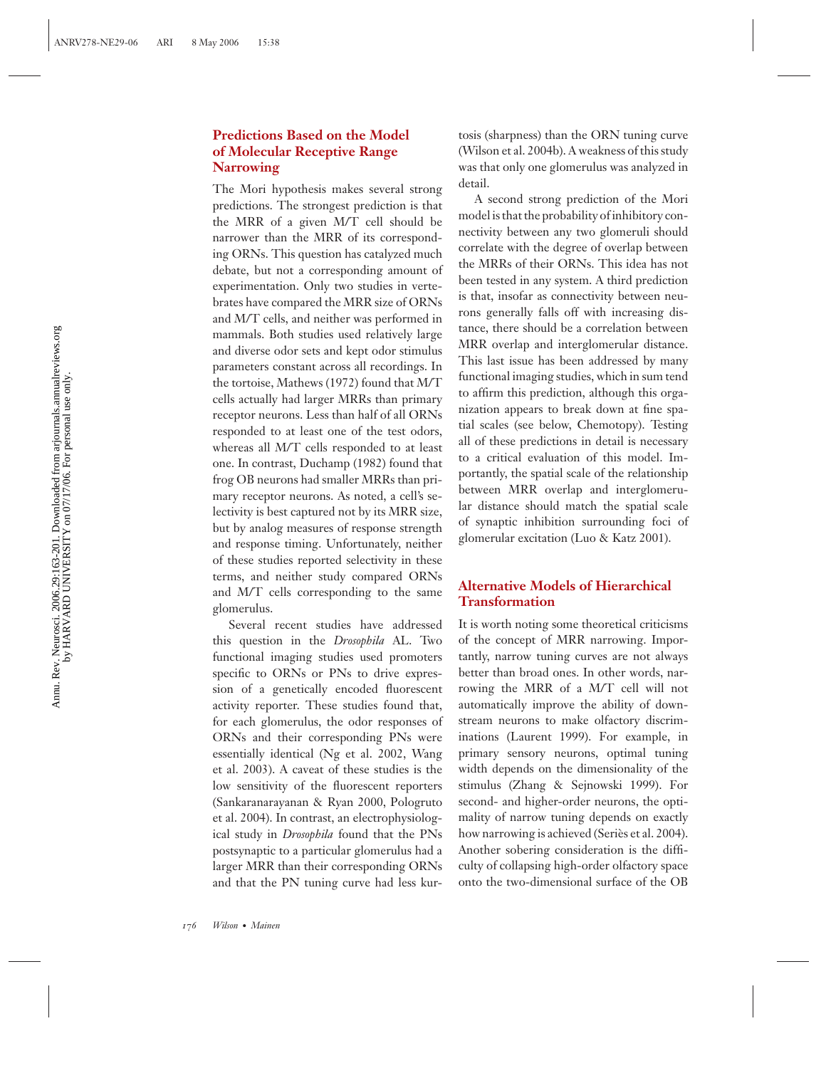## Predictions Based on the Model of Molecular Receptive Range Narrowing

The Mori hypothesis makes several strong predictions. The strongest prediction is that the MRR of a given M/T cell should be narrower than the MRR of its corresponding ORNs. This question has catalyzed much debate, but not a corresponding amount of experimentation. Only two studies in vertebrates have compared the MRR size of ORNs and M/T cells, and neither was performed in mammals. Both studies used relatively large and diverse odor sets and kept odor stimulus parameters constant across all recordings. In the tortoise, Mathews (1972) found that M/T cells actually had larger MRRs than primary receptor neurons. Less than half of all ORNs responded to at least one of the test odors, whereas all M/T cells responded to at least one. In contrast, Duchamp (1982) found that frog OB neurons had smaller MRRs than primary receptor neurons. As noted, a cell's selectivity is best captured not by its MRR size, but by analog measures of response strength and response timing. Unfortunately, neither of these studies reported selectivity in these terms, and neither study compared ORNs and M/T cells corresponding to the same glomerulus.

Several recent studies have addressed this question in the *Drosophila* AL. Two functional imaging studies used promoters specific to ORNs or PNs to drive expression of a genetically encoded fluorescent activity reporter. These studies found that, for each glomerulus, the odor responses of ORNs and their corresponding PNs were essentially identical (Ng et al. 2002, Wang et al. 2003). A caveat of these studies is the low sensitivity of the fluorescent reporters (Sankaranarayanan & Ryan 2000, Pologruto et al. 2004). In contrast, an electrophysiological study in *Drosophila* found that the PNs postsynaptic to a particular glomerulus had a larger MRR than their corresponding ORNs and that the PN tuning curve had less kurtosis (sharpness) than the ORN tuning curve (Wilson et al. 2004b). A weakness of this study was that only one glomerulus was analyzed in detail.

A second strong prediction of the Mori model is that the probability of inhibitory connectivity between any two glomeruli should correlate with the degree of overlap between the MRRs of their ORNs. This idea has not been tested in any system. A third prediction is that, insofar as connectivity between neurons generally falls off with increasing distance, there should be a correlation between MRR overlap and interglomerular distance. This last issue has been addressed by many functional imaging studies, which in sum tend to affirm this prediction, although this organization appears to break down at fine spatial scales (see below, Chemotopy). Testing all of these predictions in detail is necessary to a critical evaluation of this model. Importantly, the spatial scale of the relationship between MRR overlap and interglomerular distance should match the spatial scale of synaptic inhibition surrounding foci of glomerular excitation (Luo & Katz 2001).

## Alternative Models of Hierarchical Transformation

It is worth noting some theoretical criticisms of the concept of MRR narrowing. Importantly, narrow tuning curves are not always better than broad ones. In other words, narrowing the MRR of a M/T cell will not automatically improve the ability of downstream neurons to make olfactory discriminations (Laurent 1999). For example, in primary sensory neurons, optimal tuning width depends on the dimensionality of the stimulus (Zhang & Sejnowski 1999). For second- and higher-order neurons, the optimality of narrow tuning depends on exactly how narrowing is achieved (Seriès et al. 2004). Another sobering consideration is the difficulty of collapsing high-order olfactory space onto the two-dimensional surface of the OB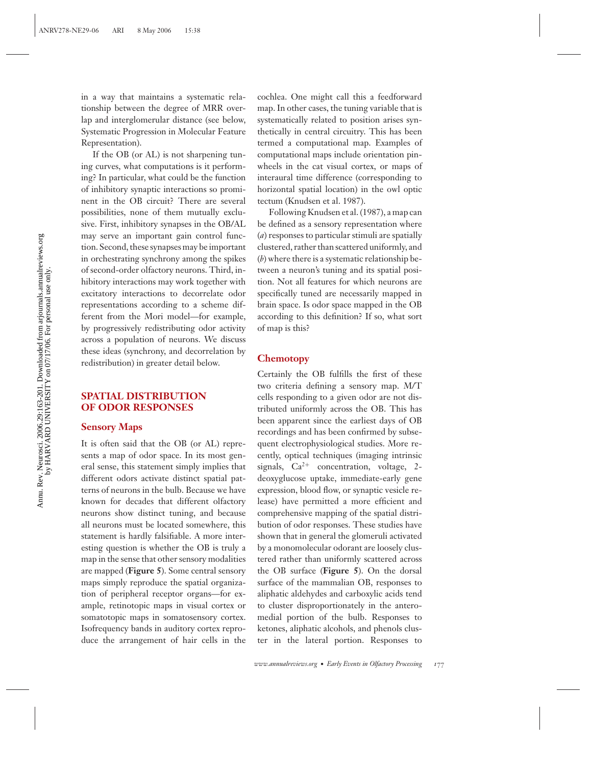in a way that maintains a systematic relationship between the degree of MRR overlap and interglomerular distance (see below, Systematic Progression in Molecular Feature Representation).

If the OB (or AL) is not sharpening tuning curves, what computations is it performing? In particular, what could be the function of inhibitory synaptic interactions so prominent in the OB circuit? There are several possibilities, none of them mutually exclusive. First, inhibitory synapses in the OB/AL may serve an important gain control function. Second, these synapses may be important in orchestrating synchrony among the spikes of second-order olfactory neurons. Third, inhibitory interactions may work together with excitatory interactions to decorrelate odor representations according to a scheme different from the Mori model—for example, by progressively redistributing odor activity across a population of neurons. We discuss these ideas (synchrony, and decorrelation by redistribution) in greater detail below.

## SPATIAL DISTRIBUTION OF ODOR RESPONSES

### Sensory Maps

It is often said that the OB (or AL) represents a map of odor space. In its most general sense, this statement simply implies that different odors activate distinct spatial patterns of neurons in the bulb. Because we have known for decades that different olfactory neurons show distinct tuning, and because all neurons must be located somewhere, this statement is hardly falsifiable. A more interesting question is whether the OB is truly a map in the sense that other sensory modalities are mapped (**Figure 5**). Some central sensory maps simply reproduce the spatial organization of peripheral receptor organs—for example, retinotopic maps in visual cortex or somatotopic maps in somatosensory cortex. Isofrequency bands in auditory cortex reproduce the arrangement of hair cells in the cochlea. One might call this a feedforward map. In other cases, the tuning variable that is systematically related to position arises synthetically in central circuitry. This has been termed a computational map. Examples of computational maps include orientation pinwheels in the cat visual cortex, or maps of interaural time difference (corresponding to horizontal spatial location) in the owl optic tectum (Knudsen et al. 1987).

Following Knudsen et al. (1987), a map can be defined as a sensory representation where (*a*) responses to particular stimuli are spatially clustered, rather than scattered uniformly, and (*b*) where there is a systematic relationship between a neuron's tuning and its spatial position. Not all features for which neurons are specifically tuned are necessarily mapped in brain space. Is odor space mapped in the OB according to this definition? If so, what sort of map is this?

### Chemotopy

Certainly the OB fulfills the first of these two criteria defining a sensory map. M/T cells responding to a given odor are not distributed uniformly across the OB. This has been apparent since the earliest days of OB recordings and has been confirmed by subsequent electrophysiological studies. More recently, optical techniques (imaging intrinsic signals, $Ca^{2+}$ concentration, voltage, 2-deoxyglucose uptake, immediate-early gene expression, blood flow, or synaptic vesicle release) have permitted a more efficient and comprehensive mapping of the spatial distribution of odor responses. These studies have shown that in general the glomeruli activated by a monomolecular odorant are loosely clustered rather than uniformly scattered across the OB surface (**Figure 5**). On the dorsal surface of the mammalian OB, responses to aliphatic aldehydes and carboxylic acids tend to cluster disproportionately in the anteromedial portion of the bulb. Responses to ketones, aliphatic alcohols, and phenols cluster in the lateral portion. Responses to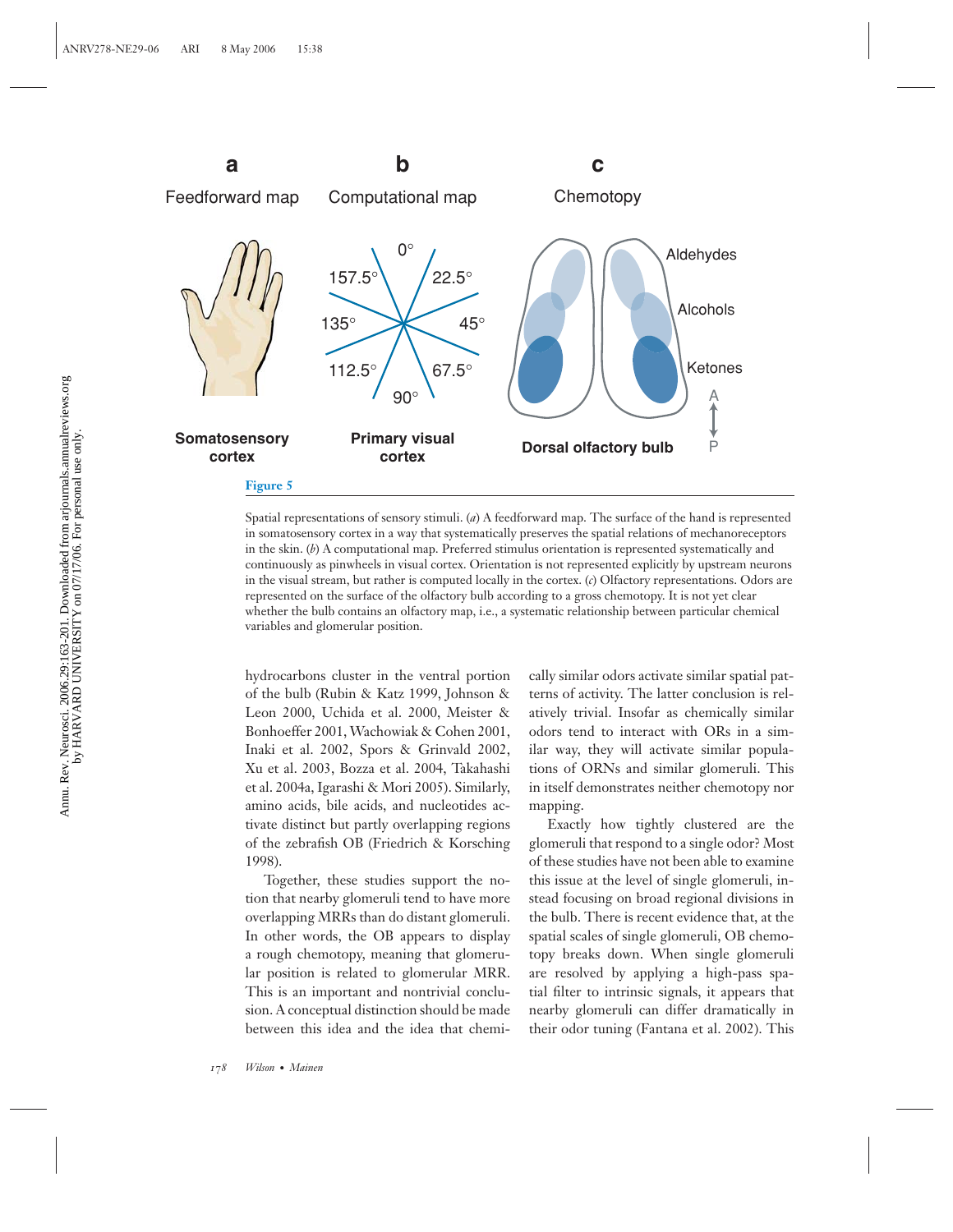**Figure 5**

Spatial representations of sensory stimuli. (*a*) A feedforward map. The surface of the hand is represented in somatosensory cortex in a way that systematically preserves the spatial relations of mechanoreceptors in the skin. (*b*) A computational map. Preferred stimulus orientation is represented systematically and continuously as pinwheels in visual cortex. Orientation is not represented explicitly by upstream neurons in the visual stream, but rather is computed locally in the cortex. (*c*) Olfactory representations. Odors are represented on the surface of the olfactory bulb according to a gross chemotopy. It is not yet clear whether the bulb contains an olfactory map, i.e., a systematic relationship between particular chemical variables and glomerular position.

hydrocarbons cluster in the ventral portion of the bulb (Rubin & Katz 1999, Johnson & Leon 2000, Uchida et al. 2000, Meister & Bonhoeffer 2001, Wachowiak & Cohen 2001, Inaki et al. 2002, Spors & Grinvald 2002, Xu et al. 2003, Bozza et al. 2004, Takahashi et al. 2004a, Igarashi & Mori 2005). Similarly, amino acids, bile acids, and nucleotides activate distinct but partly overlapping regions of the zebrafish OB (Friedrich & Korsching 1998).

Together, these studies support the notion that nearby glomeruli tend to have more overlapping MRRs than do distant glomeruli. In other words, the OB appears to display a rough chemotopy, meaning that glomerular position is related to glomerular MRR. This is an important and nontrivial conclusion. A conceptual distinction should be made between this idea and the idea that chemically similar odors activate similar spatial patterns of activity. The latter conclusion is relatively trivial. Insofar as chemically similar odors tend to interact with ORs in a similar way, they will activate similar populations of ORNs and similar glomeruli. This in itself demonstrates neither chemotopy nor mapping.

Exactly how tightly clustered are the glomeruli that respond to a single odor? Most of these studies have not been able to examine this issue at the level of single glomeruli, instead focusing on broad regional divisions in the bulb. There is recent evidence that, at the spatial scales of single glomeruli, OB chemotopy breaks down. When single glomeruli are resolved by applying a high-pass spatial filter to intrinsic signals, it appears that nearby glomeruli can differ dramatically in their odor tuning (Fantana et al. 2002). This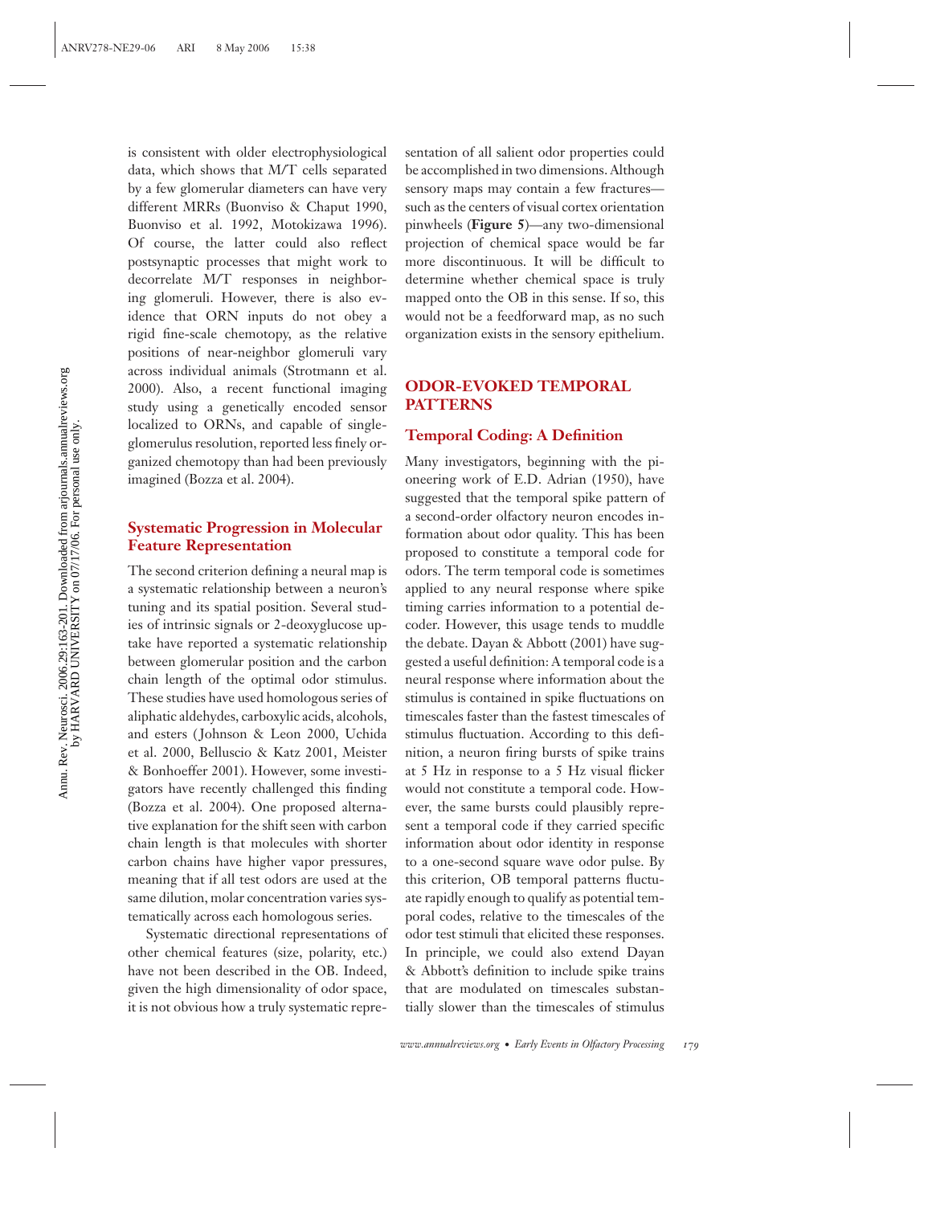is consistent with older electrophysiological data, which shows that M/T cells separated by a few glomerular diameters can have very different MRRs (Buonviso & Chaput 1990, Buonviso et al. 1992, Motokizawa 1996). Of course, the latter could also reflect postsynaptic processes that might work to decorrelate M/T responses in neighboring glomeruli. However, there is also evidence that ORN inputs do not obey a rigid fine-scale chemotopy, as the relative positions of near-neighbor glomeruli vary across individual animals (Strotmann et al. 2000). Also, a recent functional imaging study using a genetically encoded sensor localized to ORNs, and capable of single-glomerulus resolution, reported less finely organized chemotopy than had been previously imagined (Bozza et al. 2004).

### Systematic Progression in Molecular Feature Representation

The second criterion defining a neural map is a systematic relationship between a neuron's tuning and its spatial position. Several studies of intrinsic signals or 2-deoxyglucose uptake have reported a systematic relationship between glomerular position and the carbon chain length of the optimal odor stimulus. These studies have used homologous series of aliphatic aldehydes, carboxylic acids, alcohols, and esters (Johnson & Leon 2000, Uchida et al. 2000, Belluscio & Katz 2001, Meister & Bonhoeffer 2001). However, some investigators have recently challenged this finding (Bozza et al. 2004). One proposed alternative explanation for the shift seen with carbon chain length is that molecules with shorter carbon chains have higher vapor pressures, meaning that if all test odors are used at the same dilution, molar concentration varies systematically across each homologous series.

Systematic directional representations of other chemical features (size, polarity, etc.) have not been described in the OB. Indeed, given the high dimensionality of odor space, it is not obvious how a truly systematic representation of all salient odor properties could be accomplished in two dimensions. Although sensory maps may contain a few fractures—such as the centers of visual cortex orientation pinwheels (**Figure 5**)—any two-dimensional projection of chemical space would be far more discontinuous. It will be difficult to determine whether chemical space is truly mapped onto the OB in this sense. If so, this would not be a feedforward map, as no such organization exists in the sensory epithelium.

## ODOR-EVOKED TEMPORAL PATTERNS

### Temporal Coding: A Definition

Many investigators, beginning with the pioneering work of E.D. Adrian (1950), have suggested that the temporal spike pattern of a second-order olfactory neuron encodes information about odor quality. This has been proposed to constitute a temporal code for odors. The term temporal code is sometimes applied to any neural response where spike timing carries information to a potential decoder. However, this usage tends to muddle the debate. Dayan & Abbott (2001) have suggested a useful definition: A temporal code is a neural response where information about the stimulus is contained in spike fluctuations on timescales faster than the fastest timescales of stimulus fluctuation. According to this definition, a neuron firing bursts of spike trains at 5 Hz in response to a 5 Hz visual flicker would not constitute a temporal code. However, the same bursts could plausibly represent a temporal code if they carried specific information about odor identity in response to a one-second square wave odor pulse. By this criterion, OB temporal patterns fluctuate rapidly enough to qualify as potential temporal codes, relative to the timescales of the odor test stimuli that elicited these responses. In principle, we could also extend Dayan & Abbott's definition to include spike trains that are modulated on timescales substantially slower than the timescales of stimulus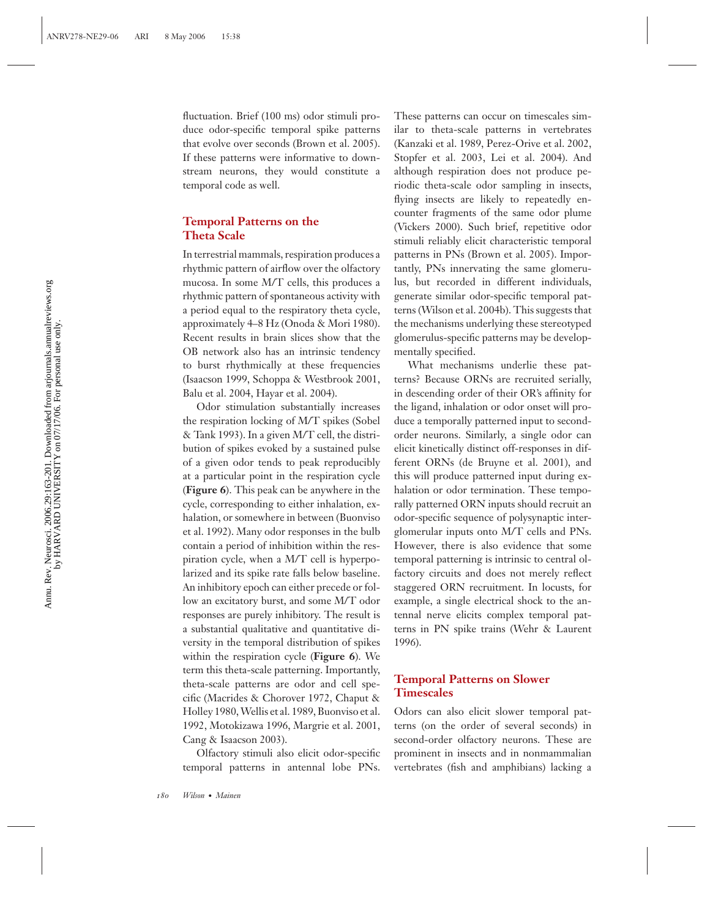fluctuation. Brief (100 ms) odor stimuli produce odor-specific temporal spike patterns that evolve over seconds (Brown et al. 2005). If these patterns were informative to downstream neurons, they would constitute a temporal code as well.

### Temporal Patterns on the Theta Scale

In terrestrial mammals, respiration produces a rhythmic pattern of airflow over the olfactory mucosa. In some M/T cells, this produces a rhythmic pattern of spontaneous activity with a period equal to the respiratory theta cycle, approximately 4–8 Hz (Onoda & Mori 1980). Recent results in brain slices show that the OB network also has an intrinsic tendency to burst rhythmically at these frequencies (Isaacson 1999, Schoppa & Westbrook 2001, Balu et al. 2004, Hayar et al. 2004).

Odor stimulation substantially increases the respiration locking of M/T spikes (Sobel & Tank 1993). In a given M/T cell, the distribution of spikes evoked by a sustained pulse of a given odor tends to peak reproducibly at a particular point in the respiration cycle (**Figure 6**). This peak can be anywhere in the cycle, corresponding to either inhalation, exhalation, or somewhere in between (Buonviso et al. 1992). Many odor responses in the bulb contain a period of inhibition within the respiration cycle, when a M/T cell is hyperpolarized and its spike rate falls below baseline. An inhibitory epoch can either precede or follow an excitatory burst, and some M/T odor responses are purely inhibitory. The result is a substantial qualitative and quantitative diversity in the temporal distribution of spikes within the respiration cycle (**Figure 6**). We term this theta-scale patterning. Importantly, theta-scale patterns are odor and cell specific (Macrides & Chorover 1972, Chaput & Holley 1980, Wellis et al. 1989, Buonviso et al. 1992, Motokizawa 1996, Margrie et al. 2001, Cang & Isaacson 2003).

Olfactory stimuli also elicit odor-specific temporal patterns in antennal lobe PNs. These patterns can occur on timescales similar to theta-scale patterns in vertebrates (Kanzaki et al. 1989, Perez-Orive et al. 2002, Stopfer et al. 2003, Lei et al. 2004). And although respiration does not produce periodic theta-scale odor sampling in insects, flying insects are likely to repeatedly encounter fragments of the same odor plume (Vickers 2000). Such brief, repetitive odor stimuli reliably elicit characteristic temporal patterns in PNs (Brown et al. 2005). Importantly, PNs innervating the same glomerulus, but recorded in different individuals, generate similar odor-specific temporal patterns (Wilson et al. 2004b). This suggests that the mechanisms underlying these stereotyped glomerulus-specific patterns may be developmentally specified.

What mechanisms underlie these patterns? Because ORNs are recruited serially, in descending order of their OR's affinity for the ligand, inhalation or odor onset will produce a temporally patterned input to second-order neurons. Similarly, a single odor can elicit kinetically distinct off-responses in different ORNs (de Bruyne et al. 2001), and this will produce patterned input during exhalation or odor termination. These temporally patterned ORN inputs should recruit an odor-specific sequence of polysynaptic interglomerular inputs onto M/T cells and PNs. However, there is also evidence that some temporal patterning is intrinsic to central olfactory circuits and does not merely reflect staggered ORN recruitment. In locusts, for example, a single electrical shock to the antennal nerve elicits complex temporal patterns in PN spike trains (Wehr & Laurent 1996).

### Temporal Patterns on Slower Timescales

Odors can also elicit slower temporal patterns (on the order of several seconds) in second-order olfactory neurons. These are prominent in insects and in nonmammalian vertebrates (fish and amphibians) lacking a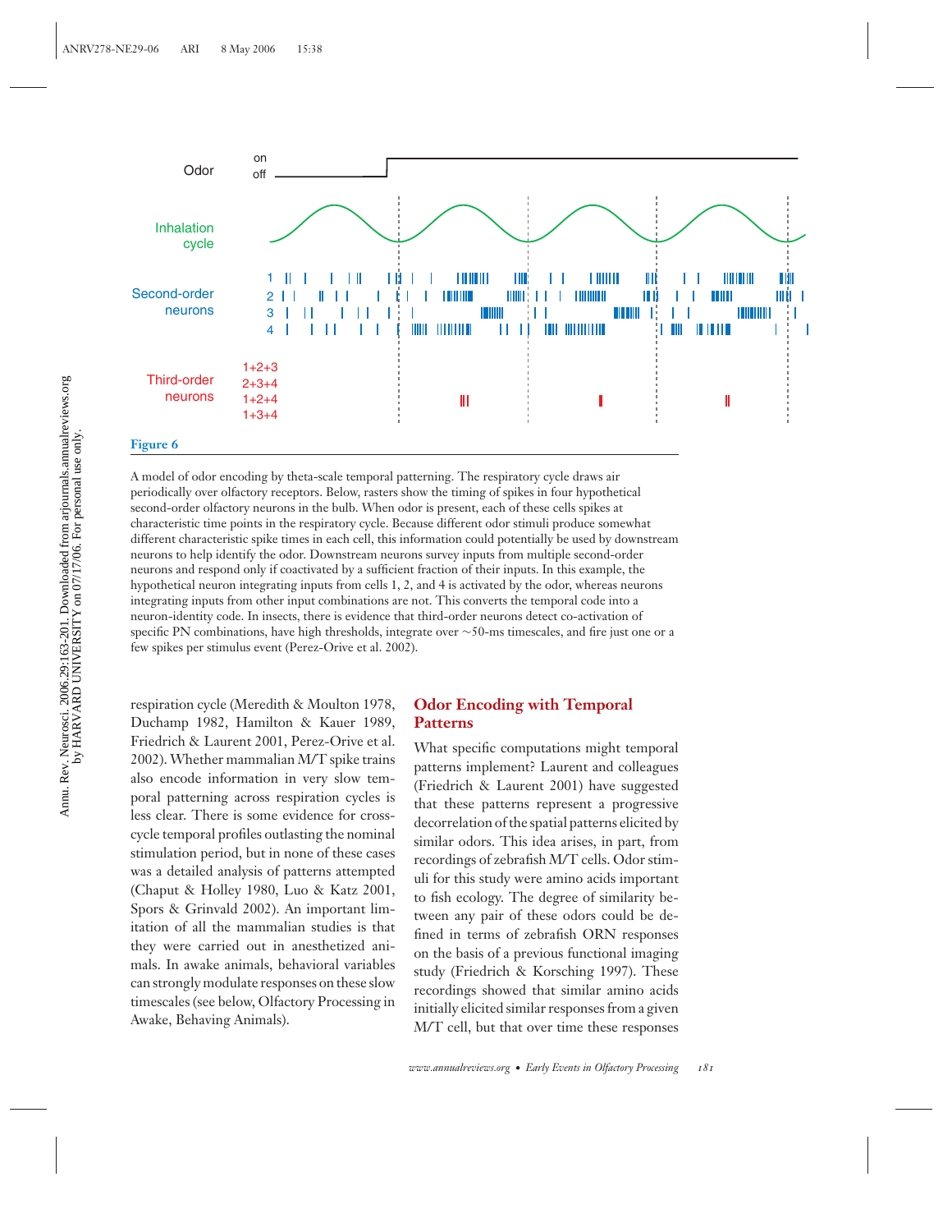**Figure 6**

A model of odor encoding by theta-scale temporal patterning. The respiratory cycle draws air periodically over olfactory receptors. Below, rasters show the timing of spikes in four hypothetical second-order olfactory neurons in the bulb. When odor is present, each of these cells spikes at characteristic time points in the respiratory cycle. Because different odor stimuli produce somewhat different characteristic spike times in each cell, this information could potentially be used by downstream neurons to help identify the odor. Downstream neurons survey inputs from multiple second-order neurons and respond only if coactivated by a sufficient fraction of their inputs. In this example, the hypothetical neuron integrating inputs from cells 1, 2, and 4 is activated by the odor, whereas neurons integrating inputs from other input combinations are not. This converts the temporal code into a neuron-identity code. In insects, there is evidence that third-order neurons detect co-activation of specific PN combinations, have high thresholds, integrate over ~50-ms timescales, and fire just one or a few spikes per stimulus event (Perez-Orive et al. 2002).

respiration cycle (Meredith & Moulton 1978, Duchamp 1982, Hamilton & Kauer 1989, Friedrich & Laurent 2001, Perez-Orive et al. 2002). Whether mammalian M/T spike trains also encode information in very slow temporal patterning across respiration cycles is less clear. There is some evidence for cross-cycle temporal profiles outlasting the nominal stimulation period, but in none of these cases was a detailed analysis of patterns attempted (Chaput & Holley 1980, Luo & Katz 2001, Spors & Grinvald 2002). An important limitation of all the mammalian studies is that they were carried out in anesthetized animals. In awake animals, behavioral variables can strongly modulate responses on these slow timescales (see below, Olfactory Processing in Awake, Behaving Animals).

## Odor Encoding with Temporal Patterns

What specific computations might temporal patterns implement? Laurent and colleagues (Friedrich & Laurent 2001) have suggested that these patterns represent a progressive decorrelation of the spatial patterns elicited by similar odors. This idea arises, in part, from recordings of zebrafish M/T cells. Odor stimuli for this study were amino acids important to fish ecology. The degree of similarity between any pair of these odors could be defined in terms of zebrafish ORN responses on the basis of a previous functional imaging study (Friedrich & Korsching 1997). These recordings showed that similar amino acids initially elicited similar responses from a given M/T cell, but that over time these responses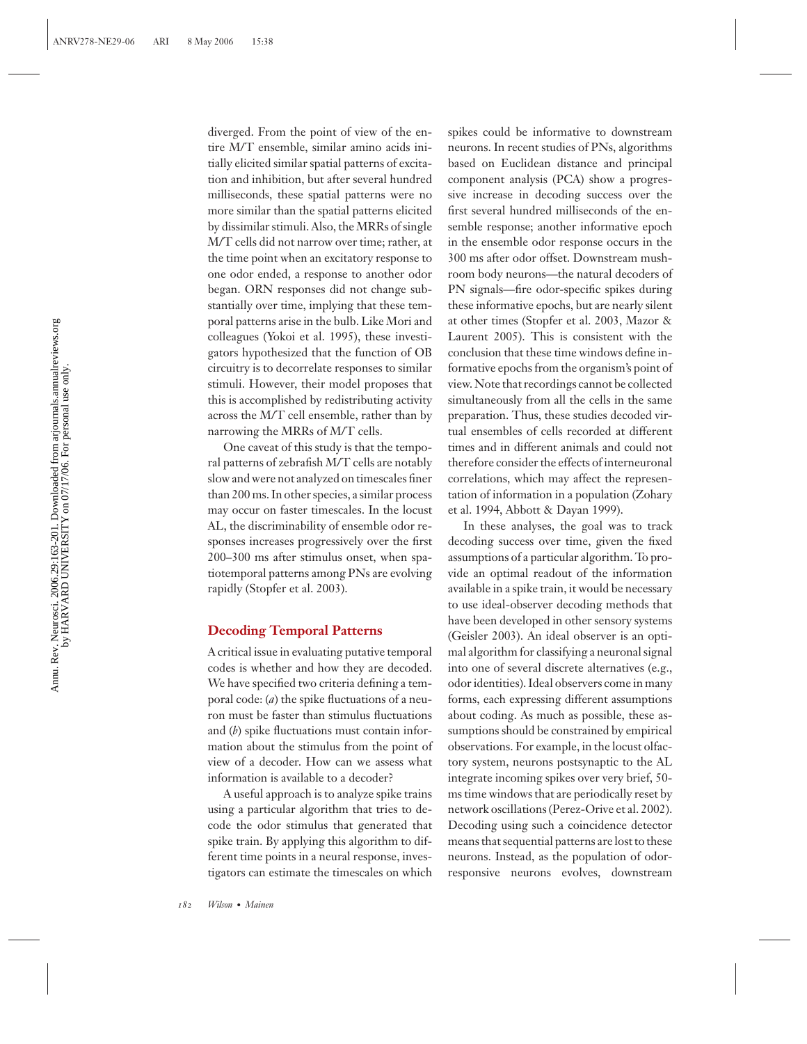diverged. From the point of view of the entire M/T ensemble, similar amino acids initially elicited similar spatial patterns of excitation and inhibition, but after several hundred milliseconds, these spatial patterns were no more similar than the spatial patterns elicited by dissimilar stimuli. Also, the MRRs of single M/T cells did not narrow over time; rather, at the time point when an excitatory response to one odor ended, a response to another odor began. ORN responses did not change substantially over time, implying that these temporal patterns arise in the bulb. Like Mori and colleagues (Yokoi et al. 1995), these investigators hypothesized that the function of OB circuitry is to decorrelate responses to similar stimuli. However, their model proposes that this is accomplished by redistributing activity across the M/T cell ensemble, rather than by narrowing the MRRs of M/T cells.

One caveat of this study is that the temporal patterns of zebrafish M/T cells are notably slow and were not analyzed on timescales finer than 200 ms. In other species, a similar process may occur on faster timescales. In the locust AL, the discriminability of ensemble odor responses increases progressively over the first 200–300 ms after stimulus onset, when spatiotemporal patterns among PNs are evolving rapidly (Stopfer et al. 2003).

## Decoding Temporal Patterns

A critical issue in evaluating putative temporal codes is whether and how they are decoded. We have specified two criteria defining a temporal code: (*a*) the spike fluctuations of a neuron must be faster than stimulus fluctuations and (*b*) spike fluctuations must contain information about the stimulus from the point of view of a decoder. How can we assess what information is available to a decoder?

A useful approach is to analyze spike trains using a particular algorithm that tries to decode the odor stimulus that generated that spike train. By applying this algorithm to different time points in a neural response, investigators can estimate the timescales on which spikes could be informative to downstream neurons. In recent studies of PNs, algorithms based on Euclidean distance and principal component analysis (PCA) show a progressive increase in decoding success over the first several hundred milliseconds of the ensemble response; another informative epoch in the ensemble odor response occurs in the 300 ms after odor offset. Downstream mushroom body neurons—the natural decoders of PN signals—fire odor-specific spikes during these informative epochs, but are nearly silent at other times (Stopfer et al. 2003, Mazor & Laurent 2005). This is consistent with the conclusion that these time windows define informative epochs from the organism's point of view. Note that recordings cannot be collected simultaneously from all the cells in the same preparation. Thus, these studies decoded virtual ensembles of cells recorded at different times and in different animals and could not therefore consider the effects of interneuronal correlations, which may affect the representation of information in a population (Zohary et al. 1994, Abbott & Dayan 1999).

In these analyses, the goal was to track decoding success over time, given the fixed assumptions of a particular algorithm. To provide an optimal readout of the information available in a spike train, it would be necessary to use ideal-observer decoding methods that have been developed in other sensory systems (Geisler 2003). An ideal observer is an optimal algorithm for classifying a neuronal signal into one of several discrete alternatives (e.g., odor identities). Ideal observers come in many forms, each expressing different assumptions about coding. As much as possible, these assumptions should be constrained by empirical observations. For example, in the locust olfactory system, neurons postsynaptic to the AL integrate incoming spikes over very brief, 50-ms time windows that are periodically reset by network oscillations (Perez-Orive et al. 2002). Decoding using such a coincidence detector means that sequential patterns are lost to these neurons. Instead, as the population of odor-responsive neurons evolves, downstream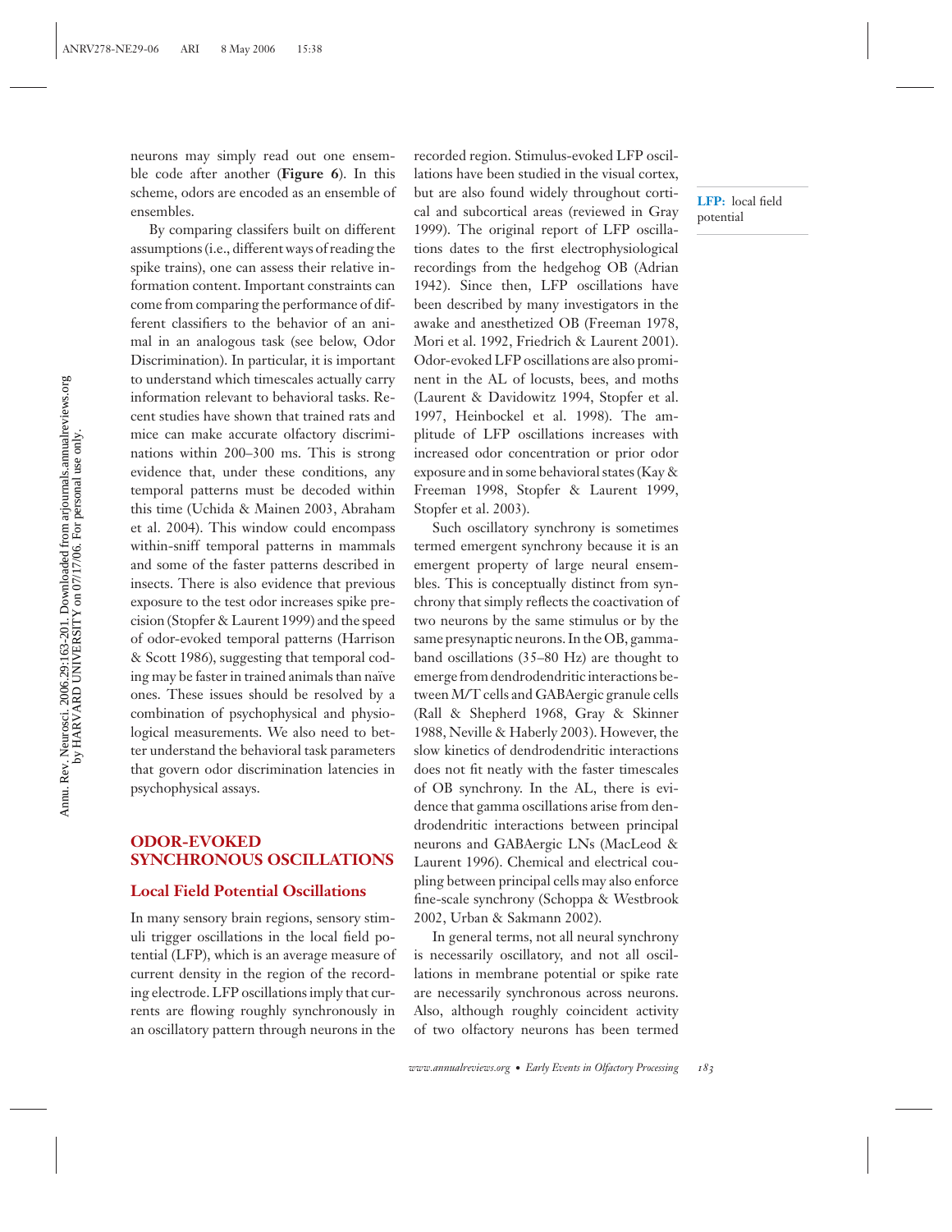neurons may simply read out one ensemble code after another (**Figure 6**). In this scheme, odors are encoded as an ensemble of ensembles.

By comparing classifers built on different assumptions (i.e., different ways of reading the spike trains), one can assess their relative information content. Important constraints can come from comparing the performance of different classifiers to the behavior of an animal in an analogous task (see below, Odor Discrimination). In particular, it is important to understand which timescales actually carry information relevant to behavioral tasks. Recent studies have shown that trained rats and mice can make accurate olfactory discriminations within 200–300 ms. This is strong evidence that, under these conditions, any temporal patterns must be decoded within this time (Uchida & Mainen 2003, Abraham et al. 2004). This window could encompass within-sniff temporal patterns in mammals and some of the faster patterns described in insects. There is also evidence that previous exposure to the test odor increases spike precision (Stopfer & Laurent 1999) and the speed of odor-evoked temporal patterns (Harrison & Scott 1986), suggesting that temporal coding may be faster in trained animals than naïve ones. These issues should be resolved by a combination of psychophysical and physiological measurements. We also need to better understand the behavioral task parameters that govern odor discrimination latencies in psychophysical assays.

## ODOR-EVOKED SYNCHRONOUS OSCILLATIONS

### Local Field Potential Oscillations

In many sensory brain regions, sensory stimuli trigger oscillations in the local field potential (LFP), which is an average measure of current density in the region of the recording electrode. LFP oscillations imply that currents are flowing roughly synchronously in an oscillatory pattern through neurons in the recorded region. Stimulus-evoked LFP oscillations have been studied in the visual cortex, but are also found widely throughout cortical and subcortical areas (reviewed in Gray 1999). The original report of LFP oscillations dates to the first electrophysiological recordings from the hedgehog OB (Adrian 1942). Since then, LFP oscillations have been described by many investigators in the awake and anesthetized OB (Freeman 1978, Mori et al. 1992, Friedrich & Laurent 2001). Odor-evoked LFP oscillations are also prominent in the AL of locusts, bees, and moths (Laurent & Davidowitz 1994, Stopfer et al. 1997, Heinbockel et al. 1998). The amplitude of LFP oscillations increases with increased odor concentration or prior odor exposure and in some behavioral states (Kay & Freeman 1998, Stopfer & Laurent 1999, Stopfer et al. 2003).

**LFP:** local field potential

Such oscillatory synchrony is sometimes termed emergent synchrony because it is an emergent property of large neural ensembles. This is conceptually distinct from synchrony that simply reflects the coactivation of two neurons by the same stimulus or by the same presynaptic neurons. In the OB, gamma-band oscillations (35–80 Hz) are thought to emerge from dendrodendritic interactions between M/T cells and GABAergic granule cells (Rall & Shepherd 1968, Gray & Skinner 1988, Neville & Haberly 2003). However, the slow kinetics of dendrodendritic interactions does not fit neatly with the faster timescales of OB synchrony. In the AL, there is evidence that gamma oscillations arise from dendrodendritic interactions between principal neurons and GABAergic LNs (MacLeod & Laurent 1996). Chemical and electrical coupling between principal cells may also enforce fine-scale synchrony (Schoppa & Westbrook 2002, Urban & Sakmann 2002).

In general terms, not all neural synchrony is necessarily oscillatory, and not all oscillations in membrane potential or spike rate are necessarily synchronous across neurons. Also, although roughly coincident activity of two olfactory neurons has been termed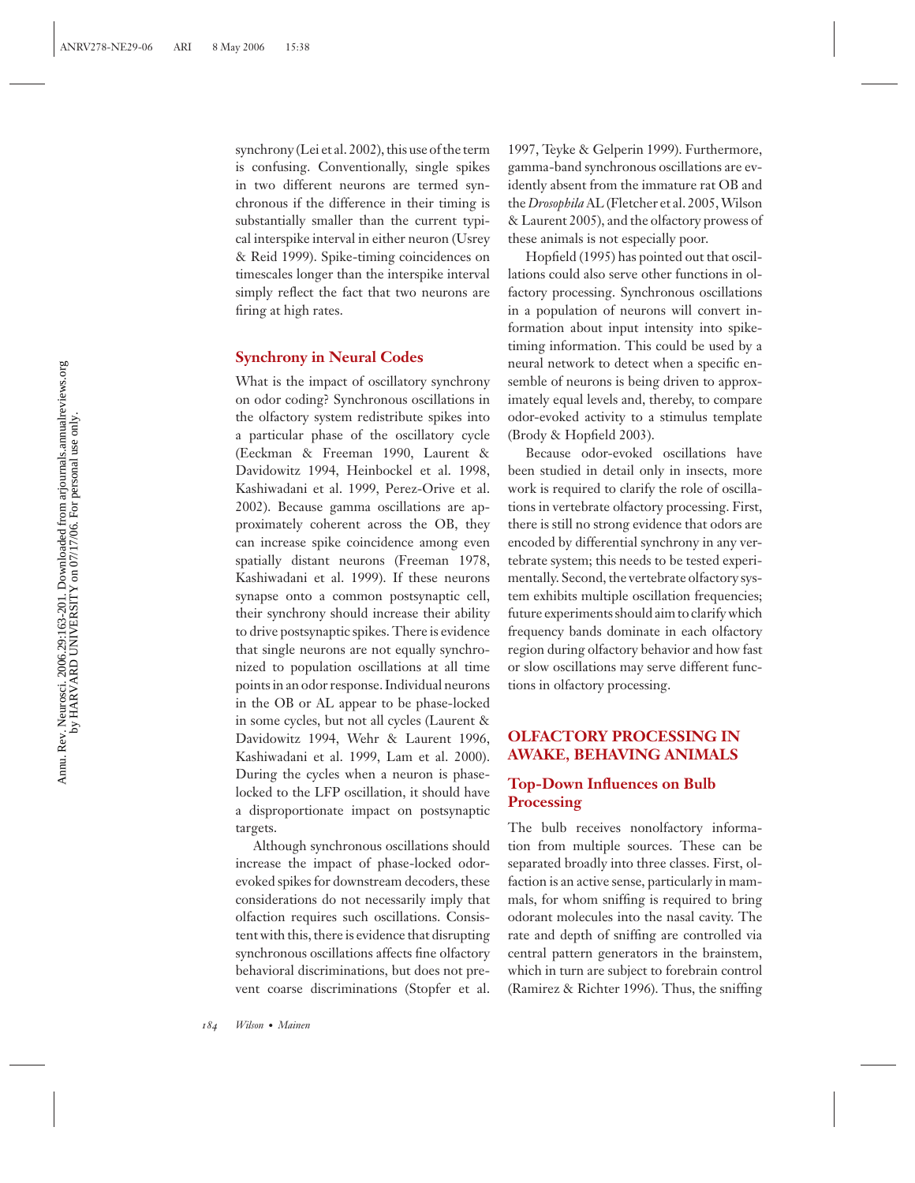synchrony (Lei et al. 2002), this use of the term is confusing. Conventionally, single spikes in two different neurons are termed synchronous if the difference in their timing is substantially smaller than the current typical interspike interval in either neuron (Usrey & Reid 1999). Spike-timing coincidences on timescales longer than the interspike interval simply reflect the fact that two neurons are firing at high rates.

## Synchrony in Neural Codes

What is the impact of oscillatory synchrony on odor coding? Synchronous oscillations in the olfactory system redistribute spikes into a particular phase of the oscillatory cycle (Eeckman & Freeman 1990, Laurent & Davidowitz 1994, Heinbockel et al. 1998, Kashiwadani et al. 1999, Perez-Orive et al. 2002). Because gamma oscillations are approximately coherent across the OB, they can increase spike coincidence among even spatially distant neurons (Freeman 1978, Kashiwadani et al. 1999). If these neurons synapse onto a common postsynaptic cell, their synchrony should increase their ability to drive postsynaptic spikes. There is evidence that single neurons are not equally synchronized to population oscillations at all time points in an odor response. Individual neurons in the OB or AL appear to be phase-locked in some cycles, but not all cycles (Laurent & Davidowitz 1994, Wehr & Laurent 1996, Kashiwadani et al. 1999, Lam et al. 2000). During the cycles when a neuron is phase-locked to the LFP oscillation, it should have a disproportionate impact on postsynaptic targets.

Although synchronous oscillations should increase the impact of phase-locked odor-evoked spikes for downstream decoders, these considerations do not necessarily imply that olfaction requires such oscillations. Consistent with this, there is evidence that disrupting synchronous oscillations affects fine olfactory behavioral discriminations, but does not prevent coarse discriminations (Stopfer et al. 1997, Teyke & Gelperin 1999). Furthermore, gamma-band synchronous oscillations are evidently absent from the immature rat OB and the *Drosophila* AL (Fletcher et al. 2005, Wilson & Laurent 2005), and the olfactory prowess of these animals is not especially poor.

Hopfield (1995) has pointed out that oscillations could also serve other functions in olfactory processing. Synchronous oscillations in a population of neurons will convert information about input intensity into spike-timing information. This could be used by a neural network to detect when a specific ensemble of neurons is being driven to approximately equal levels and, thereby, to compare odor-evoked activity to a stimulus template (Brody & Hopfield 2003).

Because odor-evoked oscillations have been studied in detail only in insects, more work is required to clarify the role of oscillations in vertebrate olfactory processing. First, there is still no strong evidence that odors are encoded by differential synchrony in any vertebrate system; this needs to be tested experimentally. Second, the vertebrate olfactory system exhibits multiple oscillation frequencies; future experiments should aim to clarify which frequency bands dominate in each olfactory region during olfactory behavior and how fast or slow oscillations may serve different functions in olfactory processing.

# OLFACTORY PROCESSING IN AWAKE, BEHAVING ANIMALS

## Top-Down Influences on Bulb Processing

The bulb receives nonolfactory information from multiple sources. These can be separated broadly into three classes. First, olfaction is an active sense, particularly in mammals, for whom sniffing is required to bring odorant molecules into the nasal cavity. The rate and depth of sniffing are controlled via central pattern generators in the brainstem, which in turn are subject to forebrain control (Ramirez & Richter 1996). Thus, the sniffing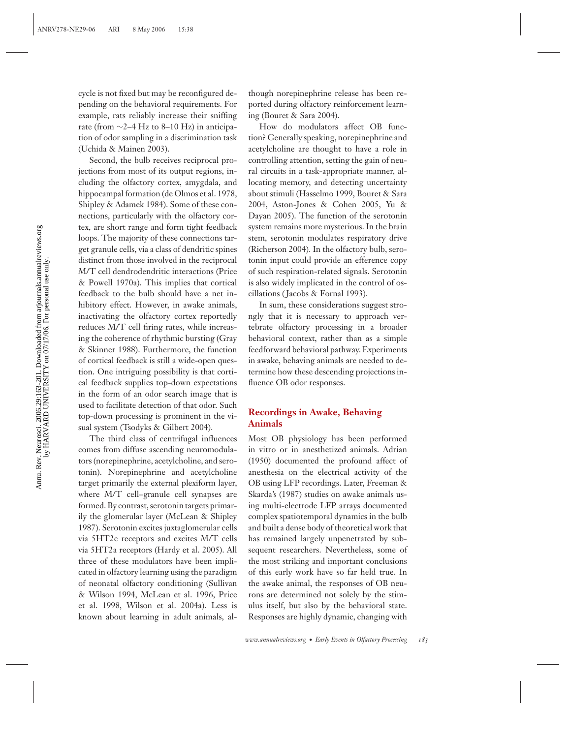cycle is not fixed but may be reconfigured depending on the behavioral requirements. For example, rats reliably increase their sniffing rate (from ∼2–4 Hz to 8–10 Hz) in anticipation of odor sampling in a discrimination task (Uchida & Mainen 2003).

Second, the bulb receives reciprocal projections from most of its output regions, including the olfactory cortex, amygdala, and hippocampal formation (de Olmos et al. 1978, Shipley & Adamek 1984). Some of these connections, particularly with the olfactory cortex, are short range and form tight feedback loops. The majority of these connections target granule cells, via a class of dendritic spines distinct from those involved in the reciprocal M/T cell dendrodendritic interactions (Price & Powell 1970a). This implies that cortical feedback to the bulb should have a net inhibitory effect. However, in awake animals, inactivating the olfactory cortex reportedly reduces M/T cell firing rates, while increasing the coherence of rhythmic bursting (Gray & Skinner 1988). Furthermore, the function of cortical feedback is still a wide-open question. One intriguing possibility is that cortical feedback supplies top-down expectations in the form of an odor search image that is used to facilitate detection of that odor. Such top-down processing is prominent in the visual system (Tsodyks & Gilbert 2004).

The third class of centrifugal influences comes from diffuse ascending neuromodulators (norepinephrine, acetylcholine, and serotonin). Norepinephrine and acetylcholine target primarily the external plexiform layer, where M/T cell–granule cell synapses are formed. By contrast, serotonin targets primarily the glomerular layer (McLean & Shipley 1987). Serotonin excites juxtaglomerular cells via 5HT2c receptors and excites M/T cells via 5HT2a receptors (Hardy et al. 2005). All three of these modulators have been implicated in olfactory learning using the paradigm of neonatal olfactory conditioning (Sullivan & Wilson 1994, McLean et al. 1996, Price et al. 1998, Wilson et al. 2004a). Less is known about learning in adult animals, although norepinephrine release has been reported during olfactory reinforcement learning (Bouret & Sara 2004).

How do modulators affect OB function? Generally speaking, norepinephrine and acetylcholine are thought to have a role in controlling attention, setting the gain of neural circuits in a task-appropriate manner, allocating memory, and detecting uncertainty about stimuli (Hasselmo 1999, Bouret & Sara 2004, Aston-Jones & Cohen 2005, Yu & Dayan 2005). The function of the serotonin system remains more mysterious. In the brain stem, serotonin modulates respiratory drive (Richerson 2004). In the olfactory bulb, serotonin input could provide an efference copy of such respiration-related signals. Serotonin is also widely implicated in the control of oscillations (Jacobs & Fornal 1993).

In sum, these considerations suggest strongly that it is necessary to approach vertebrate olfactory processing in a broader behavioral context, rather than as a simple feedforward behavioral pathway. Experiments in awake, behaving animals are needed to determine how these descending projections influence OB odor responses.

## Recordings in Awake, Behaving Animals

Most OB physiology has been performed in vitro or in anesthetized animals. Adrian (1950) documented the profound affect of anesthesia on the electrical activity of the OB using LFP recordings. Later, Freeman & Skarda's (1987) studies on awake animals using multi-electrode LFP arrays documented complex spatiotemporal dynamics in the bulb and built a dense body of theoretical work that has remained largely unpenetrated by subsequent researchers. Nevertheless, some of the most striking and important conclusions of this early work have so far held true. In the awake animal, the responses of OB neurons are determined not solely by the stimulus itself, but also by the behavioral state. Responses are highly dynamic, changing with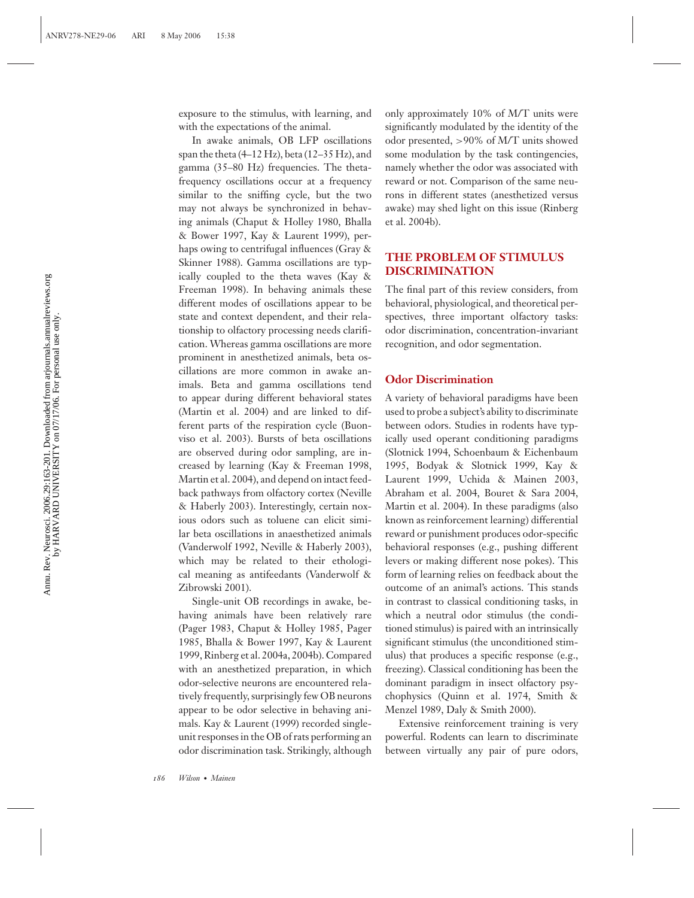exposure to the stimulus, with learning, and with the expectations of the animal.

In awake animals, OB LFP oscillations span the theta (4–12 Hz), beta (12–35 Hz), and gamma (35–80 Hz) frequencies. The theta-frequency oscillations occur at a frequency similar to the sniffing cycle, but the two may not always be synchronized in behaving animals (Chaput & Holley 1980, Bhalla & Bower 1997, Kay & Laurent 1999), perhaps owing to centrifugal influences (Gray & Skinner 1988). Gamma oscillations are typically coupled to the theta waves (Kay & Freeman 1998). In behaving animals these different modes of oscillations appear to be state and context dependent, and their relationship to olfactory processing needs clarification. Whereas gamma oscillations are more prominent in anesthetized animals, beta oscillations are more common in awake animals. Beta and gamma oscillations tend to appear during different behavioral states (Martin et al. 2004) and are linked to different parts of the respiration cycle (Buonviso et al. 2003). Bursts of beta oscillations are observed during odor sampling, are increased by learning (Kay & Freeman 1998, Martin et al. 2004), and depend on intact feedback pathways from olfactory cortex (Neville & Haberly 2003). Interestingly, certain noxious odors such as toluene can elicit similar beta oscillations in anaesthetized animals (Vanderwolf 1992, Neville & Haberly 2003), which may be related to their ethological meaning as antifeedants (Vanderwolf & Zibrowski 2001).

Single-unit OB recordings in awake, behaving animals have been relatively rare (Pager 1983, Chaput & Holley 1985, Pager 1985, Bhalla & Bower 1997, Kay & Laurent 1999, Rinberg et al. 2004a, 2004b). Compared with an anesthetized preparation, in which odor-selective neurons are encountered relatively frequently, surprisingly few OB neurons appear to be odor selective in behaving animals. Kay & Laurent (1999) recorded single-unit responses in the OB of rats performing an odor discrimination task. Strikingly, although only approximately 10% of M/T units were significantly modulated by the identity of the odor presented, >90% of M/T units showed some modulation by the task contingencies, namely whether the odor was associated with reward or not. Comparison of the same neurons in different states (anesthetized versus awake) may shed light on this issue (Rinberg et al. 2004b).

## THE PROBLEM OF STIMULUS DISCRIMINATION

The final part of this review considers, from behavioral, physiological, and theoretical perspectives, three important olfactory tasks: odor discrimination, concentration-invariant recognition, and odor segmentation.

### Odor Discrimination

A variety of behavioral paradigms have been used to probe a subject's ability to discriminate between odors. Studies in rodents have typically used operant conditioning paradigms (Slotnick 1994, Schoenbaum & Eichenbaum 1995, Bodyak & Slotnick 1999, Kay & Laurent 1999, Uchida & Mainen 2003, Abraham et al. 2004, Bouret & Sara 2004, Martin et al. 2004). In these paradigms (also known as reinforcement learning) differential reward or punishment produces odor-specific behavioral responses (e.g., pushing different levers or making different nose pokes). This form of learning relies on feedback about the outcome of an animal's actions. This stands in contrast to classical conditioning tasks, in which a neutral odor stimulus (the conditioned stimulus) is paired with an intrinsically significant stimulus (the unconditioned stimulus) that produces a specific response (e.g., freezing). Classical conditioning has been the dominant paradigm in insect olfactory psychophysics (Quinn et al. 1974, Smith & Menzel 1989, Daly & Smith 2000).

Extensive reinforcement training is very powerful. Rodents can learn to discriminate between virtually any pair of pure odors,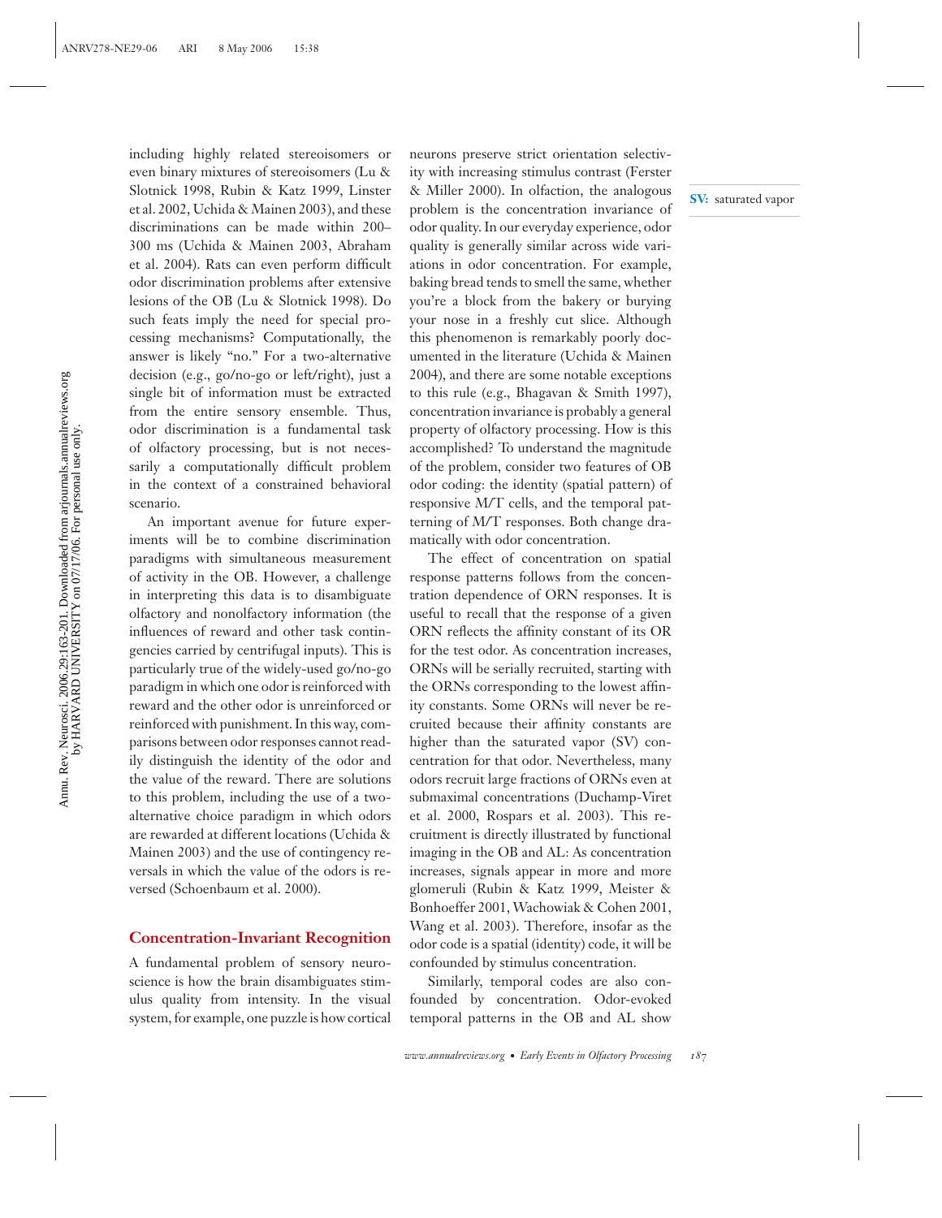including highly related stereoisomers or even binary mixtures of stereoisomers (Lu & Slotnick 1998, Rubin & Katz 1999, Linster et al. 2002, Uchida & Mainen 2003), and these discriminations can be made within 200–300 ms (Uchida & Mainen 2003, Abraham et al. 2004). Rats can even perform difficult odor discrimination problems after extensive lesions of the OB (Lu & Slotnick 1998). Do such feats imply the need for special processing mechanisms? Computationally, the answer is likely "no." For a two-alternative decision (e.g., go/no-go or left/right), just a single bit of information must be extracted from the entire sensory ensemble. Thus, odor discrimination is a fundamental task of olfactory processing, but is not necessarily a computationally difficult problem in the context of a constrained behavioral scenario.

An important avenue for future experiments will be to combine discrimination paradigms with simultaneous measurement of activity in the OB. However, a challenge in interpreting this data is to disambiguate olfactory and nonolfactory information (the influences of reward and other task contingencies carried by centrifugal inputs). This is particularly true of the widely-used go/no-go paradigm in which one odor is reinforced with reward and the other odor is unreinforced or reinforced with punishment. In this way, comparisons between odor responses cannot readily distinguish the identity of the odor and the value of the reward. There are solutions to this problem, including the use of a two-alternative choice paradigm in which odors are rewarded at different locations (Uchida & Mainen 2003) and the use of contingency reversals in which the value of the odors is reversed (Schoenbaum et al. 2000).

## Concentration-Invariant Recognition

A fundamental problem of sensory neuroscience is how the brain disambiguates stimulus quality from intensity. In the visual system, for example, one puzzle is how cortical neurons preserve strict orientation selectivity with increasing stimulus contrast (Ferster & Miller 2000). In olfaction, the analogous problem is the concentration invariance of odor quality. In our everyday experience, odor quality is generally similar across wide variations in odor concentration. For example, baking bread tends to smell the same, whether you're a block from the bakery or burying your nose in a freshly cut slice. Although this phenomenon is remarkably poorly documented in the literature (Uchida & Mainen 2004), and there are some notable exceptions to this rule (e.g., Bhagavan & Smith 1997), concentration invariance is probably a general property of olfactory processing. How is this accomplished? To understand the magnitude of the problem, consider two features of OB odor coding: the identity (spatial pattern) of responsive M/T cells, and the temporal patterning of M/T responses. Both change dramatically with odor concentration.

**SV:** saturated vapor

The effect of concentration on spatial response patterns follows from the concentration dependence of ORN responses. It is useful to recall that the response of a given ORN reflects the affinity constant of its OR for the test odor. As concentration increases, ORNs will be serially recruited, starting with the ORNs corresponding to the lowest affinity constants. Some ORNs will never be recruited because their affinity constants are higher than the saturated vapor (SV) concentration for that odor. Nevertheless, many odors recruit large fractions of ORNs even at submaximal concentrations (Duchamp-Viret et al. 2000, Rospars et al. 2003). This recruitment is directly illustrated by functional imaging in the OB and AL: As concentration increases, signals appear in more and more glomeruli (Rubin & Katz 1999, Meister & Bonhoeffer 2001, Wachowiak & Cohen 2001, Wang et al. 2003). Therefore, insofar as the odor code is a spatial (identity) code, it will be confounded by stimulus concentration.

Similarly, temporal codes are also confounded by concentration. Odor-evoked temporal patterns in the OB and AL show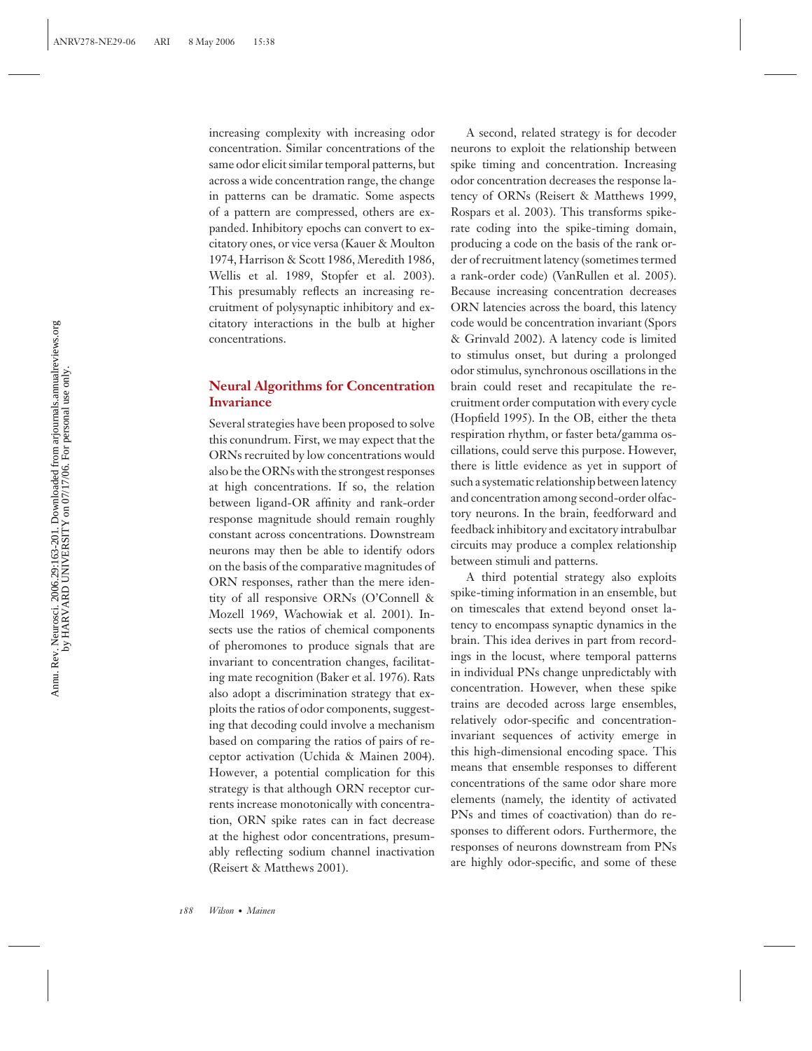increasing complexity with increasing odor concentration. Similar concentrations of the same odor elicit similar temporal patterns, but across a wide concentration range, the change in patterns can be dramatic. Some aspects of a pattern are compressed, others are expanded. Inhibitory epochs can convert to excitatory ones, or vice versa (Kauer & Moulton 1974, Harrison & Scott 1986, Meredith 1986, Wellis et al. 1989, Stopfer et al. 2003). This presumably reflects an increasing recruitment of polysynaptic inhibitory and excitatory interactions in the bulb at higher concentrations.

## Neural Algorithms for Concentration Invariance

Several strategies have been proposed to solve this conundrum. First, we may expect that the ORNs recruited by low concentrations would also be the ORNs with the strongest responses at high concentrations. If so, the relation between ligand-OR affinity and rank-order response magnitude should remain roughly constant across concentrations. Downstream neurons may then be able to identify odors on the basis of the comparative magnitudes of ORN responses, rather than the mere identity of all responsive ORNs (O'Connell & Mozell 1969, Wachowiak et al. 2001). Insects use the ratios of chemical components of pheromones to produce signals that are invariant to concentration changes, facilitating mate recognition (Baker et al. 1976). Rats also adopt a discrimination strategy that exploits the ratios of odor components, suggesting that decoding could involve a mechanism based on comparing the ratios of pairs of receptor activation (Uchida & Mainen 2004). However, a potential complication for this strategy is that although ORN receptor currents increase monotonically with concentration, ORN spike rates can in fact decrease at the highest odor concentrations, presumably reflecting sodium channel inactivation (Reisert & Matthews 2001).

A second, related strategy is for decoder neurons to exploit the relationship between spike timing and concentration. Increasing odor concentration decreases the response latency of ORNs (Reisert & Matthews 1999, Rospars et al. 2003). This transforms spike-rate coding into the spike-timing domain, producing a code on the basis of the rank order of recruitment latency (sometimes termed a rank-order code) (VanRullen et al. 2005). Because increasing concentration decreases ORN latencies across the board, this latency code would be concentration invariant (Spors & Grinvald 2002). A latency code is limited to stimulus onset, but during a prolonged odor stimulus, synchronous oscillations in the brain could reset and recapitulate the recruitment order computation with every cycle (Hopfield 1995). In the OB, either the theta respiration rhythm, or faster beta/gamma oscillations, could serve this purpose. However, there is little evidence as yet in support of such a systematic relationship between latency and concentration among second-order olfactory neurons. In the brain, feedforward and feedback inhibitory and excitatory intrabulbar circuits may produce a complex relationship between stimuli and patterns.

A third potential strategy also exploits spike-timing information in an ensemble, but on timescales that extend beyond onset latency to encompass synaptic dynamics in the brain. This idea derives in part from recordings in the locust, where temporal patterns in individual PNs change unpredictably with concentration. However, when these spike trains are decoded across large ensembles, relatively odor-specific and concentration-invariant sequences of activity emerge in this high-dimensional encoding space. This means that ensemble responses to different concentrations of the same odor share more elements (namely, the identity of activated PNs and times of coactivation) than do responses to different odors. Furthermore, the responses of neurons downstream from PNs are highly odor-specific, and some of these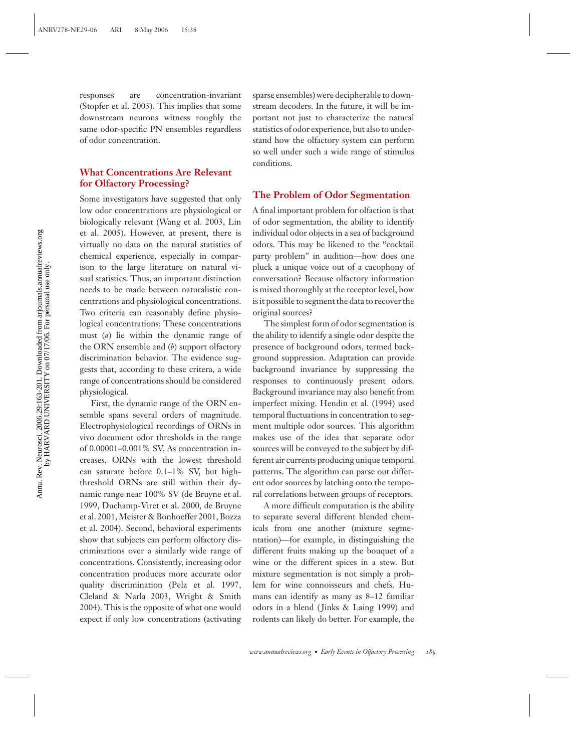responses are concentration-invariant (Stopfer et al. 2003). This implies that some downstream neurons witness roughly the same odor-specific PN ensembles regardless of odor concentration.

### What Concentrations Are Relevant for Olfactory Processing?

Some investigators have suggested that only low odor concentrations are physiological or biologically relevant (Wang et al. 2003, Lin et al. 2005). However, at present, there is virtually no data on the natural statistics of chemical experience, especially in comparison to the large literature on natural visual statistics. Thus, an important distinction needs to be made between naturalistic concentrations and physiological concentrations. Two criteria can reasonably define physiological concentrations: These concentrations must (*a*) lie within the dynamic range of the ORN ensemble and (*b*) support olfactory discrimination behavior. The evidence suggests that, according to these criteria, a wide range of concentrations should be considered physiological.

First, the dynamic range of the ORN ensemble spans several orders of magnitude. Electrophysiological recordings of ORNs in vivo document odor thresholds in the range of 0.00001–0.001% SV. As concentration increases, ORNs with the lowest threshold can saturate before 0.1–1% SV, but high-threshold ORNs are still within their dynamic range near 100% SV (de Bruyne et al. 1999, Duchamp-Viret et al. 2000, de Bruyne et al. 2001, Meister & Bonhoeffer 2001, Bozza et al. 2004). Second, behavioral experiments show that subjects can perform olfactory discriminations over a similarly wide range of concentrations. Consistently, increasing odor concentration produces more accurate odor quality discrimination (Pelz et al. 1997, Cleland & Narla 2003, Wright & Smith 2004). This is the opposite of what one would expect if only low concentrations (activating sparse ensembles) were decipherable to downstream decoders. In the future, it will be important not just to characterize the natural statistics of odor experience, but also to understand how the olfactory system can perform so well under such a wide range of stimulus conditions.

### The Problem of Odor Segmentation

A final important problem for olfaction is that of odor segmentation, the ability to identify individual odor objects in a sea of background odors. This may be likened to the "cocktail party problem" in audition—how does one pluck a unique voice out of a cacophony of conversation? Because olfactory information is mixed thoroughly at the receptor level, how is it possible to segment the data to recover the original sources?

The simplest form of odor segmentation is the ability to identify a single odor despite the presence of background odors, termed background suppression. Adaptation can provide background invariance by suppressing the responses to continuously present odors. Background invariance may also benefit from imperfect mixing. Hendin et al. (1994) used temporal fluctuations in concentration to segment multiple odor sources. This algorithm makes use of the idea that separate odor sources will be conveyed to the subject by different air currents producing unique temporal patterns. The algorithm can parse out different odor sources by latching onto the temporal correlations between groups of receptors.

A more difficult computation is the ability to separate several different blended chemicals from one another (mixture segmentation)—for example, in distinguishing the different fruits making up the bouquet of a wine or the different spices in a stew. But mixture segmentation is not simply a problem for wine connoisseurs and chefs. Humans can identify as many as 8–12 familiar odors in a blend (Jinks & Laing 1999) and rodents can likely do better. For example, the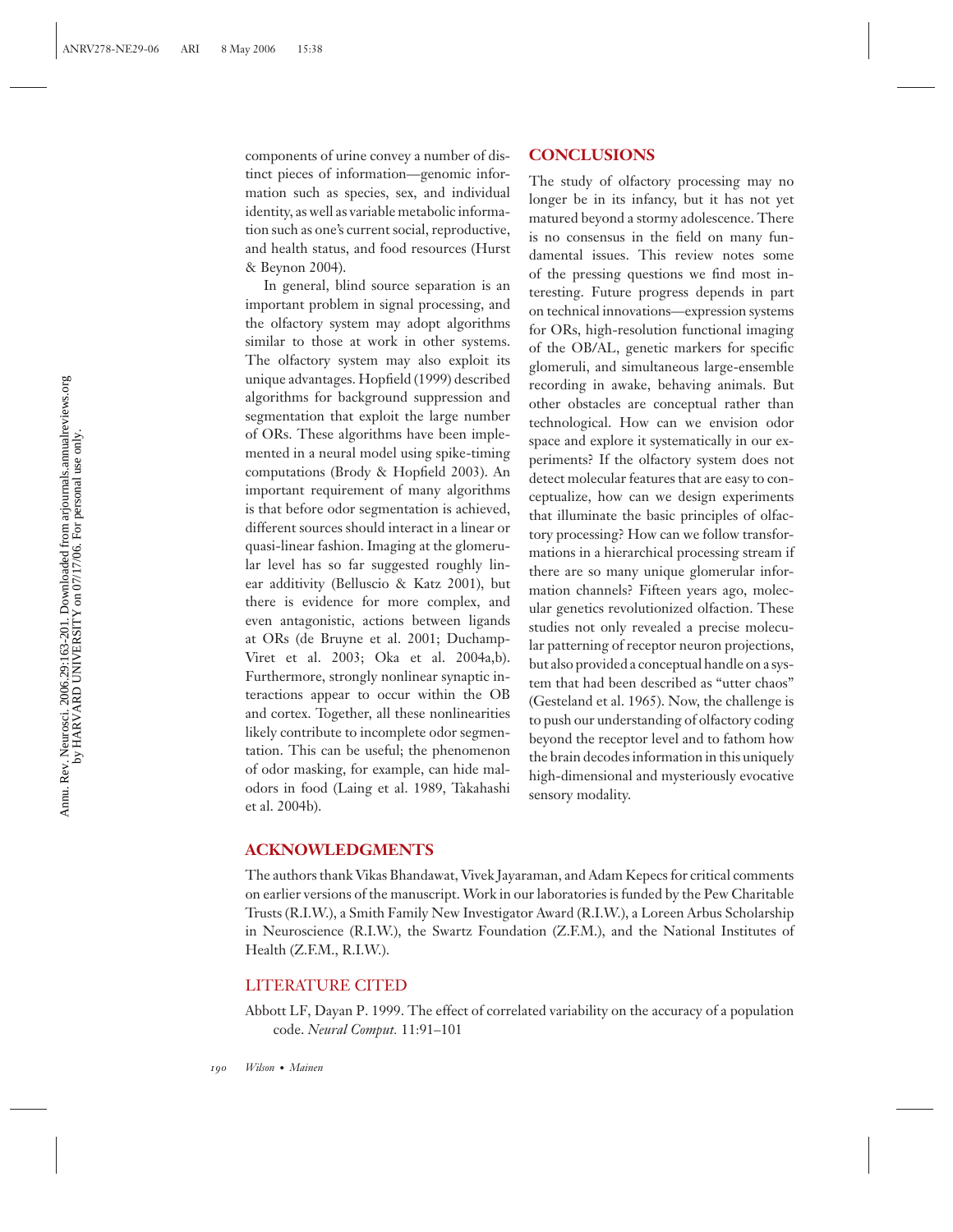components of urine convey a number of distinct pieces of information—genomic information such as species, sex, and individual identity, as well as variable metabolic information such as one's current social, reproductive, and health status, and food resources (Hurst & Beynon 2004).

In general, blind source separation is an important problem in signal processing, and the olfactory system may adopt algorithms similar to those at work in other systems. The olfactory system may also exploit its unique advantages. Hopfield (1999) described algorithms for background suppression and segmentation that exploit the large number of ORs. These algorithms have been implemented in a neural model using spike-timing computations (Brody & Hopfield 2003). An important requirement of many algorithms is that before odor segmentation is achieved, different sources should interact in a linear or quasi-linear fashion. Imaging at the glomerular level has so far suggested roughly linear additivity (Belluscio & Katz 2001), but there is evidence for more complex, and even antagonistic, actions between ligands at ORs (de Bruyne et al. 2001; Duchamp-Viret et al. 2003; Oka et al. 2004a,b). Furthermore, strongly nonlinear synaptic interactions appear to occur within the OB and cortex. Together, all these nonlinearities likely contribute to incomplete odor segmentation. This can be useful; the phenomenon of odor masking, for example, can hide malodors in food (Laing et al. 1989, Takahashi et al. 2004b).

## CONCLUSIONS

The study of olfactory processing may no longer be in its infancy, but it has not yet matured beyond a stormy adolescence. There is no consensus in the field on many fundamental issues. This review notes some of the pressing questions we find most interesting. Future progress depends in part on technical innovations—expression systems for ORs, high-resolution functional imaging of the OB/AL, genetic markers for specific glomeruli, and simultaneous large-ensemble recording in awake, behaving animals. But other obstacles are conceptual rather than technological. How can we envision odor space and explore it systematically in our experiments? If the olfactory system does not detect molecular features that are easy to conceptualize, how can we design experiments that illuminate the basic principles of olfactory processing? How can we follow transformations in a hierarchical processing stream if there are so many unique glomerular information channels? Fifteen years ago, molecular genetics revolutionized olfaction. These studies not only revealed a precise molecular patterning of receptor neuron projections, but also provided a conceptual handle on a system that had been described as "utter chaos" (Gesteland et al. 1965). Now, the challenge is to push our understanding of olfactory coding beyond the receptor level and to fathom how the brain decodes information in this uniquely high-dimensional and mysteriously evocative sensory modality.

## ACKNOWLEDGMENTS

The authors thank Vikas Bhandawat, Vivek Jayaraman, and Adam Kepecs for critical comments on earlier versions of the manuscript. Work in our laboratories is funded by the Pew Charitable Trusts (R.I.W.), a Smith Family New Investigator Award (R.I.W.), a Loreen Arbus Scholarship in Neuroscience (R.I.W.), the Swartz Foundation (Z.F.M.), and the National Institutes of Health (Z.F.M., R.I.W.).

## LITERATURE CITED

Abbott LF, Dayan P. 1999. The effect of correlated variability on the accuracy of a population code. *Neural Comput.* 11:91–101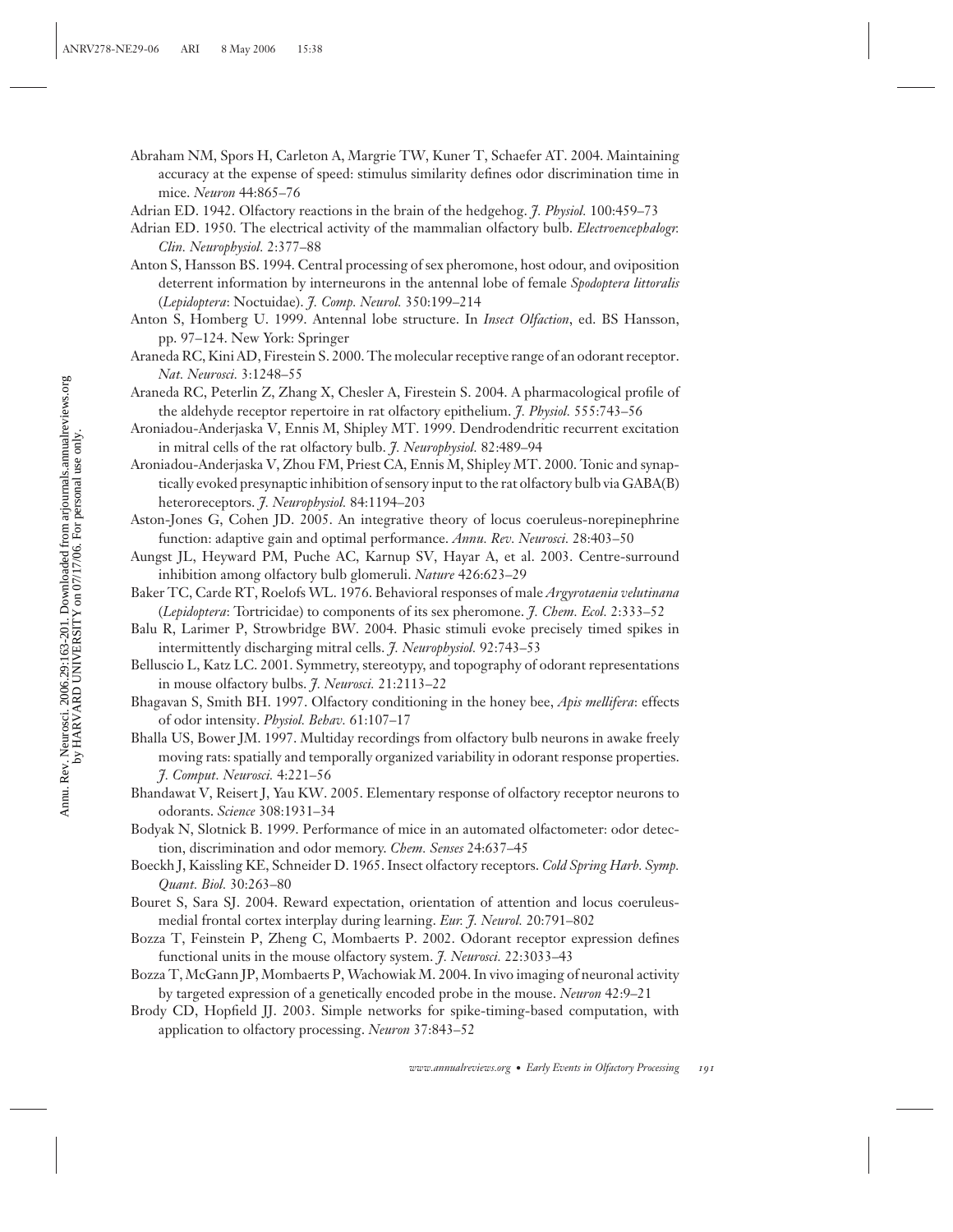Abraham NM, Spors H, Carleton A, Margrie TW, Kuner T, Schaefer AT. 2004. Maintaining accuracy at the expense of speed: stimulus similarity defines odor discrimination time in mice. *Neuron* 44:865–76

Adrian ED. 1942. Olfactory reactions in the brain of the hedgehog. *J. Physiol.* 100:459–73

Adrian ED. 1950. The electrical activity of the mammalian olfactory bulb. *Electroencephalogr. Clin. Neurophysiol.* 2:377–88

Anton S, Hansson BS. 1994. Central processing of sex pheromone, host odour, and oviposition deterrent information by interneurons in the antennal lobe of female *Spodoptera littoralis* (*Lepidoptera*: Noctuidae). *J. Comp. Neurol.* 350:199–214

Anton S, Homberg U. 1999. Antennal lobe structure. In *Insect Olfaction*, ed. BS Hansson, pp. 97–124. New York: Springer

Araneda RC, Kini AD, Firestein S. 2000. The molecular receptive range of an odorant receptor. *Nat. Neurosci.* 3:1248–55

Araneda RC, Peterlin Z, Zhang X, Chesler A, Firestein S. 2004. A pharmacological profile of the aldehyde receptor repertoire in rat olfactory epithelium. *J. Physiol.* 555:743–56

Aroniadou-Anderjaska V, Ennis M, Shipley MT. 1999. Dendrodendritic recurrent excitation in mitral cells of the rat olfactory bulb. *J. Neurophysiol.* 82:489–94

Aroniadou-Anderjaska V, Zhou FM, Priest CA, Ennis M, Shipley MT. 2000. Tonic and synaptically evoked presynaptic inhibition of sensory input to the rat olfactory bulb via GABA(B) heteroreceptors. *J. Neurophysiol.* 84:1194–203

Aston-Jones G, Cohen JD. 2005. An integrative theory of locus coeruleus-norepinephrine function: adaptive gain and optimal performance. *Annu. Rev. Neurosci.* 28:403–50

Aungst JL, Heyward PM, Puche AC, Karnup SV, Hayar A, et al. 2003. Centre-surround inhibition among olfactory bulb glomeruli. *Nature* 426:623–29

Baker TC, Carde RT, Roelofs WL. 1976. Behavioral responses of male *Argyrotaenia velutinana* (*Lepidoptera*: Tortricidae) to components of its sex pheromone. *J. Chem. Ecol.* 2:333–52

Balu R, Larimer P, Strowbridge BW. 2004. Phasic stimuli evoke precisely timed spikes in intermittently discharging mitral cells. *J. Neurophysiol.* 92:743–53

Belluscio L, Katz LC. 2001. Symmetry, stereotypy, and topography of odorant representations in mouse olfactory bulbs. *J. Neurosci.* 21:2113–22

Bhagavan S, Smith BH. 1997. Olfactory conditioning in the honey bee, *Apis mellifera*: effects of odor intensity. *Physiol. Behav.* 61:107–17

Bhalla US, Bower JM. 1997. Multiday recordings from olfactory bulb neurons in awake freely moving rats: spatially and temporally organized variability in odorant response properties. *J. Comput. Neurosci.* 4:221–56

Bhandawat V, Reisert J, Yau KW. 2005. Elementary response of olfactory receptor neurons to odorants. *Science* 308:1931–34

Bodyak N, Slotnick B. 1999. Performance of mice in an automated olfactometer: odor detection, discrimination and odor memory. *Chem. Senses* 24:637–45

Boeckh J, Kaissling KE, Schneider D. 1965. Insect olfactory receptors. *Cold Spring Harb. Symp. Quant. Biol.* 30:263–80

Bouret S, Sara SJ. 2004. Reward expectation, orientation of attention and locus coeruleus-medial frontal cortex interplay during learning. *Eur. J. Neurol.* 20:791–802

Bozza T, Feinstein P, Zheng C, Mombaerts P. 2002. Odorant receptor expression defines functional units in the mouse olfactory system. *J. Neurosci.* 22:3033–43

Bozza T, McGann JP, Mombaerts P, Wachowiak M. 2004. In vivo imaging of neuronal activity by targeted expression of a genetically encoded probe in the mouse. *Neuron* 42:9–21

Brody CD, Hopfield JJ. 2003. Simple networks for spike-timing-based computation, with application to olfactory processing. *Neuron* 37:843–52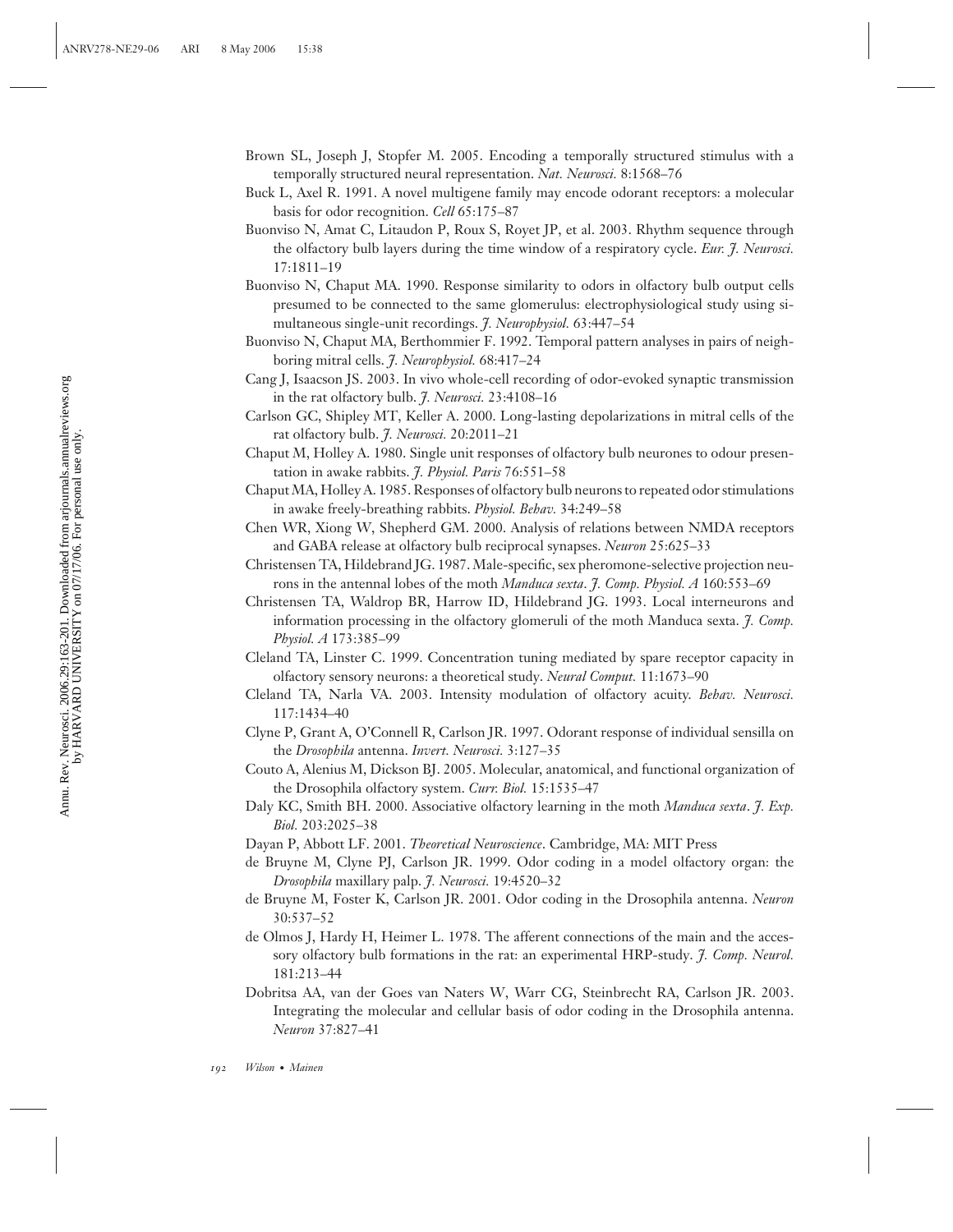Brown SL, Joseph J, Stopfer M. 2005. Encoding a temporally structured stimulus with a temporally structured neural representation. *Nat. Neurosci.* 8:1568–76

Buck L, Axel R. 1991. A novel multigene family may encode odorant receptors: a molecular basis for odor recognition. *Cell* 65:175–87

Buonviso N, Amat C, Litaudon P, Roux S, Royet JP, et al. 2003. Rhythm sequence through the olfactory bulb layers during the time window of a respiratory cycle. *Eur. J. Neurosci.* 17:1811–19

Buonviso N, Chaput MA. 1990. Response similarity to odors in olfactory bulb output cells presumed to be connected to the same glomerulus: electrophysiological study using simultaneous single-unit recordings. *J. Neurophysiol.* 63:447–54

Buonviso N, Chaput MA, Berthommier F. 1992. Temporal pattern analyses in pairs of neighboring mitral cells. *J. Neurophysiol.* 68:417–24

Cang J, Isaacson JS. 2003. In vivo whole-cell recording of odor-evoked synaptic transmission in the rat olfactory bulb. *J. Neurosci.* 23:4108–16

Carlson GC, Shipley MT, Keller A. 2000. Long-lasting depolarizations in mitral cells of the rat olfactory bulb. *J. Neurosci.* 20:2011–21

Chaput M, Holley A. 1980. Single unit responses of olfactory bulb neurones to odour presentation in awake rabbits. *J. Physiol. Paris* 76:551–58

Chaput MA, Holley A. 1985. Responses of olfactory bulb neurons to repeated odor stimulations in awake freely-breathing rabbits. *Physiol. Behav.* 34:249–58

Chen WR, Xiong W, Shepherd GM. 2000. Analysis of relations between NMDA receptors and GABA release at olfactory bulb reciprocal synapses. *Neuron* 25:625–33

Christensen TA, Hildebrand JG. 1987. Male-specific, sex pheromone-selective projection neurons in the antennal lobes of the moth *Manduca sexta*. *J. Comp. Physiol. A* 160:553–69

Christensen TA, Waldrop BR, Harrow ID, Hildebrand JG. 1993. Local interneurons and information processing in the olfactory glomeruli of the moth Manduca sexta. *J. Comp. Physiol. A* 173:385–99

Cleland TA, Linster C. 1999. Concentration tuning mediated by spare receptor capacity in olfactory sensory neurons: a theoretical study. *Neural Comput.* 11:1673–90

Cleland TA, Narla VA. 2003. Intensity modulation of olfactory acuity. *Behav. Neurosci.* 117:1434–40

Clyne P, Grant A, O'Connell R, Carlson JR. 1997. Odorant response of individual sensilla on the *Drosophila* antenna. *Invert. Neurosci.* 3:127–35

Couto A, Alenius M, Dickson BJ. 2005. Molecular, anatomical, and functional organization of the Drosophila olfactory system. *Curr. Biol.* 15:1535–47

Daly KC, Smith BH. 2000. Associative olfactory learning in the moth *Manduca sexta*. *J. Exp. Biol.* 203:2025–38

Dayan P, Abbott LF. 2001. *Theoretical Neuroscience*. Cambridge, MA: MIT Press

de Bruyne M, Clyne PJ, Carlson JR. 1999. Odor coding in a model olfactory organ: the *Drosophila* maxillary palp. *J. Neurosci.* 19:4520–32

de Bruyne M, Foster K, Carlson JR. 2001. Odor coding in the Drosophila antenna. *Neuron* 30:537–52

de Olmos J, Hardy H, Heimer L. 1978. The afferent connections of the main and the accessory olfactory bulb formations in the rat: an experimental HRP-study. *J. Comp. Neurol.* 181:213–44

Dobritsa AA, van der Goes van Naters W, Warr CG, Steinbrecht RA, Carlson JR. 2003. Integrating the molecular and cellular basis of odor coding in the Drosophila antenna. *Neuron* 37:827–41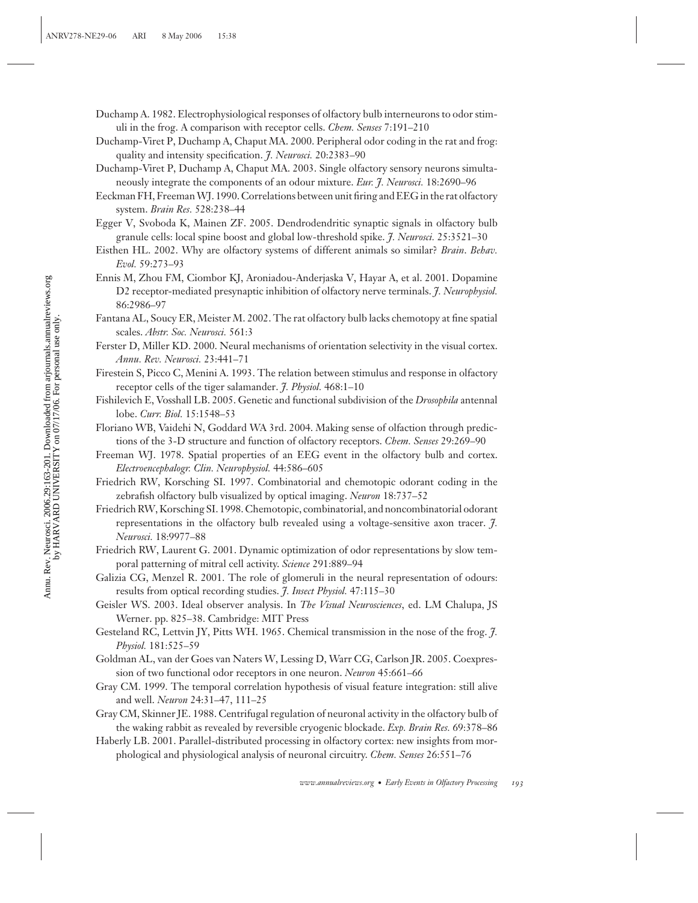Duchamp A. 1982. Electrophysiological responses of olfactory bulb interneurons to odor stimuli in the frog. A comparison with receptor cells. *Chem. Senses* 7:191–210

Duchamp-Viret P, Duchamp A, Chaput MA. 2000. Peripheral odor coding in the rat and frog: quality and intensity specification. *J. Neurosci.* 20:2383–90

Duchamp-Viret P, Duchamp A, Chaput MA. 2003. Single olfactory sensory neurons simultaneously integrate the components of an odour mixture. *Eur. J. Neurosci.* 18:2690–96

Eeckman FH, Freeman WJ. 1990. Correlations between unit firing and EEG in the rat olfactory system. *Brain Res.* 528:238–44

Egger V, Svoboda K, Mainen ZF. 2005. Dendrodendritic synaptic signals in olfactory bulb granule cells: local spine boost and global low-threshold spike. *J. Neurosci.* 25:3521–30

Eisthen HL. 2002. Why are olfactory systems of different animals so similar? *Brain. Behav. Evol.* 59:273–93

Ennis M, Zhou FM, Ciombor KJ, Aroniadou-Anderjaska V, Hayar A, et al. 2001. Dopamine D2 receptor-mediated presynaptic inhibition of olfactory nerve terminals. *J. Neurophysiol.* 86:2986–97

Fantana AL, Soucy ER, Meister M. 2002. The rat olfactory bulb lacks chemotopy at fine spatial scales. *Abstr. Soc. Neurosci.* 561:3

Ferster D, Miller KD. 2000. Neural mechanisms of orientation selectivity in the visual cortex. *Annu. Rev. Neurosci.* 23:441–71

Firestein S, Picco C, Menini A. 1993. The relation between stimulus and response in olfactory receptor cells of the tiger salamander. *J. Physiol.* 468:1–10

Fishilevich E, Vosshall LB. 2005. Genetic and functional subdivision of the *Drosophila* antennal lobe. *Curr. Biol.* 15:1548–53

Floriano WB, Vaidehi N, Goddard WA 3rd. 2004. Making sense of olfaction through predictions of the 3-D structure and function of olfactory receptors. *Chem. Senses* 29:269–90

Freeman WJ. 1978. Spatial properties of an EEG event in the olfactory bulb and cortex. *Electroencephalogr. Clin. Neurophysiol.* 44:586–605

Friedrich RW, Korsching SI. 1997. Combinatorial and chemotopic odorant coding in the zebrafish olfactory bulb visualized by optical imaging. *Neuron* 18:737–52

Friedrich RW, Korsching SI. 1998. Chemotopic, combinatorial, and noncombinatorial odorant representations in the olfactory bulb revealed using a voltage-sensitive axon tracer. *J. Neurosci.* 18:9977–88

Friedrich RW, Laurent G. 2001. Dynamic optimization of odor representations by slow temporal patterning of mitral cell activity. *Science* 291:889–94

Galizia CG, Menzel R. 2001. The role of glomeruli in the neural representation of odours: results from optical recording studies. *J. Insect Physiol.* 47:115–30

Geisler WS. 2003. Ideal observer analysis. In *The Visual Neurosciences*, ed. LM Chalupa, JS Werner. pp. 825–38. Cambridge: MIT Press

Gesteland RC, Lettvin JY, Pitts WH. 1965. Chemical transmission in the nose of the frog. *J. Physiol.* 181:525–59

Goldman AL, van der Goes van Naters W, Lessing D, Warr CG, Carlson JR. 2005. Coexpression of two functional odor receptors in one neuron. *Neuron* 45:661–66

Gray CM. 1999. The temporal correlation hypothesis of visual feature integration: still alive and well. *Neuron* 24:31–47, 111–25

Gray CM, Skinner JE. 1988. Centrifugal regulation of neuronal activity in the olfactory bulb of the waking rabbit as revealed by reversible cryogenic blockade. *Exp. Brain Res.* 69:378–86

Haberly LB. 2001. Parallel-distributed processing in olfactory cortex: new insights from morphological and physiological analysis of neuronal circuitry. *Chem. Senses* 26:551–76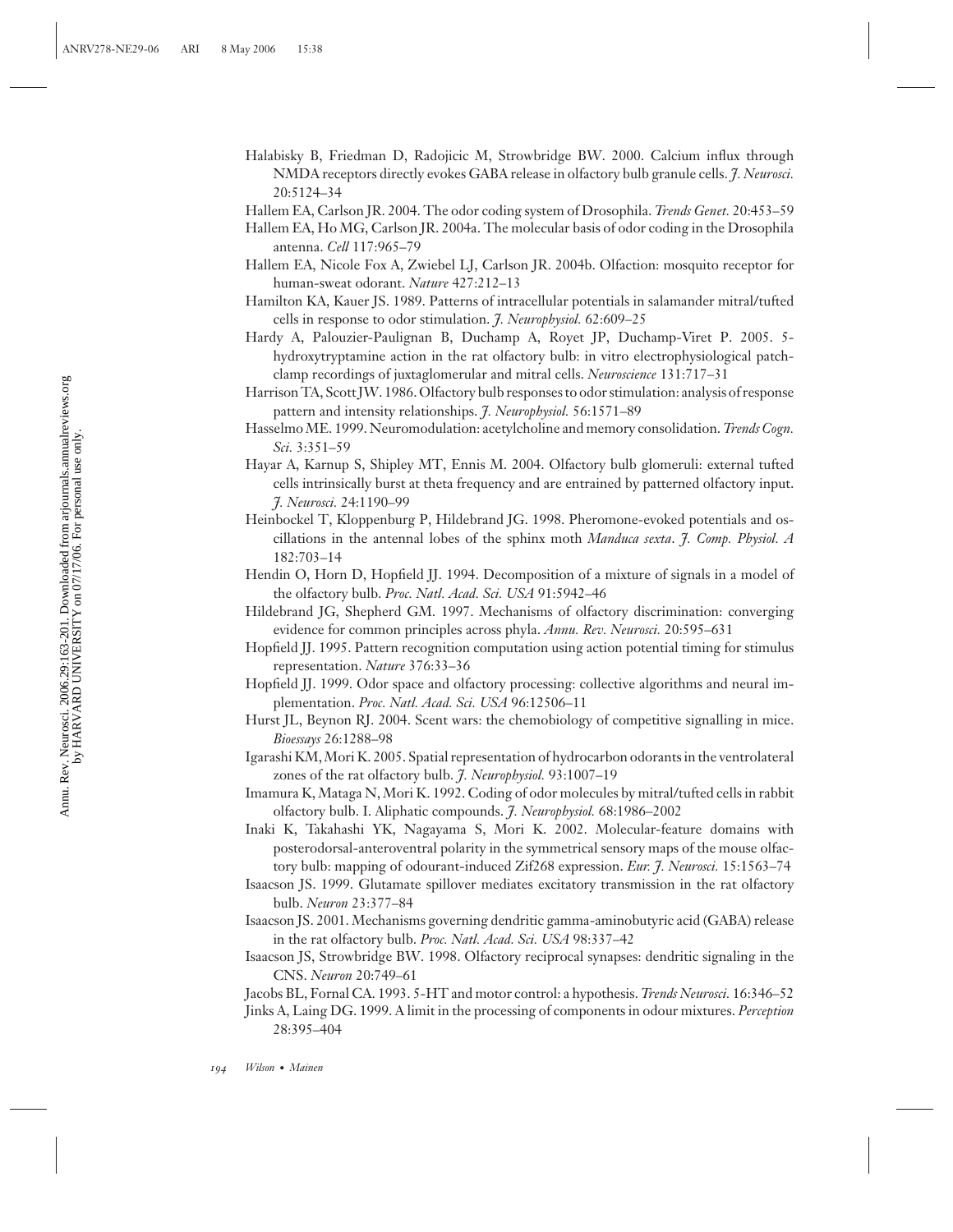Halabisky B, Friedman D, Radojicic M, Strowbridge BW. 2000. Calcium influx through NMDA receptors directly evokes GABA release in olfactory bulb granule cells. *J. Neurosci.* 20:5124–34

Hallem EA, Carlson JR. 2004. The odor coding system of Drosophila. *Trends Genet.* 20:453–59

Hallem EA, Ho MG, Carlson JR. 2004a. The molecular basis of odor coding in the Drosophila antenna. *Cell* 117:965–79

Hallem EA, Nicole Fox A, Zwiebel LJ, Carlson JR. 2004b. Olfaction: mosquito receptor for human-sweat odorant. *Nature* 427:212–13

Hamilton KA, Kauer JS. 1989. Patterns of intracellular potentials in salamander mitral/tufted cells in response to odor stimulation. *J. Neurophysiol.* 62:609–25

Hardy A, Palouzier-Paulignan B, Duchamp A, Royet JP, Duchamp-Viret P. 2005. 5-hydroxytryptamine action in the rat olfactory bulb: in vitro electrophysiological patch-clamp recordings of juxtaglomerular and mitral cells. *Neuroscience* 131:717–31

Harrison TA, Scott JW. 1986. Olfactory bulb responses to odor stimulation: analysis of response pattern and intensity relationships. *J. Neurophysiol.* 56:1571–89

Hasselmo ME. 1999. Neuromodulation: acetylcholine and memory consolidation. *Trends Cogn. Sci.* 3:351–59

Hayar A, Karnup S, Shipley MT, Ennis M. 2004. Olfactory bulb glomeruli: external tufted cells intrinsically burst at theta frequency and are entrained by patterned olfactory input. *J. Neurosci.* 24:1190–99

Heinbockel T, Kloppenburg P, Hildebrand JG. 1998. Pheromone-evoked potentials and oscillations in the antennal lobes of the sphinx moth *Manduca sexta*. *J. Comp. Physiol. A* 182:703–14

Hendin O, Horn D, Hopfield JJ. 1994. Decomposition of a mixture of signals in a model of the olfactory bulb. *Proc. Natl. Acad. Sci. USA* 91:5942–46

Hildebrand JG, Shepherd GM. 1997. Mechanisms of olfactory discrimination: converging evidence for common principles across phyla. *Annu. Rev. Neurosci.* 20:595–631

Hopfield JJ. 1995. Pattern recognition computation using action potential timing for stimulus representation. *Nature* 376:33–36

Hopfield JJ. 1999. Odor space and olfactory processing: collective algorithms and neural implementation. *Proc. Natl. Acad. Sci. USA* 96:12506–11

Hurst JL, Beynon RJ. 2004. Scent wars: the chemobiology of competitive signalling in mice. *Bioessays* 26:1288–98

Igarashi KM, Mori K. 2005. Spatial representation of hydrocarbon odorants in the ventrolateral zones of the rat olfactory bulb. *J. Neurophysiol.* 93:1007–19

Imamura K, Mataga N, Mori K. 1992. Coding of odor molecules by mitral/tufted cells in rabbit olfactory bulb. I. Aliphatic compounds. *J. Neurophysiol.* 68:1986–2002

Inaki K, Takahashi YK, Nagayama S, Mori K. 2002. Molecular-feature domains with posterodorsal-anteroventral polarity in the symmetrical sensory maps of the mouse olfactory bulb: mapping of odourant-induced Zif268 expression. *Eur. J. Neurosci.* 15:1563–74

Isaacson JS. 1999. Glutamate spillover mediates excitatory transmission in the rat olfactory bulb. *Neuron* 23:377–84

Isaacson JS. 2001. Mechanisms governing dendritic gamma-aminobutyric acid (GABA) release in the rat olfactory bulb. *Proc. Natl. Acad. Sci. USA* 98:337–42

Isaacson JS, Strowbridge BW. 1998. Olfactory reciprocal synapses: dendritic signaling in the CNS. *Neuron* 20:749–61

Jacobs BL, Fornal CA. 1993. 5-HT and motor control: a hypothesis. *Trends Neurosci.* 16:346–52

Jinks A, Laing DG. 1999. A limit in the processing of components in odour mixtures. *Perception* 28:395–404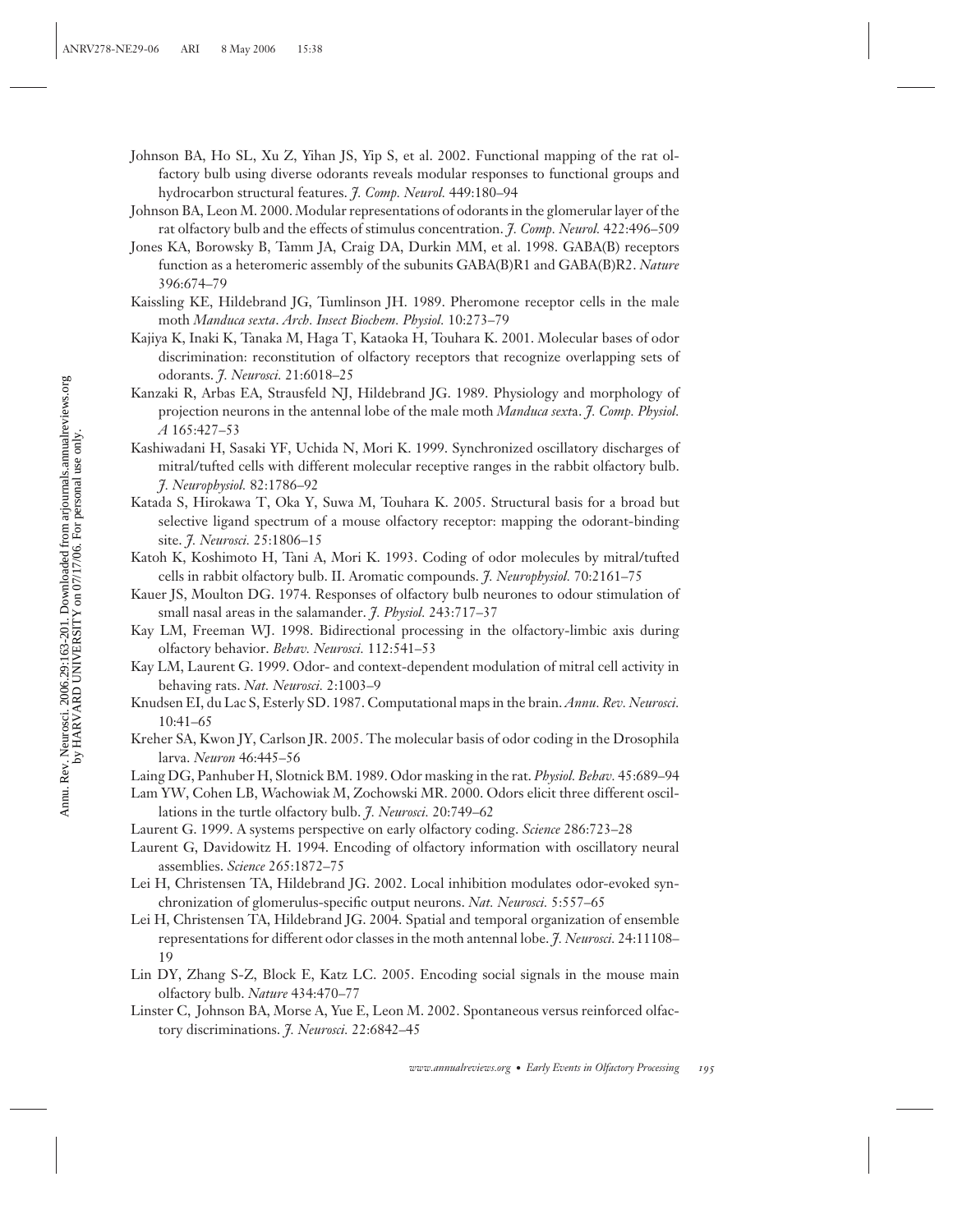Johnson BA, Ho SL, Xu Z, Yihan JS, Yip S, et al. 2002. Functional mapping of the rat olfactory bulb using diverse odorants reveals modular responses to functional groups and hydrocarbon structural features. *J. Comp. Neurol.* 449:180–94

Johnson BA, Leon M. 2000. Modular representations of odorants in the glomerular layer of the rat olfactory bulb and the effects of stimulus concentration. *J. Comp. Neurol.* 422:496–509

Jones KA, Borowsky B, Tamm JA, Craig DA, Durkin MM, et al. 1998. GABA(B) receptors function as a heteromeric assembly of the subunits GABA(B)R1 and GABA(B)R2. *Nature* 396:674–79

Kaissling KE, Hildebrand JG, Tumlinson JH. 1989. Pheromone receptor cells in the male moth *Manduca sexta*. *Arch. Insect Biochem. Physiol.* 10:273–79

Kajiya K, Inaki K, Tanaka M, Haga T, Kataoka H, Touhara K. 2001. Molecular bases of odor discrimination: reconstitution of olfactory receptors that recognize overlapping sets of odorants. *J. Neurosci.* 21:6018–25

Kanzaki R, Arbas EA, Strausfeld NJ, Hildebrand JG. 1989. Physiology and morphology of projection neurons in the antennal lobe of the male moth *Manduca sexta*. *J. Comp. Physiol. A* 165:427–53

Kashiwadani H, Sasaki YF, Uchida N, Mori K. 1999. Synchronized oscillatory discharges of mitral/tufted cells with different molecular receptive ranges in the rabbit olfactory bulb. *J. Neurophysiol.* 82:1786–92

Katada S, Hirokawa T, Oka Y, Suwa M, Touhara K. 2005. Structural basis for a broad but selective ligand spectrum of a mouse olfactory receptor: mapping the odorant-binding site. *J. Neurosci.* 25:1806–15

Katoh K, Koshimoto H, Tani A, Mori K. 1993. Coding of odor molecules by mitral/tufted cells in rabbit olfactory bulb. II. Aromatic compounds. *J. Neurophysiol.* 70:2161–75

Kauer JS, Moulton DG. 1974. Responses of olfactory bulb neurones to odour stimulation of small nasal areas in the salamander. *J. Physiol.* 243:717–37

Kay LM, Freeman WJ. 1998. Bidirectional processing in the olfactory-limbic axis during olfactory behavior. *Behav. Neurosci.* 112:541–53

Kay LM, Laurent G. 1999. Odor- and context-dependent modulation of mitral cell activity in behaving rats. *Nat. Neurosci.* 2:1003–9

Knudsen EI, du Lac S, Esterly SD. 1987. Computational maps in the brain. *Annu. Rev. Neurosci.* 10:41–65

Kreher SA, Kwon JY, Carlson JR. 2005. The molecular basis of odor coding in the Drosophila larva. *Neuron* 46:445–56

Laing DG, Panhuber H, Slotnick BM. 1989. Odor masking in the rat. *Physiol. Behav.* 45:689–94

Lam YW, Cohen LB, Wachowiak M, Zochowski MR. 2000. Odors elicit three different oscillations in the turtle olfactory bulb. *J. Neurosci.* 20:749–62

Laurent G. 1999. A systems perspective on early olfactory coding. *Science* 286:723–28

Laurent G, Davidowitz H. 1994. Encoding of olfactory information with oscillatory neural assemblies. *Science* 265:1872–75

Lei H, Christensen TA, Hildebrand JG. 2002. Local inhibition modulates odor-evoked synchronization of glomerulus-specific output neurons. *Nat. Neurosci.* 5:557–65

Lei H, Christensen TA, Hildebrand JG. 2004. Spatial and temporal organization of ensemble representations for different odor classes in the moth antennal lobe. *J. Neurosci.* 24:11108–19

Lin DY, Zhang S-Z, Block E, Katz LC. 2005. Encoding social signals in the mouse main olfactory bulb. *Nature* 434:470–77

Linster C, Johnson BA, Morse A, Yue E, Leon M. 2002. Spontaneous versus reinforced olfactory discriminations. *J. Neurosci.* 22:6842–45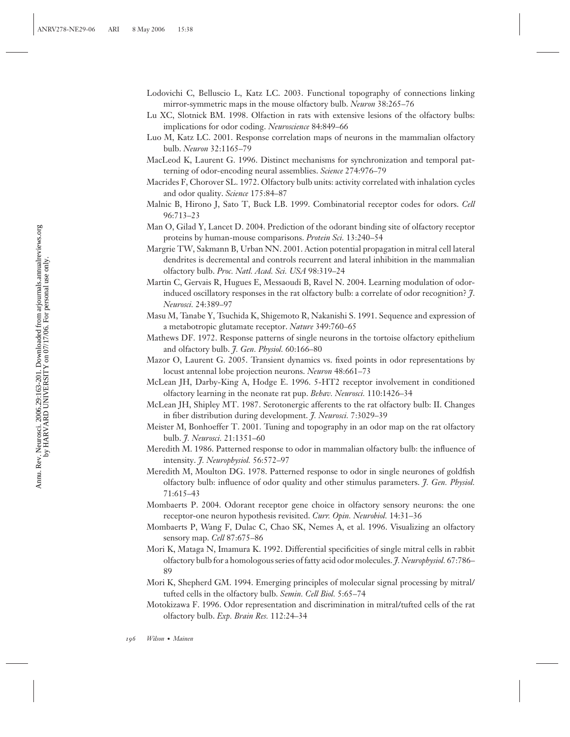Lodovichi C, Belluscio L, Katz LC. 2003. Functional topography of connections linking mirror-symmetric maps in the mouse olfactory bulb. *Neuron* 38:265–76

Lu XC, Slotnick BM. 1998. Olfaction in rats with extensive lesions of the olfactory bulbs: implications for odor coding. *Neuroscience* 84:849–66

Luo M, Katz LC. 2001. Response correlation maps of neurons in the mammalian olfactory bulb. *Neuron* 32:1165–79

MacLeod K, Laurent G. 1996. Distinct mechanisms for synchronization and temporal patterning of odor-encoding neural assemblies. *Science* 274:976–79

Macrides F, Chorover SL. 1972. Olfactory bulb units: activity correlated with inhalation cycles and odor quality. *Science* 175:84–87

Malnic B, Hirono J, Sato T, Buck LB. 1999. Combinatorial receptor codes for odors. *Cell* 96:713–23

Man O, Gilad Y, Lancet D. 2004. Prediction of the odorant binding site of olfactory receptor proteins by human-mouse comparisons. *Protein Sci.* 13:240–54

Margrie TW, Sakmann B, Urban NN. 2001. Action potential propagation in mitral cell lateral dendrites is decremental and controls recurrent and lateral inhibition in the mammalian olfactory bulb. *Proc. Natl. Acad. Sci. USA* 98:319–24

Martin C, Gervais R, Hugues E, Messaoudi B, Ravel N. 2004. Learning modulation of odor-induced oscillatory responses in the rat olfactory bulb: a correlate of odor recognition? *J. Neurosci.* 24:389–97

Masu M, Tanabe Y, Tsuchida K, Shigemoto R, Nakanishi S. 1991. Sequence and expression of a metabotropic glutamate receptor. *Nature* 349:760–65

Mathews DF. 1972. Response patterns of single neurons in the tortoise olfactory epithelium and olfactory bulb. *J. Gen. Physiol.* 60:166–80

Mazor O, Laurent G. 2005. Transient dynamics vs. fixed points in odor representations by locust antennal lobe projection neurons. *Neuron* 48:661–73

McLean JH, Darby-King A, Hodge E. 1996. 5-HT2 receptor involvement in conditioned olfactory learning in the neonate rat pup. *Behav. Neurosci.* 110:1426–34

McLean JH, Shipley MT. 1987. Serotonergic afferents to the rat olfactory bulb: II. Changes in fiber distribution during development. *J. Neurosci.* 7:3029–39

Meister M, Bonhoeffer T. 2001. Tuning and topography in an odor map on the rat olfactory bulb. *J. Neurosci.* 21:1351–60

Meredith M. 1986. Patterned response to odor in mammalian olfactory bulb: the influence of intensity. *J. Neurophysiol.* 56:572–97

Meredith M, Moulton DG. 1978. Patterned response to odor in single neurones of goldfish olfactory bulb: influence of odor quality and other stimulus parameters. *J. Gen. Physiol.* 71:615–43

Mombaerts P. 2004. Odorant receptor gene choice in olfactory sensory neurons: the one receptor-one neuron hypothesis revisited. *Curr. Opin. Neurobiol.* 14:31–36

Mombaerts P, Wang F, Dulac C, Chao SK, Nemes A, et al. 1996. Visualizing an olfactory sensory map. *Cell* 87:675–86

Mori K, Mataga N, Imamura K. 1992. Differential specificities of single mitral cells in rabbit olfactory bulb for a homologous series of fatty acid odor molecules. *J. Neurophysiol.* 67:786–89

Mori K, Shepherd GM. 1994. Emerging principles of molecular signal processing by mitral/tufted cells in the olfactory bulb. *Semin. Cell Biol.* 5:65–74

Motokizawa F. 1996. Odor representation and discrimination in mitral/tufted cells of the rat olfactory bulb. *Exp. Brain Res.* 112:24–34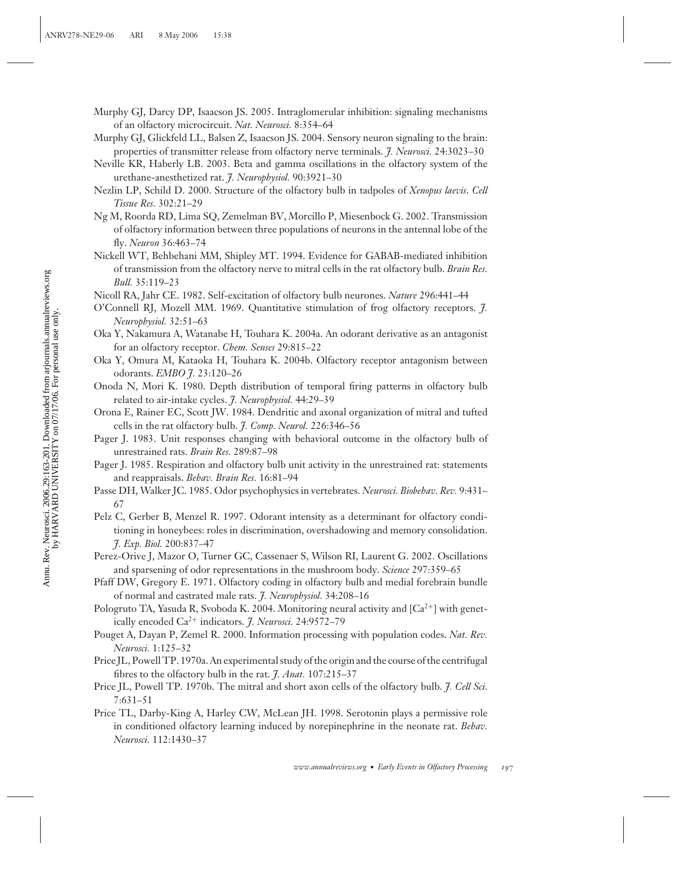Murphy GJ, Darcy DP, Isaacson JS. 2005. Intraglomerular inhibition: signaling mechanisms of an olfactory microcircuit. *Nat. Neurosci.* 8:354–64

Murphy GJ, Glickfeld LL, Balsen Z, Isaacson JS. 2004. Sensory neuron signaling to the brain: properties of transmitter release from olfactory nerve terminals. *J. Neurosci.* 24:3023–30

Neville KR, Haberly LB. 2003. Beta and gamma oscillations in the olfactory system of the urethane-anesthetized rat. *J. Neurophysiol.* 90:3921–30

Nezlin LP, Schild D. 2000. Structure of the olfactory bulb in tadpoles of *Xenopus laevis*. *Cell Tissue Res.* 302:21–29

Ng M, Roorda RD, Lima SQ, Zemelman BV, Morcillo P, Miesenbock G. 2002. Transmission of olfactory information between three populations of neurons in the antennal lobe of the fly. *Neuron* 36:463–74

Nickell WT, Behbehani MM, Shipley MT. 1994. Evidence for GABAB-mediated inhibition of transmission from the olfactory nerve to mitral cells in the rat olfactory bulb. *Brain Res. Bull.* 35:119–23

Nicoll RA, Jahr CE. 1982. Self-excitation of olfactory bulb neurones. *Nature* 296:441–44

O'Connell RJ, Mozell MM. 1969. Quantitative stimulation of frog olfactory receptors. *J. Neurophysiol.* 32:51–63

Oka Y, Nakamura A, Watanabe H, Touhara K. 2004a. An odorant derivative as an antagonist for an olfactory receptor. *Chem. Senses* 29:815–22

Oka Y, Omura M, Kataoka H, Touhara K. 2004b. Olfactory receptor antagonism between odorants. *EMBO J.* 23:120–26

Onoda N, Mori K. 1980. Depth distribution of temporal firing patterns in olfactory bulb related to air-intake cycles. *J. Neurophysiol.* 44:29–39

Orona E, Rainer EC, Scott JW. 1984. Dendritic and axonal organization of mitral and tufted cells in the rat olfactory bulb. *J. Comp. Neurol.* 226:346–56

Pager J. 1983. Unit responses changing with behavioral outcome in the olfactory bulb of unrestrained rats. *Brain Res.* 289:87–98

Pager J. 1985. Respiration and olfactory bulb unit activity in the unrestrained rat: statements and reappraisals. *Behav. Brain Res.* 16:81–94

Passe DH, Walker JC. 1985. Odor psychophysics in vertebrates. *Neurosci. Biobehav. Rev.* 9:431–67

Pelz C, Gerber B, Menzel R. 1997. Odorant intensity as a determinant for olfactory conditioning in honeybees: roles in discrimination, overshadowing and memory consolidation. *J. Exp. Biol.* 200:837–47

Perez-Orive J, Mazor O, Turner GC, Cassenaer S, Wilson RI, Laurent G. 2002. Oscillations and sparsening of odor representations in the mushroom body. *Science* 297:359–65

Pfaff DW, Gregory E. 1971. Olfactory coding in olfactory bulb and medial forebrain bundle of normal and castrated male rats. *J. Neurophysiol.* 34:208–16

Pologruto TA, Yasuda R, Svoboda K. 2004. Monitoring neural activity and $[Ca^{2+}]$ with genetically encoded $Ca^{2+}$ indicators. *J. Neurosci.* 24:9572–79

Pouget A, Dayan P, Zemel R. 2000. Information processing with population codes. *Nat. Rev. Neurosci.* 1:125–32

Price JL, Powell TP. 1970a. An experimental study of the origin and the course of the centrifugal fibres to the olfactory bulb in the rat. *J. Anat.* 107:215–37

Price JL, Powell TP. 1970b. The mitral and short axon cells of the olfactory bulb. *J. Cell Sci.* 7:631–51

Price TL, Darby-King A, Harley CW, McLean JH. 1998. Serotonin plays a permissive role in conditioned olfactory learning induced by norepinephrine in the neonate rat. *Behav. Neurosci.* 112:1430–37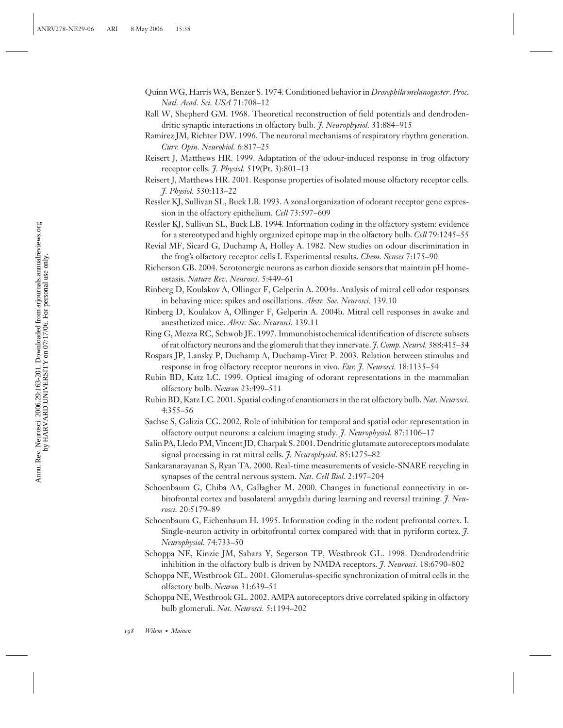Quinn WG, Harris WA, Benzer S. 1974. Conditioned behavior in *Drosophila melanogaster*. *Proc. Natl. Acad. Sci. USA* 71:708–12

Rall W, Shepherd GM. 1968. Theoretical reconstruction of field potentials and dendrodendritic synaptic interactions in olfactory bulb. *J. Neurophysiol.* 31:884–915

Ramirez JM, Richter DW. 1996. The neuronal mechanisms of respiratory rhythm generation. *Curr. Opin. Neurobiol.* 6:817–25

Reisert J, Matthews HR. 1999. Adaptation of the odour-induced response in frog olfactory receptor cells. *J. Physiol.* 519(Pt. 3):801–13

Reisert J, Matthews HR. 2001. Response properties of isolated mouse olfactory receptor cells. *J. Physiol.* 530:113–22

Ressler KJ, Sullivan SL, Buck LB. 1993. A zonal organization of odorant receptor gene expression in the olfactory epithelium. *Cell* 73:597–609

Ressler KJ, Sullivan SL, Buck LB. 1994. Information coding in the olfactory system: evidence for a stereotyped and highly organized epitope map in the olfactory bulb. *Cell* 79:1245–55

Revial MF, Sicard G, Duchamp A, Holley A. 1982. New studies on odour discrimination in the frog's olfactory receptor cells I. Experimental results. *Chem. Senses* 7:175–90

Richerson GB. 2004. Serotonergic neurons as carbon dioxide sensors that maintain pH homeostasis. *Nature Rev. Neurosci.* 5:449–61

Rinberg D, Koulakov A, Ollinger F, Gelperin A. 2004a. Analysis of mitral cell odor responses in behaving mice: spikes and oscillations. *Abstr. Soc. Neurosci.* 139.10

Rinberg D, Koulakov A, Ollinger F, Gelperin A. 2004b. Mitral cell responses in awake and anesthetized mice. *Abstr. Soc. Neurosci.* 139.11

Ring G, Mezza RC, Schwob JE. 1997. Immunohistochemical identification of discrete subsets of rat olfactory neurons and the glomeruli that they innervate. *J. Comp. Neurol.* 388:415–34

Rospars JP, Lansky P, Duchamp A, Duchamp-Viret P. 2003. Relation between stimulus and response in frog olfactory receptor neurons in vivo. *Eur. J. Neurosci.* 18:1135–54

Rubin BD, Katz LC. 1999. Optical imaging of odorant representations in the mammalian olfactory bulb. *Neuron* 23:499–511

Rubin BD, Katz LC. 2001. Spatial coding of enantiomers in the rat olfactory bulb. *Nat. Neurosci.* 4:355–56

Sachse S, Galizia CG. 2002. Role of inhibition for temporal and spatial odor representation in olfactory output neurons: a calcium imaging study. *J. Neurophysiol.* 87:1106–17

Salin PA, Lledo PM, Vincent JD, Charpak S. 2001. Dendritic glutamate autoreceptors modulate signal processing in rat mitral cells. *J. Neurophysiol.* 85:1275–82

Sankaranarayanan S, Ryan TA. 2000. Real-time measurements of vesicle-SNARE recycling in synapses of the central nervous system. *Nat. Cell Biol.* 2:197–204

Schoenbaum G, Chiba AA, Gallagher M. 2000. Changes in functional connectivity in orbitofrontal cortex and basolateral amygdala during learning and reversal training. *J. Neurosci.* 20:5179–89

Schoenbaum G, Eichenbaum H. 1995. Information coding in the rodent prefrontal cortex. I. Single-neuron activity in orbitofrontal cortex compared with that in pyriform cortex. *J. Neurophysiol.* 74:733–50

Schoppa NE, Kinzie JM, Sahara Y, Segerson TP, Westbrook GL. 1998. Dendrodendritic inhibition in the olfactory bulb is driven by NMDA receptors. *J. Neurosci.* 18:6790–802

Schoppa NE, Westbrook GL. 2001. Glomerulus-specific synchronization of mitral cells in the olfactory bulb. *Neuron* 31:639–51

Schoppa NE, Westbrook GL. 2002. AMPA autoreceptors drive correlated spiking in olfactory bulb glomeruli. *Nat. Neurosci.* 5:1194–202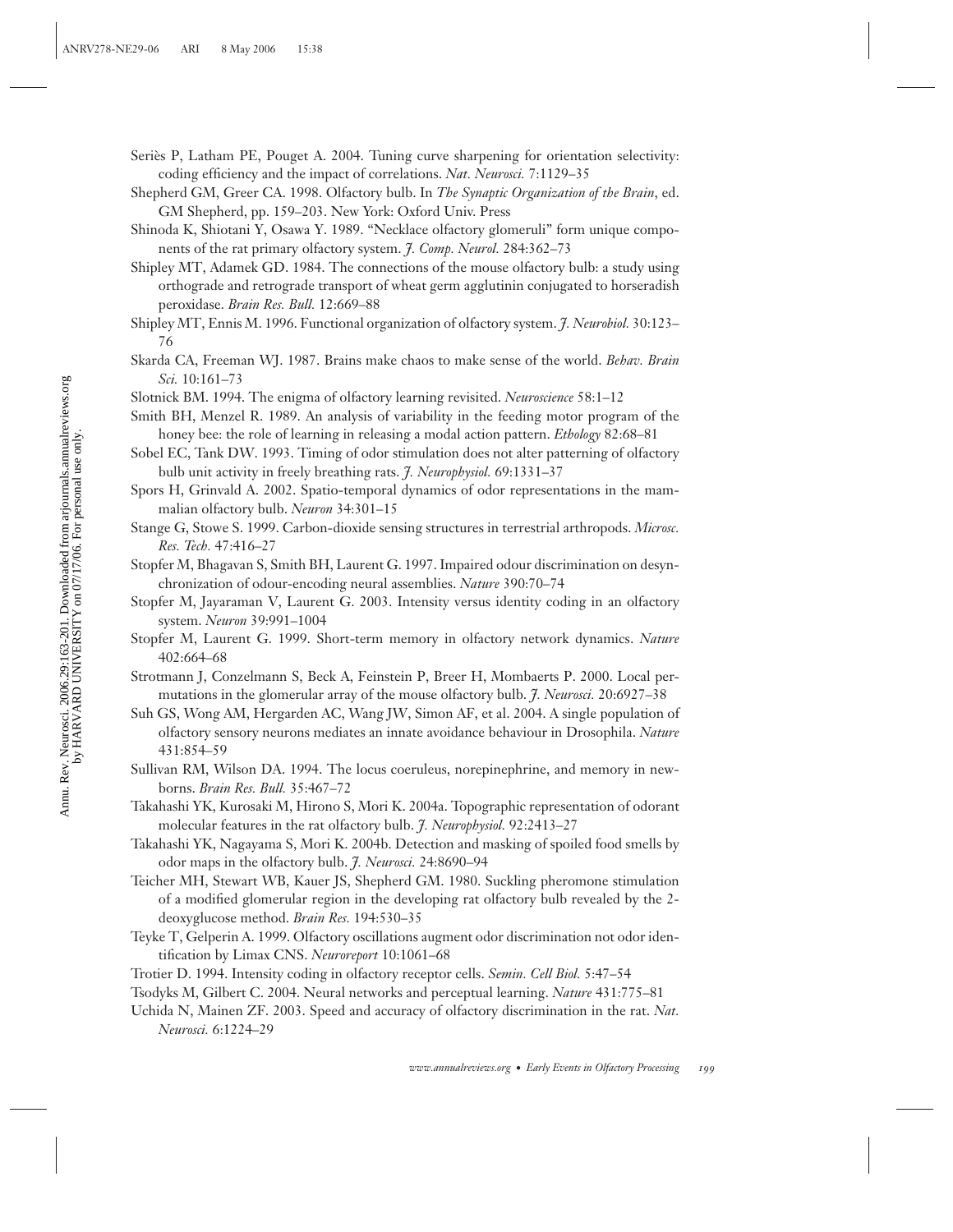Seriès P, Latham PE, Pouget A. 2004. Tuning curve sharpening for orientation selectivity: coding efficiency and the impact of correlations. *Nat. Neurosci.* 7:1129–35

Shepherd GM, Greer CA. 1998. Olfactory bulb. In *The Synaptic Organization of the Brain*, ed. GM Shepherd, pp. 159–203. New York: Oxford Univ. Press

Shinoda K, Shiotani Y, Osawa Y. 1989. "Necklace olfactory glomeruli" form unique components of the rat primary olfactory system. *J. Comp. Neurol.* 284:362–73

Shipley MT, Adamek GD. 1984. The connections of the mouse olfactory bulb: a study using orthograde and retrograde transport of wheat germ agglutinin conjugated to horseradish peroxidase. *Brain Res. Bull.* 12:669–88

Shipley MT, Ennis M. 1996. Functional organization of olfactory system. *J. Neurobiol.* 30:123–76

Skarda CA, Freeman WJ. 1987. Brains make chaos to make sense of the world. *Behav. Brain Sci.* 10:161–73

Slotnick BM. 1994. The enigma of olfactory learning revisited. *Neuroscience* 58:1–12

Smith BH, Menzel R. 1989. An analysis of variability in the feeding motor program of the honey bee: the role of learning in releasing a modal action pattern. *Ethology* 82:68–81

Sobel EC, Tank DW. 1993. Timing of odor stimulation does not alter patterning of olfactory bulb unit activity in freely breathing rats. *J. Neurophysiol.* 69:1331–37

Spors H, Grinvald A. 2002. Spatio-temporal dynamics of odor representations in the mammalian olfactory bulb. *Neuron* 34:301–15

Stange G, Stowe S. 1999. Carbon-dioxide sensing structures in terrestrial arthropods. *Microsc. Res. Tech.* 47:416–27

Stopfer M, Bhagavan S, Smith BH, Laurent G. 1997. Impaired odour discrimination on desynchronization of odour-encoding neural assemblies. *Nature* 390:70–74

Stopfer M, Jayaraman V, Laurent G. 2003. Intensity versus identity coding in an olfactory system. *Neuron* 39:991–1004

Stopfer M, Laurent G. 1999. Short-term memory in olfactory network dynamics. *Nature* 402:664–68

Strotmann J, Conzelmann S, Beck A, Feinstein P, Breer H, Mombaerts P. 2000. Local permutations in the glomerular array of the mouse olfactory bulb. *J. Neurosci.* 20:6927–38

Suh GS, Wong AM, Hergarden AC, Wang JW, Simon AF, et al. 2004. A single population of olfactory sensory neurons mediates an innate avoidance behaviour in Drosophila. *Nature* 431:854–59

Sullivan RM, Wilson DA. 1994. The locus coeruleus, norepinephrine, and memory in newborns. *Brain Res. Bull.* 35:467–72

Takahashi YK, Kurosaki M, Hirono S, Mori K. 2004a. Topographic representation of odorant molecular features in the rat olfactory bulb. *J. Neurophysiol.* 92:2413–27

Takahashi YK, Nagayama S, Mori K. 2004b. Detection and masking of spoiled food smells by odor maps in the olfactory bulb. *J. Neurosci.* 24:8690–94

Teicher MH, Stewart WB, Kauer JS, Shepherd GM. 1980. Suckling pheromone stimulation of a modified glomerular region in the developing rat olfactory bulb revealed by the 2-deoxyglucose method. *Brain Res.* 194:530–35

Teyke T, Gelperin A. 1999. Olfactory oscillations augment odor discrimination not odor identification by Limax CNS. *Neuroreport* 10:1061–68

Trotier D. 1994. Intensity coding in olfactory receptor cells. *Semin. Cell Biol.* 5:47–54

Tsodyks M, Gilbert C. 2004. Neural networks and perceptual learning. *Nature* 431:775–81

Uchida N, Mainen ZF. 2003. Speed and accuracy of olfactory discrimination in the rat. *Nat. Neurosci.* 6:1224–29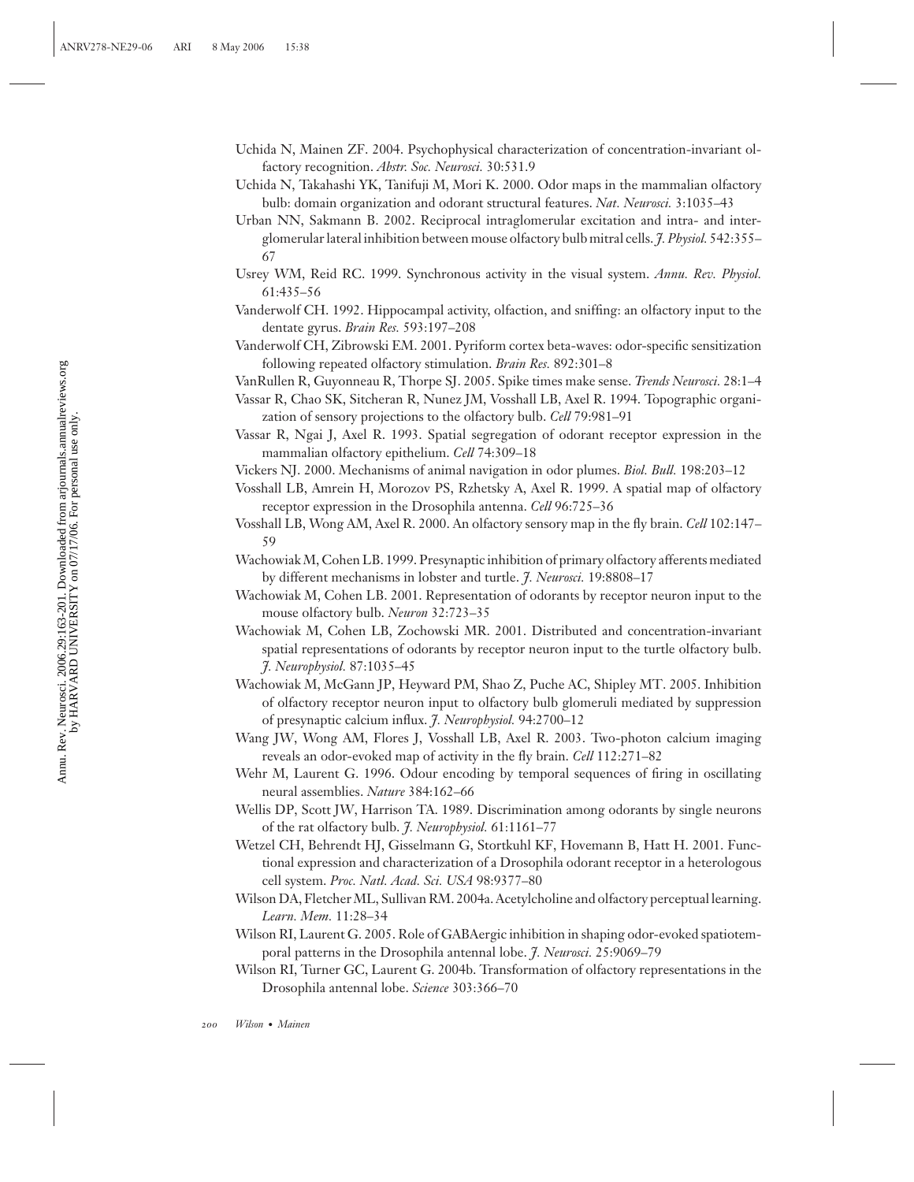Uchida N, Mainen ZF. 2004. Psychophysical characterization of concentration-invariant olfactory recognition. *Abstr. Soc. Neurosci.* 30:531.9

Uchida N, Takahashi YK, Tanifuji M, Mori K. 2000. Odor maps in the mammalian olfactory bulb: domain organization and odorant structural features. *Nat. Neurosci.* 3:1035–43

Urban NN, Sakmann B. 2002. Reciprocal intraglomerular excitation and intra- and interglomerular lateral inhibition between mouse olfactory bulb mitral cells. *J. Physiol.* 542:355–67

Usrey WM, Reid RC. 1999. Synchronous activity in the visual system. *Annu. Rev. Physiol.* 61:435–56

Vanderwolf CH. 1992. Hippocampal activity, olfaction, and sniffing: an olfactory input to the dentate gyrus. *Brain Res.* 593:197–208

Vanderwolf CH, Zibrowski EM. 2001. Pyriform cortex beta-waves: odor-specific sensitization following repeated olfactory stimulation. *Brain Res.* 892:301–8

VanRullen R, Guyonneau R, Thorpe SJ. 2005. Spike times make sense. *Trends Neurosci.* 28:1–4

Vassar R, Chao SK, Sitcheran R, Nunez JM, Vosshall LB, Axel R. 1994. Topographic organization of sensory projections to the olfactory bulb. *Cell* 79:981–91

Vassar R, Ngai J, Axel R. 1993. Spatial segregation of odorant receptor expression in the mammalian olfactory epithelium. *Cell* 74:309–18

Vickers NJ. 2000. Mechanisms of animal navigation in odor plumes. *Biol. Bull.* 198:203–12

Vosshall LB, Amrein H, Morozov PS, Rzhetsky A, Axel R. 1999. A spatial map of olfactory receptor expression in the Drosophila antenna. *Cell* 96:725–36

Vosshall LB, Wong AM, Axel R. 2000. An olfactory sensory map in the fly brain. *Cell* 102:147–59

Wachowiak M, Cohen LB. 1999. Presynaptic inhibition of primary olfactory afferents mediated by different mechanisms in lobster and turtle. *J. Neurosci.* 19:8808–17

Wachowiak M, Cohen LB. 2001. Representation of odorants by receptor neuron input to the mouse olfactory bulb. *Neuron* 32:723–35

Wachowiak M, Cohen LB, Zochowski MR. 2001. Distributed and concentration-invariant spatial representations of odorants by receptor neuron input to the turtle olfactory bulb. *J. Neurophysiol.* 87:1035–45

Wachowiak M, McGann JP, Heyward PM, Shao Z, Puche AC, Shipley MT. 2005. Inhibition of olfactory receptor neuron input to olfactory bulb glomeruli mediated by suppression of presynaptic calcium influx. *J. Neurophysiol.* 94:2700–12

Wang JW, Wong AM, Flores J, Vosshall LB, Axel R. 2003. Two-photon calcium imaging reveals an odor-evoked map of activity in the fly brain. *Cell* 112:271–82

Wehr M, Laurent G. 1996. Odour encoding by temporal sequences of firing in oscillating neural assemblies. *Nature* 384:162–66

Wellis DP, Scott JW, Harrison TA. 1989. Discrimination among odorants by single neurons of the rat olfactory bulb. *J. Neurophysiol.* 61:1161–77

Wetzel CH, Behrendt HJ, Gisselmann G, Stortkuhl KF, Hovemann B, Hatt H. 2001. Functional expression and characterization of a Drosophila odorant receptor in a heterologous cell system. *Proc. Natl. Acad. Sci. USA* 98:9377–80

Wilson DA, Fletcher ML, Sullivan RM. 2004a. Acetylcholine and olfactory perceptual learning. *Learn. Mem.* 11:28–34

Wilson RI, Laurent G. 2005. Role of GABAergic inhibition in shaping odor-evoked spatiotemporal patterns in the Drosophila antennal lobe. *J. Neurosci.* 25:9069–79

Wilson RI, Turner GC, Laurent G. 2004b. Transformation of olfactory representations in the Drosophila antennal lobe. *Science* 303:366–70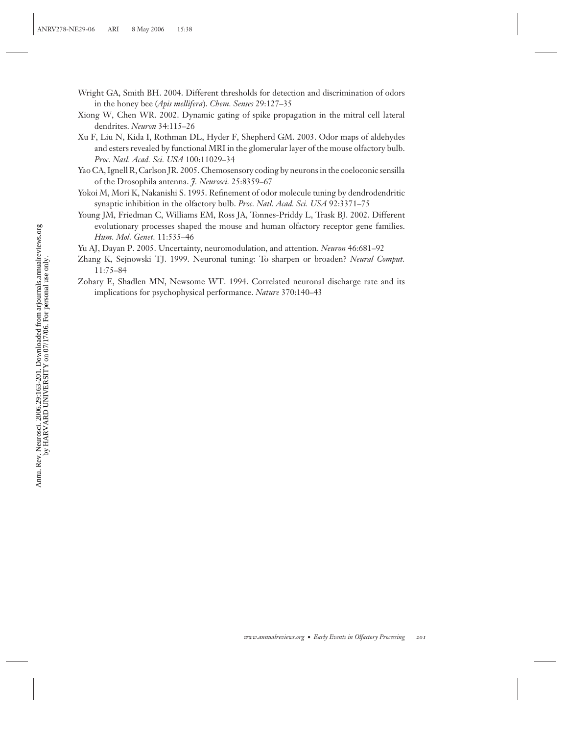Wright GA, Smith BH. 2004. Different thresholds for detection and discrimination of odors in the honey bee (*Apis mellifera*). *Chem. Senses* 29:127–35

Xiong W, Chen WR. 2002. Dynamic gating of spike propagation in the mitral cell lateral dendrites. *Neuron* 34:115–26

Xu F, Liu N, Kida I, Rothman DL, Hyder F, Shepherd GM. 2003. Odor maps of aldehydes and esters revealed by functional MRI in the glomerular layer of the mouse olfactory bulb. *Proc. Natl. Acad. Sci. USA* 100:11029–34

Yao CA, Ignell R, Carlson JR. 2005. Chemosensory coding by neurons in the coeloconic sensilla of the Drosophila antenna. *J. Neurosci.* 25:8359–67

Yokoi M, Mori K, Nakanishi S. 1995. Refinement of odor molecule tuning by dendrodendritic synaptic inhibition in the olfactory bulb. *Proc. Natl. Acad. Sci. USA* 92:3371–75

Young JM, Friedman C, Williams EM, Ross JA, Tonnes-Priddy L, Trask BJ. 2002. Different evolutionary processes shaped the mouse and human olfactory receptor gene families. *Hum. Mol. Genet.* 11:535–46

Yu AJ, Dayan P. 2005. Uncertainty, neuromodulation, and attention. *Neuron* 46:681–92

Zhang K, Sejnowski TJ. 1999. Neuronal tuning: To sharpen or broaden? *Neural Comput.* 11:75–84

Zohary E, Shadlen MN, Newsome WT. 1994. Correlated neuronal discharge rate and its implications for psychophysical performance. *Nature* 370:140–43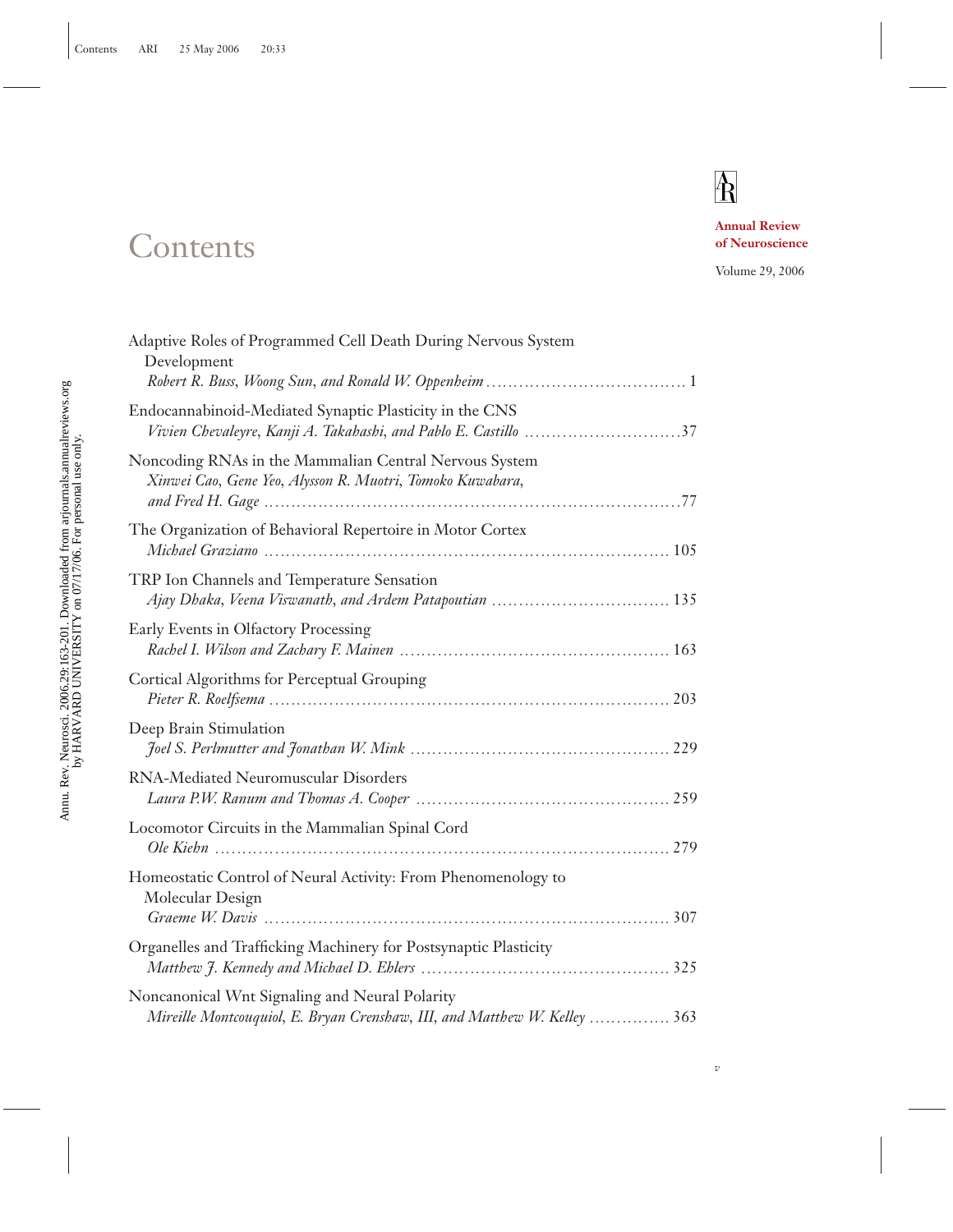# Contents

**Annual Review of Neuroscience**

Volume 29, 2006

Adaptive Roles of Programmed Cell Death During Nervous System Development
*Robert R. Buss, Woong Sun, and Ronald W. Oppenheim* . . . . . . . . . . . . . . . . . . . . . . . . . . . . . . . . . . . . 1

Endocannabinoid-Mediated Synaptic Plasticity in the CNS
*Vivien Chevaleyre, Kanji A. Takahashi, and Pablo E. Castillo* . . . . . . . . . . . . . . . . . . . . . . . . . . . .37

Noncoding RNAs in the Mammalian Central Nervous System
*Xinwei Cao, Gene Yeo, Alysson R. Muotri, Tomoko Kuwabara, and Fred H. Gage* . . . . . . . . . . . . . . . . . . . . . . . . . . . . . . . . . . . . . . . . . . . . . . . . . . . . . . . . . . . . . . . . . . . . . . . . . . .77

The Organization of Behavioral Repertoire in Motor Cortex
*Michael Graziano* . . . . . . . . . . . . . . . . . . . . . . . . . . . . . . . . . . . . . . . . . . . . . . . . . . . . . . . . . . . . . . . . . . . . . . . 105

TRP Ion Channels and Temperature Sensation
*Ajay Dhaka, Veena Viswanath, and Ardem Patapoutian* . . . . . . . . . . . . . . . . . . . . . . . . . . . . . . . . 135

Early Events in Olfactory Processing
*Rachel I. Wilson and Zachary F. Mainen* . . . . . . . . . . . . . . . . . . . . . . . . . . . . . . . . . . . . . . . . . . . . . . . . 163

Cortical Algorithms for Perceptual Grouping
*Pieter R. Roelfsema* . . . . . . . . . . . . . . . . . . . . . . . . . . . . . . . . . . . . . . . . . . . . . . . . . . . . . . . . . . . . . . . . . . . . . . . 203

Deep Brain Stimulation
*Joel S. Perlmutter and Jonathan W. Mink* . . . . . . . . . . . . . . . . . . . . . . . . . . . . . . . . . . . . . . . . . . . . . . . 229

RNA-Mediated Neuromuscular Disorders
*Laura P.W. Ranum and Thomas A. Cooper* . . . . . . . . . . . . . . . . . . . . . . . . . . . . . . . . . . . . . . . . . . . . . . 259

Locomotor Circuits in the Mammalian Spinal Cord
*Ole Kiehn* . . . . . . . . . . . . . . . . . . . . . . . . . . . . . . . . . . . . . . . . . . . . . . . . . . . . . . . . . . . . . . . . . . . . . . . . . . . . . . . . . 279

Homeostatic Control of Neural Activity: From Phenomenology to Molecular Design
*Graeme W. Davis* . . . . . . . . . . . . . . . . . . . . . . . . . . . . . . . . . . . . . . . . . . . . . . . . . . . . . . . . . . . . . . . . . . . . . . . . . 307

Organelles and Trafficking Machinery for Postsynaptic Plasticity
*Matthew J. Kennedy and Michael D. Ehlers* . . . . . . . . . . . . . . . . . . . . . . . . . . . . . . . . . . . . . . . . . . . . . 325

Noncanonical Wnt Signaling and Neural Polarity
*Mireille Montcouquiol, E. Bryan Crenshaw, III, and Matthew W. Kelley* . . . . . . . . . . . . . . . 363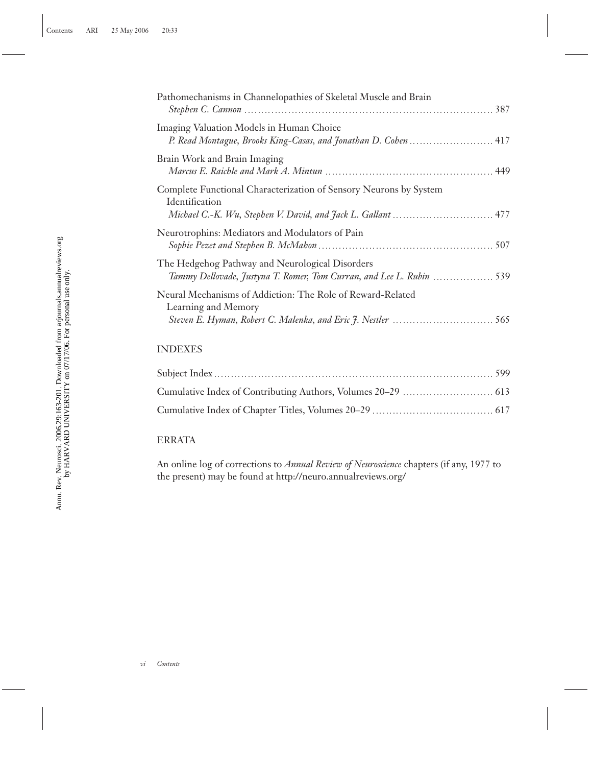Pathomechanisms in Channelopathies of Skeletal Muscle and Brain
*Stephen C. Cannon* ........................................................................ 387

Imaging Valuation Models in Human Choice
*P. Read Montague, Brooks King-Casas, and Jonathan D. Cohen* ........................ 417

Brain Work and Brain Imaging
*Marcus E. Raichle and Mark A. Mintun* ............................................... 449

Complete Functional Characterization of Sensory Neurons by System Identification
*Michael C.-K. Wu, Stephen V. David, and Jack L. Gallant* ............................ 477

Neurotrophins: Mediators and Modulators of Pain
*Sophie Pezet and Stephen B. McMahon* ................................................ 507

The Hedgehog Pathway and Neurological Disorders
*Tammy Dellovade, Justyna T. Romer, Tom Curran, and Lee L. Rubin* ................. 539

Neural Mechanisms of Addiction: The Role of Reward-Related Learning and Memory
*Steven E. Hyman, Robert C. Malenka, and Eric J. Nestler* ............................ 565

## INDEXES

Subject Index ........................................................................ 599

Cumulative Index of Contributing Authors, Volumes 20–29 .......................... 613

Cumulative Index of Chapter Titles, Volumes 20–29 ................................ 617

## ERRATA

An online log of corrections to *Annual Review of Neuroscience* chapters (if any, 1977 to the present) may be found at http://neuro.annualreviews.org/